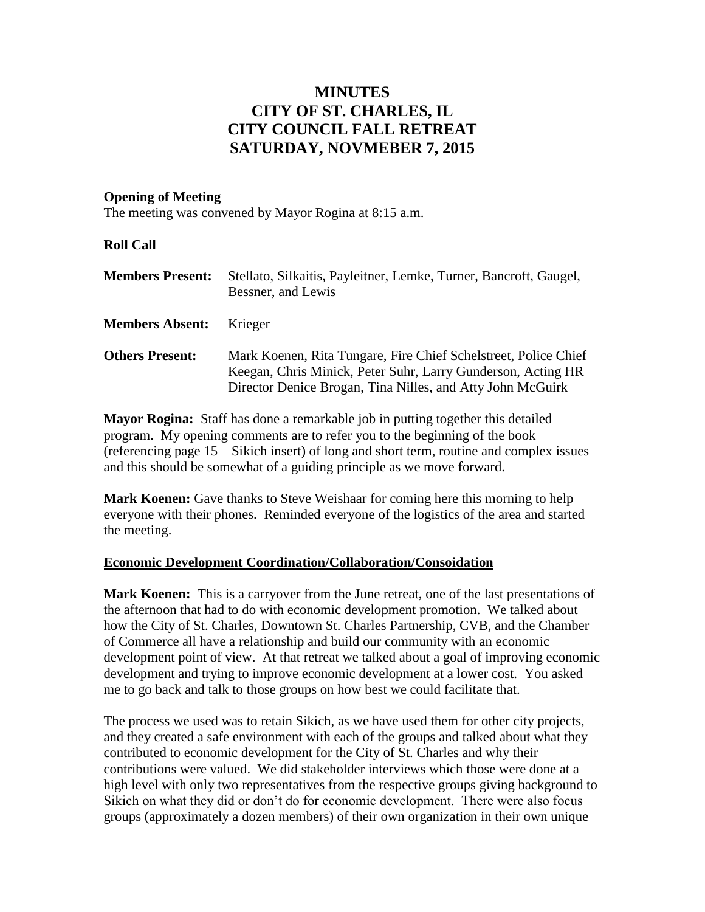# MINUTES
# CITY OF ST. CHARLES, IL
# CITY COUNCIL FALL RETREAT
# SATURDAY, NOVMEBER 7, 2015

**Opening of Meeting**

The meeting was convened by Mayor Rogina at 8:15 a.m.

**Roll Call**

| | |
|---|---|
| **Members Present:** | Stellato, Silkaitis, Payleitner, Lemke, Turner, Bancroft, Gaugel, Bessner, and Lewis |
| **Members Absent:** | Krieger |
| **Others Present:** | Mark Koenen, Rita Tungare, Fire Chief Schelstreet, Police Chief Keegan, Chris Minick, Peter Suhr, Larry Gunderson, Acting HR Director Denice Brogan, Tina Nilles, and Atty John McGuirk |

**Mayor Rogina:** Staff has done a remarkable job in putting together this detailed program. My opening comments are to refer you to the beginning of the book (referencing page 15 – Sikich insert) of long and short term, routine and complex issues and this should be somewhat of a guiding principle as we move forward.

**Mark Koenen:** Gave thanks to Steve Weishaar for coming here this morning to help everyone with their phones. Reminded everyone of the logistics of the area and started the meeting.

**Economic Development Coordination/Collaboration/Consoidation**

**Mark Koenen:** This is a carryover from the June retreat, one of the last presentations of the afternoon that had to do with economic development promotion. We talked about how the City of St. Charles, Downtown St. Charles Partnership, CVB, and the Chamber of Commerce all have a relationship and build our community with an economic development point of view. At that retreat we talked about a goal of improving economic development and trying to improve economic development at a lower cost. You asked me to go back and talk to those groups on how best we could facilitate that.

The process we used was to retain Sikich, as we have used them for other city projects, and they created a safe environment with each of the groups and talked about what they contributed to economic development for the City of St. Charles and why their contributions were valued. We did stakeholder interviews which those were done at a high level with only two representatives from the respective groups giving background to Sikich on what they did or don't do for economic development. There were also focus groups (approximately a dozen members) of their own organization in their own unique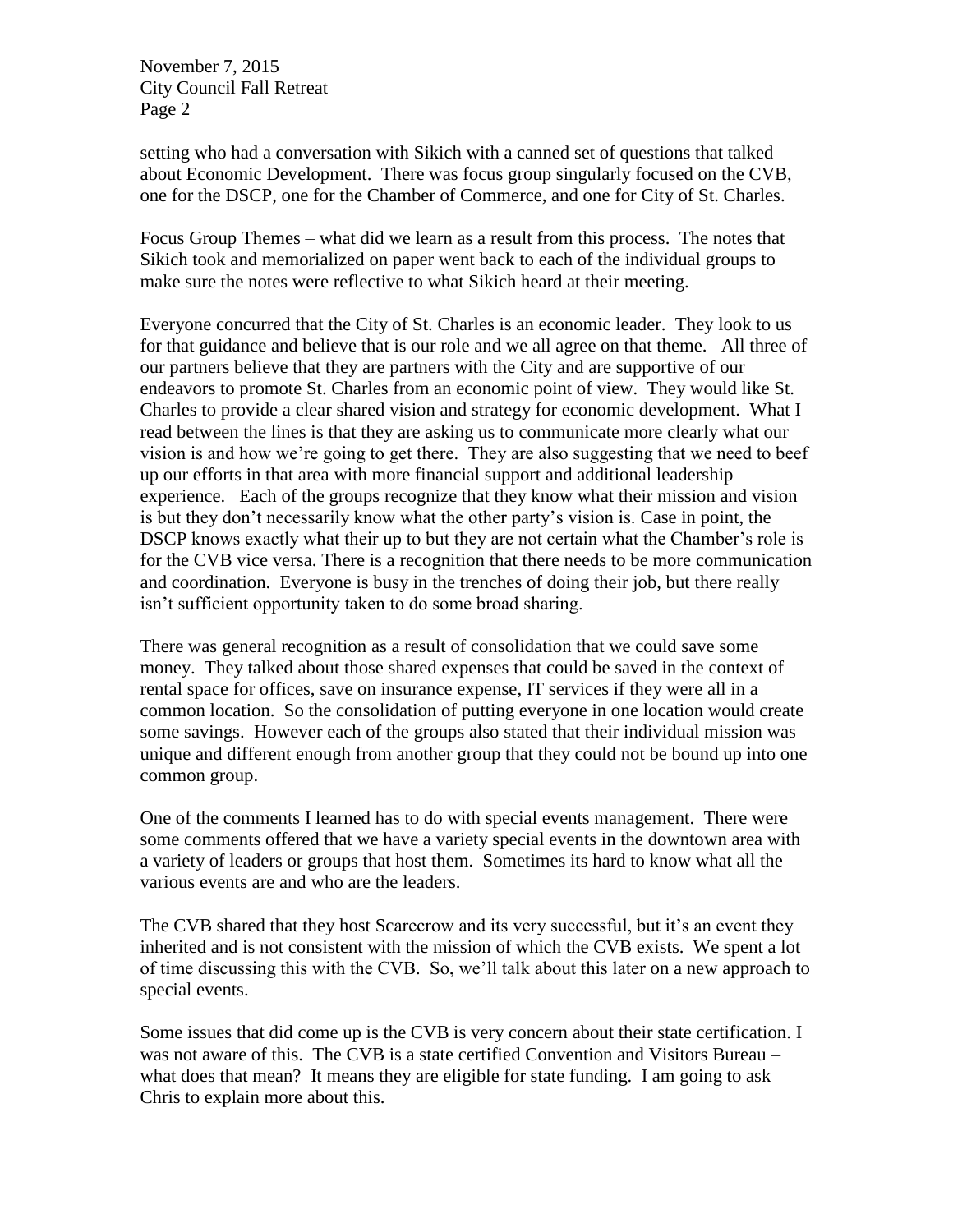setting who had a conversation with Sikich with a canned set of questions that talked about Economic Development. There was focus group singularly focused on the CVB, one for the DSCP, one for the Chamber of Commerce, and one for City of St. Charles.

Focus Group Themes – what did we learn as a result from this process. The notes that Sikich took and memorialized on paper went back to each of the individual groups to make sure the notes were reflective to what Sikich heard at their meeting.

Everyone concurred that the City of St. Charles is an economic leader. They look to us for that guidance and believe that is our role and we all agree on that theme. All three of our partners believe that they are partners with the City and are supportive of our endeavors to promote St. Charles from an economic point of view. They would like St. Charles to provide a clear shared vision and strategy for economic development. What I read between the lines is that they are asking us to communicate more clearly what our vision is and how we're going to get there. They are also suggesting that we need to beef up our efforts in that area with more financial support and additional leadership experience. Each of the groups recognize that they know what their mission and vision is but they don't necessarily know what the other party's vision is. Case in point, the DSCP knows exactly what their up to but they are not certain what the Chamber's role is for the CVB vice versa. There is a recognition that there needs to be more communication and coordination. Everyone is busy in the trenches of doing their job, but there really isn't sufficient opportunity taken to do some broad sharing.

There was general recognition as a result of consolidation that we could save some money. They talked about those shared expenses that could be saved in the context of rental space for offices, save on insurance expense, IT services if they were all in a common location. So the consolidation of putting everyone in one location would create some savings. However each of the groups also stated that their individual mission was unique and different enough from another group that they could not be bound up into one common group.

One of the comments I learned has to do with special events management. There were some comments offered that we have a variety special events in the downtown area with a variety of leaders or groups that host them. Sometimes its hard to know what all the various events are and who are the leaders.

The CVB shared that they host Scarecrow and its very successful, but it's an event they inherited and is not consistent with the mission of which the CVB exists. We spent a lot of time discussing this with the CVB. So, we'll talk about this later on a new approach to special events.

Some issues that did come up is the CVB is very concern about their state certification. I was not aware of this. The CVB is a state certified Convention and Visitors Bureau – what does that mean? It means they are eligible for state funding. I am going to ask Chris to explain more about this.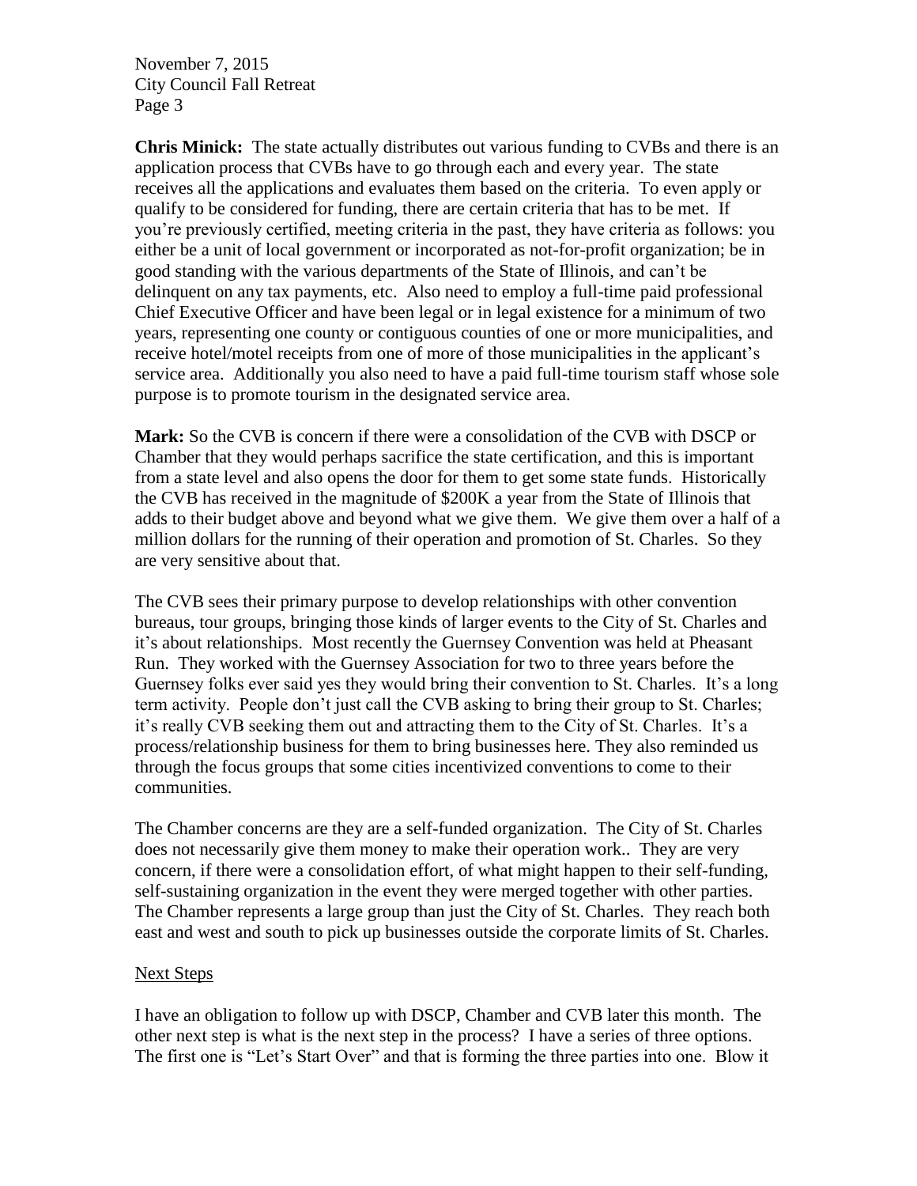**Chris Minick:** The state actually distributes out various funding to CVBs and there is an application process that CVBs have to go through each and every year. The state receives all the applications and evaluates them based on the criteria. To even apply or qualify to be considered for funding, there are certain criteria that has to be met. If you're previously certified, meeting criteria in the past, they have criteria as follows: you either be a unit of local government or incorporated as not-for-profit organization; be in good standing with the various departments of the State of Illinois, and can't be delinquent on any tax payments, etc. Also need to employ a full-time paid professional Chief Executive Officer and have been legal or in legal existence for a minimum of two years, representing one county or contiguous counties of one or more municipalities, and receive hotel/motel receipts from one of more of those municipalities in the applicant's service area. Additionally you also need to have a paid full-time tourism staff whose sole purpose is to promote tourism in the designated service area.

**Mark:** So the CVB is concern if there were a consolidation of the CVB with DSCP or Chamber that they would perhaps sacrifice the state certification, and this is important from a state level and also opens the door for them to get some state funds. Historically the CVB has received in the magnitude of $200K a year from the State of Illinois that adds to their budget above and beyond what we give them. We give them over a half of a million dollars for the running of their operation and promotion of St. Charles. So they are very sensitive about that.

The CVB sees their primary purpose to develop relationships with other convention bureaus, tour groups, bringing those kinds of larger events to the City of St. Charles and it's about relationships. Most recently the Guernsey Convention was held at Pheasant Run. They worked with the Guernsey Association for two to three years before the Guernsey folks ever said yes they would bring their convention to St. Charles. It's a long term activity. People don't just call the CVB asking to bring their group to St. Charles; it's really CVB seeking them out and attracting them to the City of St. Charles. It's a process/relationship business for them to bring businesses here. They also reminded us through the focus groups that some cities incentivized conventions to come to their communities.

The Chamber concerns are they are a self-funded organization. The City of St. Charles does not necessarily give them money to make their operation work.. They are very concern, if there were a consolidation effort, of what might happen to their self-funding, self-sustaining organization in the event they were merged together with other parties. The Chamber represents a large group than just the City of St. Charles. They reach both east and west and south to pick up businesses outside the corporate limits of St. Charles.

<u>Next Steps</u>

I have an obligation to follow up with DSCP, Chamber and CVB later this month. The other next step is what is the next step in the process? I have a series of three options. The first one is "Let's Start Over" and that is forming the three parties into one. Blow it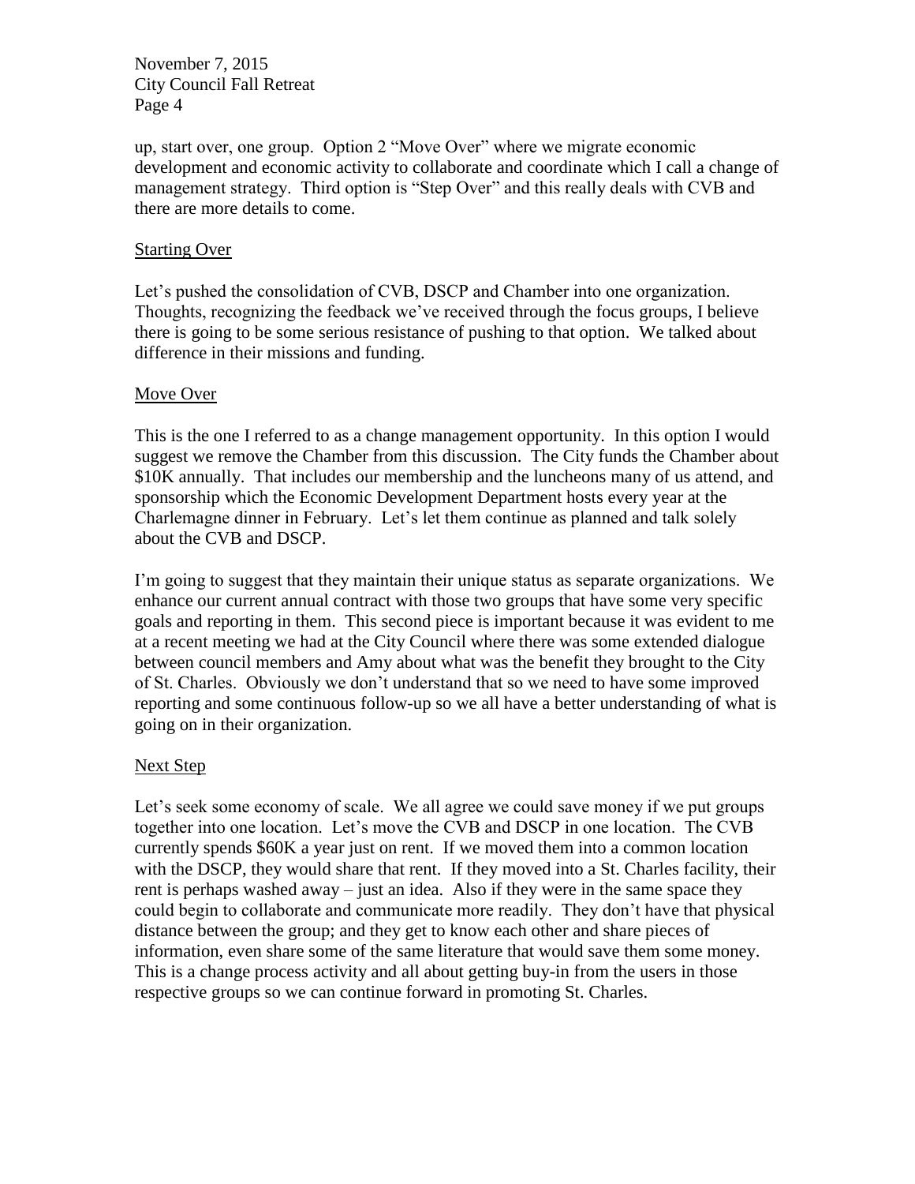up, start over, one group. Option 2 "Move Over" where we migrate economic development and economic activity to collaborate and coordinate which I call a change of management strategy. Third option is "Step Over" and this really deals with CVB and there are more details to come.

## Starting Over

Let's pushed the consolidation of CVB, DSCP and Chamber into one organization. Thoughts, recognizing the feedback we've received through the focus groups, I believe there is going to be some serious resistance of pushing to that option. We talked about difference in their missions and funding.

## Move Over

This is the one I referred to as a change management opportunity. In this option I would suggest we remove the Chamber from this discussion. The City funds the Chamber about \$10K annually. That includes our membership and the luncheons many of us attend, and sponsorship which the Economic Development Department hosts every year at the Charlemagne dinner in February. Let's let them continue as planned and talk solely about the CVB and DSCP.

I'm going to suggest that they maintain their unique status as separate organizations. We enhance our current annual contract with those two groups that have some very specific goals and reporting in them. This second piece is important because it was evident to me at a recent meeting we had at the City Council where there was some extended dialogue between council members and Amy about what was the benefit they brought to the City of St. Charles. Obviously we don't understand that so we need to have some improved reporting and some continuous follow-up so we all have a better understanding of what is going on in their organization.

## Next Step

Let's seek some economy of scale. We all agree we could save money if we put groups together into one location. Let's move the CVB and DSCP in one location. The CVB currently spends \$60K a year just on rent. If we moved them into a common location with the DSCP, they would share that rent. If they moved into a St. Charles facility, their rent is perhaps washed away – just an idea. Also if they were in the same space they could begin to collaborate and communicate more readily. They don't have that physical distance between the group; and they get to know each other and share pieces of information, even share some of the same literature that would save them some money. This is a change process activity and all about getting buy-in from the users in those respective groups so we can continue forward in promoting St. Charles.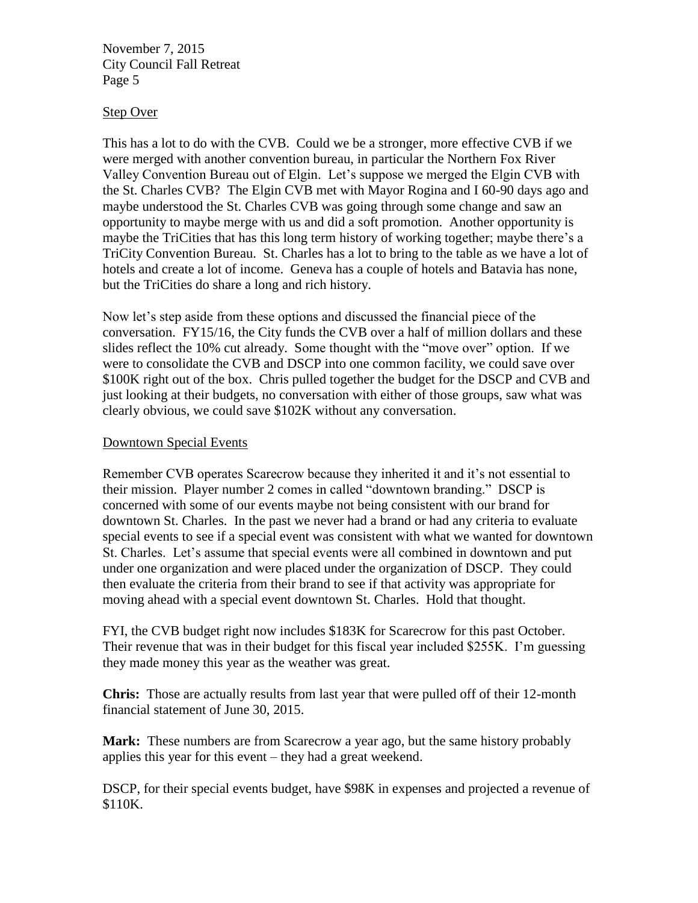## Step Over

This has a lot to do with the CVB. Could we be a stronger, more effective CVB if we were merged with another convention bureau, in particular the Northern Fox River Valley Convention Bureau out of Elgin. Let's suppose we merged the Elgin CVB with the St. Charles CVB? The Elgin CVB met with Mayor Rogina and I 60-90 days ago and maybe understood the St. Charles CVB was going through some change and saw an opportunity to maybe merge with us and did a soft promotion. Another opportunity is maybe the TriCities that has this long term history of working together; maybe there's a TriCity Convention Bureau. St. Charles has a lot to bring to the table as we have a lot of hotels and create a lot of income. Geneva has a couple of hotels and Batavia has none, but the TriCities do share a long and rich history.

Now let's step aside from these options and discussed the financial piece of the conversation. FY15/16, the City funds the CVB over a half of million dollars and these slides reflect the 10% cut already. Some thought with the "move over" option. If we were to consolidate the CVB and DSCP into one common facility, we could save over \$100K right out of the box. Chris pulled together the budget for the DSCP and CVB and just looking at their budgets, no conversation with either of those groups, saw what was clearly obvious, we could save \$102K without any conversation.

## Downtown Special Events

Remember CVB operates Scarecrow because they inherited it and it's not essential to their mission. Player number 2 comes in called "downtown branding." DSCP is concerned with some of our events maybe not being consistent with our brand for downtown St. Charles. In the past we never had a brand or had any criteria to evaluate special events to see if a special event was consistent with what we wanted for downtown St. Charles. Let's assume that special events were all combined in downtown and put under one organization and were placed under the organization of DSCP. They could then evaluate the criteria from their brand to see if that activity was appropriate for moving ahead with a special event downtown St. Charles. Hold that thought.

FYI, the CVB budget right now includes \$183K for Scarecrow for this past October. Their revenue that was in their budget for this fiscal year included \$255K. I'm guessing they made money this year as the weather was great.

**Chris:** Those are actually results from last year that were pulled off of their 12-month financial statement of June 30, 2015.

**Mark:** These numbers are from Scarecrow a year ago, but the same history probably applies this year for this event – they had a great weekend.

DSCP, for their special events budget, have \$98K in expenses and projected a revenue of \$110K.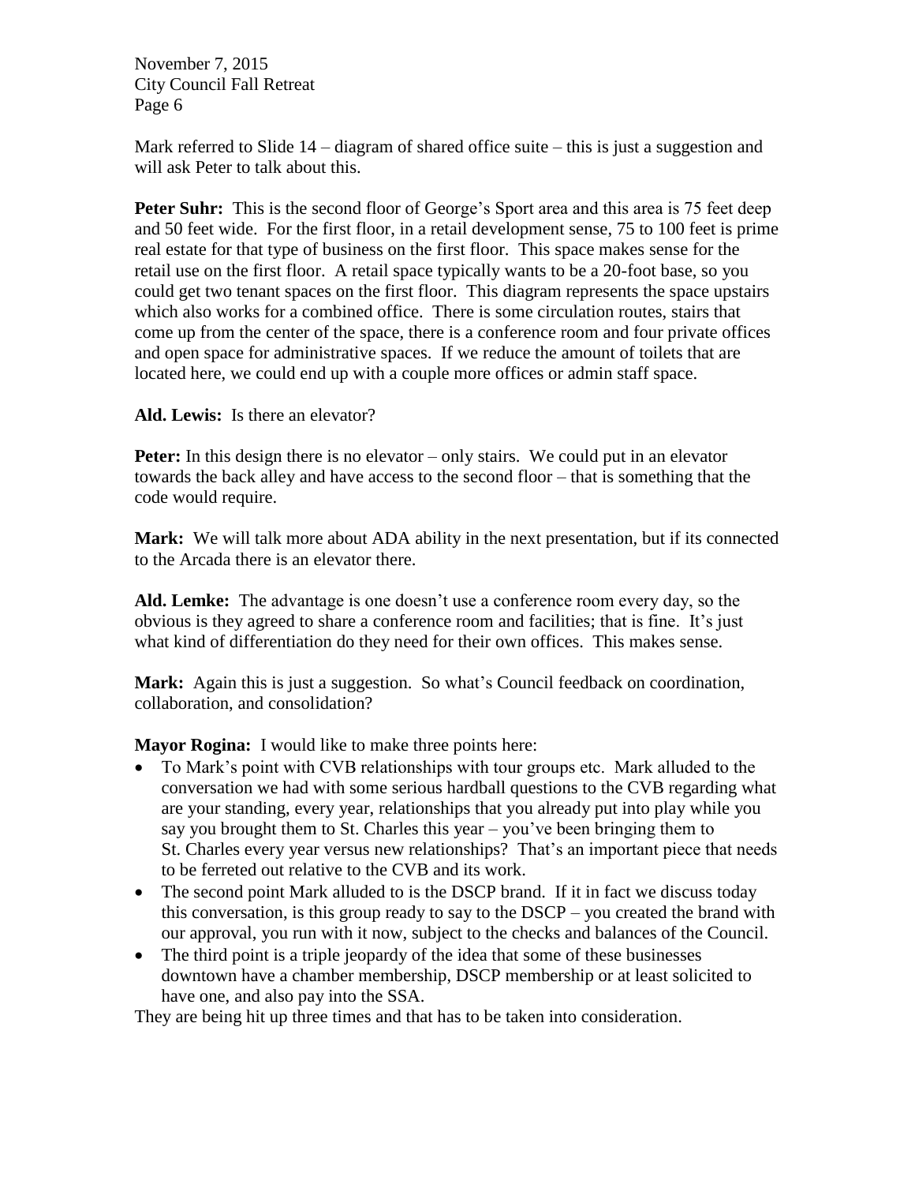Mark referred to Slide 14 – diagram of shared office suite – this is just a suggestion and will ask Peter to talk about this.

**Peter Suhr:** This is the second floor of George's Sport area and this area is 75 feet deep and 50 feet wide. For the first floor, in a retail development sense, 75 to 100 feet is prime real estate for that type of business on the first floor. This space makes sense for the retail use on the first floor. A retail space typically wants to be a 20-foot base, so you could get two tenant spaces on the first floor. This diagram represents the space upstairs which also works for a combined office. There is some circulation routes, stairs that come up from the center of the space, there is a conference room and four private offices and open space for administrative spaces. If we reduce the amount of toilets that are located here, we could end up with a couple more offices or admin staff space.

**Ald. Lewis:** Is there an elevator?

**Peter:** In this design there is no elevator – only stairs. We could put in an elevator towards the back alley and have access to the second floor – that is something that the code would require.

**Mark:** We will talk more about ADA ability in the next presentation, but if its connected to the Arcada there is an elevator there.

**Ald. Lemke:** The advantage is one doesn't use a conference room every day, so the obvious is they agreed to share a conference room and facilities; that is fine. It's just what kind of differentiation do they need for their own offices. This makes sense.

**Mark:** Again this is just a suggestion. So what's Council feedback on coordination, collaboration, and consolidation?

**Mayor Rogina:** I would like to make three points here:

- To Mark's point with CVB relationships with tour groups etc. Mark alluded to the conversation we had with some serious hardball questions to the CVB regarding what are your standing, every year, relationships that you already put into play while you say you brought them to St. Charles this year – you've been bringing them to St. Charles every year versus new relationships? That's an important piece that needs to be ferreted out relative to the CVB and its work.
- The second point Mark alluded to is the DSCP brand. If it in fact we discuss today this conversation, is this group ready to say to the DSCP – you created the brand with our approval, you run with it now, subject to the checks and balances of the Council.
- The third point is a triple jeopardy of the idea that some of these businesses downtown have a chamber membership, DSCP membership or at least solicited to have one, and also pay into the SSA.

They are being hit up three times and that has to be taken into consideration.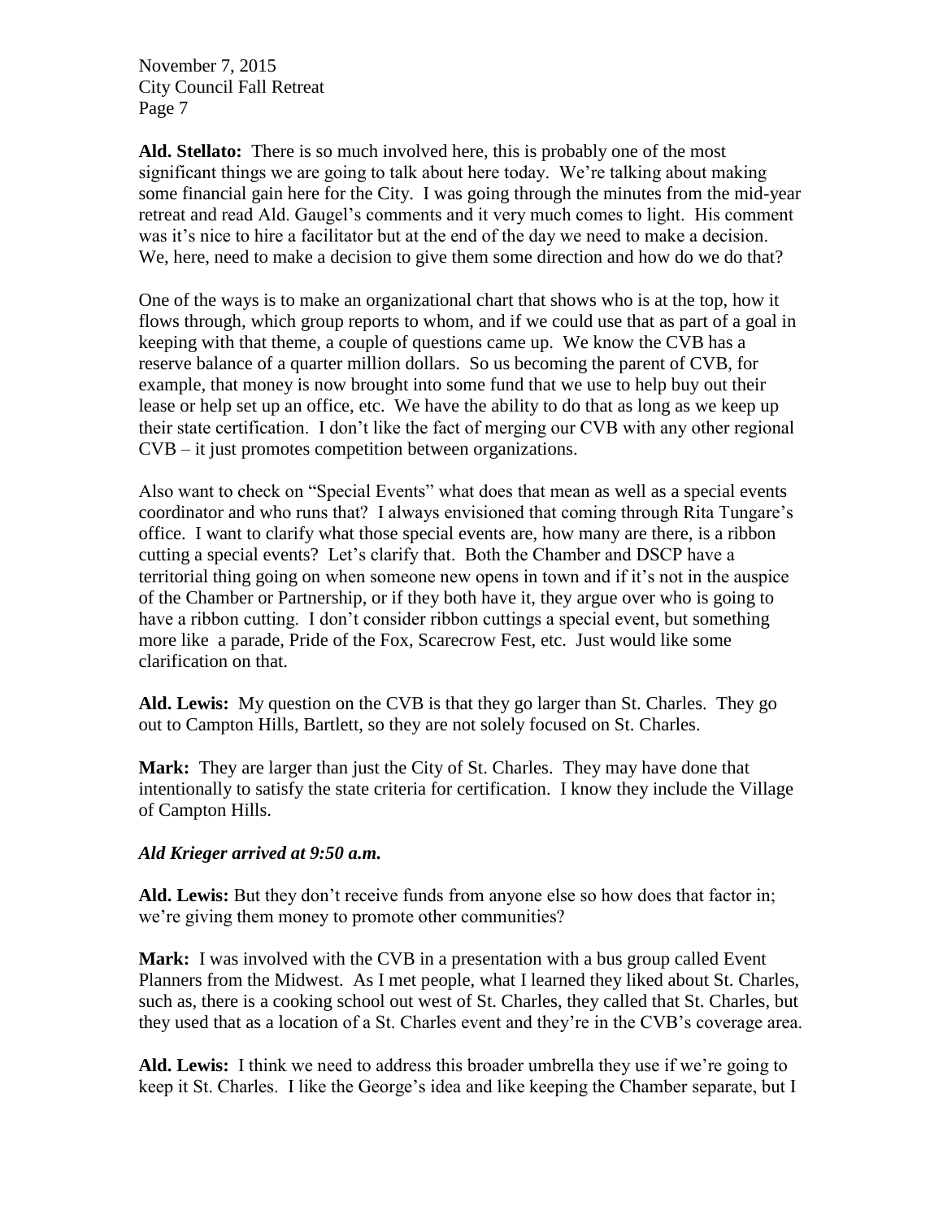**Ald. Stellato:** There is so much involved here, this is probably one of the most significant things we are going to talk about here today. We're talking about making some financial gain here for the City. I was going through the minutes from the mid-year retreat and read Ald. Gaugel's comments and it very much comes to light. His comment was it's nice to hire a facilitator but at the end of the day we need to make a decision. We, here, need to make a decision to give them some direction and how do we do that?

One of the ways is to make an organizational chart that shows who is at the top, how it flows through, which group reports to whom, and if we could use that as part of a goal in keeping with that theme, a couple of questions came up. We know the CVB has a reserve balance of a quarter million dollars. So us becoming the parent of CVB, for example, that money is now brought into some fund that we use to help buy out their lease or help set up an office, etc. We have the ability to do that as long as we keep up their state certification. I don't like the fact of merging our CVB with any other regional CVB – it just promotes competition between organizations.

Also want to check on "Special Events" what does that mean as well as a special events coordinator and who runs that? I always envisioned that coming through Rita Tungare's office. I want to clarify what those special events are, how many are there, is a ribbon cutting a special events? Let's clarify that. Both the Chamber and DSCP have a territorial thing going on when someone new opens in town and if it's not in the auspice of the Chamber or Partnership, or if they both have it, they argue over who is going to have a ribbon cutting. I don't consider ribbon cuttings a special event, but something more like a parade, Pride of the Fox, Scarecrow Fest, etc. Just would like some clarification on that.

**Ald. Lewis:** My question on the CVB is that they go larger than St. Charles. They go out to Campton Hills, Bartlett, so they are not solely focused on St. Charles.

**Mark:** They are larger than just the City of St. Charles. They may have done that intentionally to satisfy the state criteria for certification. I know they include the Village of Campton Hills.

***Ald Krieger arrived at 9:50 a.m.***

**Ald. Lewis:** But they don't receive funds from anyone else so how does that factor in; we're giving them money to promote other communities?

**Mark:** I was involved with the CVB in a presentation with a bus group called Event Planners from the Midwest. As I met people, what I learned they liked about St. Charles, such as, there is a cooking school out west of St. Charles, they called that St. Charles, but they used that as a location of a St. Charles event and they're in the CVB's coverage area.

**Ald. Lewis:** I think we need to address this broader umbrella they use if we're going to keep it St. Charles. I like the George's idea and like keeping the Chamber separate, but I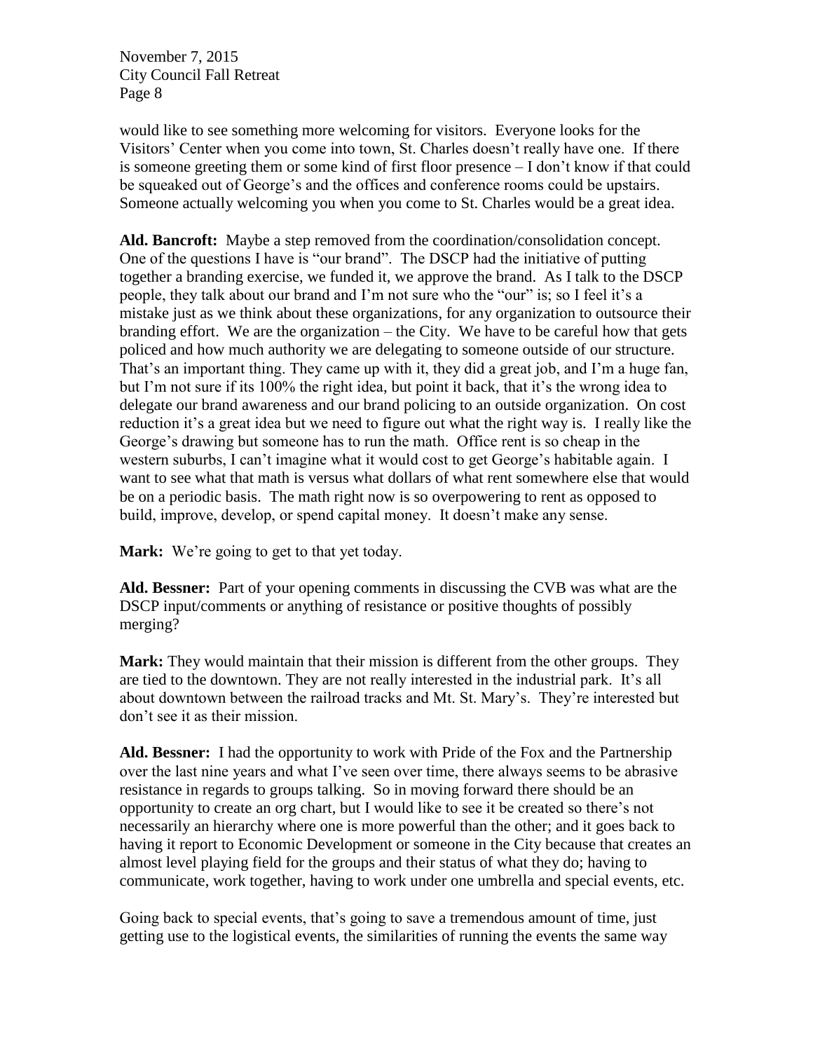would like to see something more welcoming for visitors. Everyone looks for the Visitors' Center when you come into town, St. Charles doesn't really have one. If there is someone greeting them or some kind of first floor presence – I don't know if that could be squeaked out of George's and the offices and conference rooms could be upstairs. Someone actually welcoming you when you come to St. Charles would be a great idea.

**Ald. Bancroft:** Maybe a step removed from the coordination/consolidation concept. One of the questions I have is "our brand". The DSCP had the initiative of putting together a branding exercise, we funded it, we approve the brand. As I talk to the DSCP people, they talk about our brand and I'm not sure who the "our" is; so I feel it's a mistake just as we think about these organizations, for any organization to outsource their branding effort. We are the organization – the City. We have to be careful how that gets policed and how much authority we are delegating to someone outside of our structure. That's an important thing. They came up with it, they did a great job, and I'm a huge fan, but I'm not sure if its 100% the right idea, but point it back, that it's the wrong idea to delegate our brand awareness and our brand policing to an outside organization. On cost reduction it's a great idea but we need to figure out what the right way is. I really like the George's drawing but someone has to run the math. Office rent is so cheap in the western suburbs, I can't imagine what it would cost to get George's habitable again. I want to see what that math is versus what dollars of what rent somewhere else that would be on a periodic basis. The math right now is so overpowering to rent as opposed to build, improve, develop, or spend capital money. It doesn't make any sense.

**Mark:** We're going to get to that yet today.

**Ald. Bessner:** Part of your opening comments in discussing the CVB was what are the DSCP input/comments or anything of resistance or positive thoughts of possibly merging?

**Mark:** They would maintain that their mission is different from the other groups. They are tied to the downtown. They are not really interested in the industrial park. It's all about downtown between the railroad tracks and Mt. St. Mary's. They're interested but don't see it as their mission.

**Ald. Bessner:** I had the opportunity to work with Pride of the Fox and the Partnership over the last nine years and what I've seen over time, there always seems to be abrasive resistance in regards to groups talking. So in moving forward there should be an opportunity to create an org chart, but I would like to see it be created so there's not necessarily an hierarchy where one is more powerful than the other; and it goes back to having it report to Economic Development or someone in the City because that creates an almost level playing field for the groups and their status of what they do; having to communicate, work together, having to work under one umbrella and special events, etc.

Going back to special events, that's going to save a tremendous amount of time, just getting use to the logistical events, the similarities of running the events the same way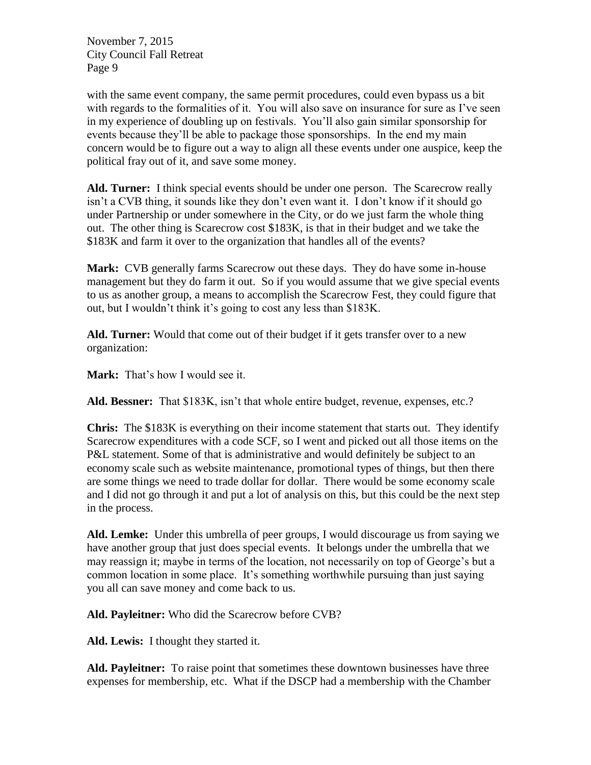with the same event company, the same permit procedures, could even bypass us a bit with regards to the formalities of it. You will also save on insurance for sure as I've seen in my experience of doubling up on festivals. You'll also gain similar sponsorship for events because they'll be able to package those sponsorships. In the end my main concern would be to figure out a way to align all these events under one auspice, keep the political fray out of it, and save some money.

**Ald. Turner:** I think special events should be under one person. The Scarecrow really isn't a CVB thing, it sounds like they don't even want it. I don't know if it should go under Partnership or under somewhere in the City, or do we just farm the whole thing out. The other thing is Scarecrow cost $183K, is that in their budget and we take the $183K and farm it over to the organization that handles all of the events?

**Mark:** CVB generally farms Scarecrow out these days. They do have some in-house management but they do farm it out. So if you would assume that we give special events to us as another group, a means to accomplish the Scarecrow Fest, they could figure that out, but I wouldn't think it's going to cost any less than $183K.

**Ald. Turner:** Would that come out of their budget if it gets transfer over to a new organization:

**Mark:** That's how I would see it.

**Ald. Bessner:** That $183K, isn't that whole entire budget, revenue, expenses, etc.?

**Chris:** The $183K is everything on their income statement that starts out. They identify Scarecrow expenditures with a code SCF, so I went and picked out all those items on the P&L statement. Some of that is administrative and would definitely be subject to an economy scale such as website maintenance, promotional types of things, but then there are some things we need to trade dollar for dollar. There would be some economy scale and I did not go through it and put a lot of analysis on this, but this could be the next step in the process.

**Ald. Lemke:** Under this umbrella of peer groups, I would discourage us from saying we have another group that just does special events. It belongs under the umbrella that we may reassign it; maybe in terms of the location, not necessarily on top of George's but a common location in some place. It's something worthwhile pursuing than just saying you all can save money and come back to us.

**Ald. Payleitner:** Who did the Scarecrow before CVB?

**Ald. Lewis:** I thought they started it.

**Ald. Payleitner:** To raise point that sometimes these downtown businesses have three expenses for membership, etc. What if the DSCP had a membership with the Chamber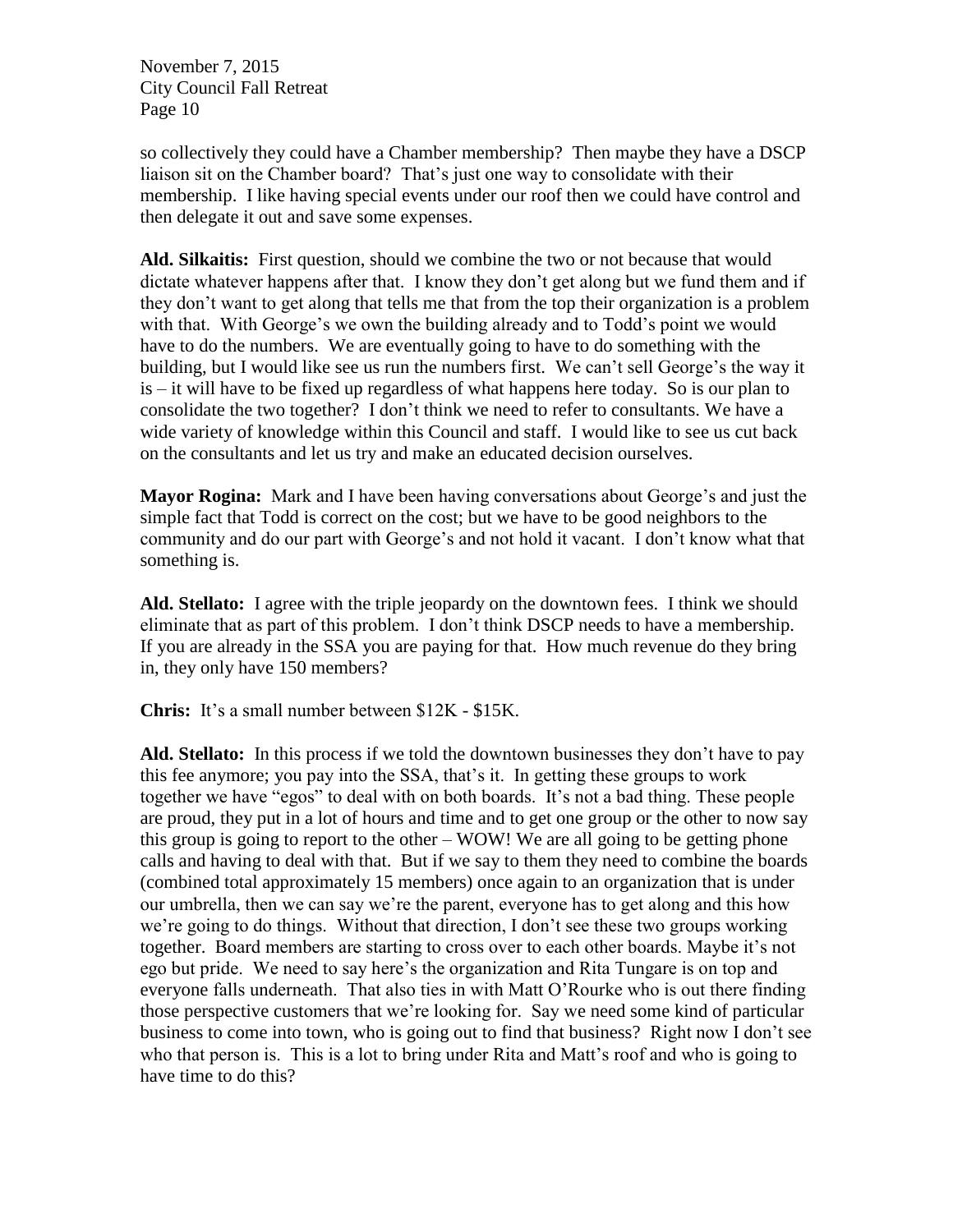so collectively they could have a Chamber membership? Then maybe they have a DSCP liaison sit on the Chamber board? That's just one way to consolidate with their membership. I like having special events under our roof then we could have control and then delegate it out and save some expenses.

**Ald. Silkaitis:** First question, should we combine the two or not because that would dictate whatever happens after that. I know they don't get along but we fund them and if they don't want to get along that tells me that from the top their organization is a problem with that. With George's we own the building already and to Todd's point we would have to do the numbers. We are eventually going to have to do something with the building, but I would like see us run the numbers first. We can't sell George's the way it is – it will have to be fixed up regardless of what happens here today. So is our plan to consolidate the two together? I don't think we need to refer to consultants. We have a wide variety of knowledge within this Council and staff. I would like to see us cut back on the consultants and let us try and make an educated decision ourselves.

**Mayor Rogina:** Mark and I have been having conversations about George's and just the simple fact that Todd is correct on the cost; but we have to be good neighbors to the community and do our part with George's and not hold it vacant. I don't know what that something is.

**Ald. Stellato:** I agree with the triple jeopardy on the downtown fees. I think we should eliminate that as part of this problem. I don't think DSCP needs to have a membership. If you are already in the SSA you are paying for that. How much revenue do they bring in, they only have 150 members?

**Chris:** It's a small number between $12K - $15K.

**Ald. Stellato:** In this process if we told the downtown businesses they don't have to pay this fee anymore; you pay into the SSA, that's it. In getting these groups to work together we have "egos" to deal with on both boards. It's not a bad thing. These people are proud, they put in a lot of hours and time and to get one group or the other to now say this group is going to report to the other – WOW! We are all going to be getting phone calls and having to deal with that. But if we say to them they need to combine the boards (combined total approximately 15 members) once again to an organization that is under our umbrella, then we can say we're the parent, everyone has to get along and this how we're going to do things. Without that direction, I don't see these two groups working together. Board members are starting to cross over to each other boards. Maybe it's not ego but pride. We need to say here's the organization and Rita Tungare is on top and everyone falls underneath. That also ties in with Matt O'Rourke who is out there finding those perspective customers that we're looking for. Say we need some kind of particular business to come into town, who is going out to find that business? Right now I don't see who that person is. This is a lot to bring under Rita and Matt's roof and who is going to have time to do this?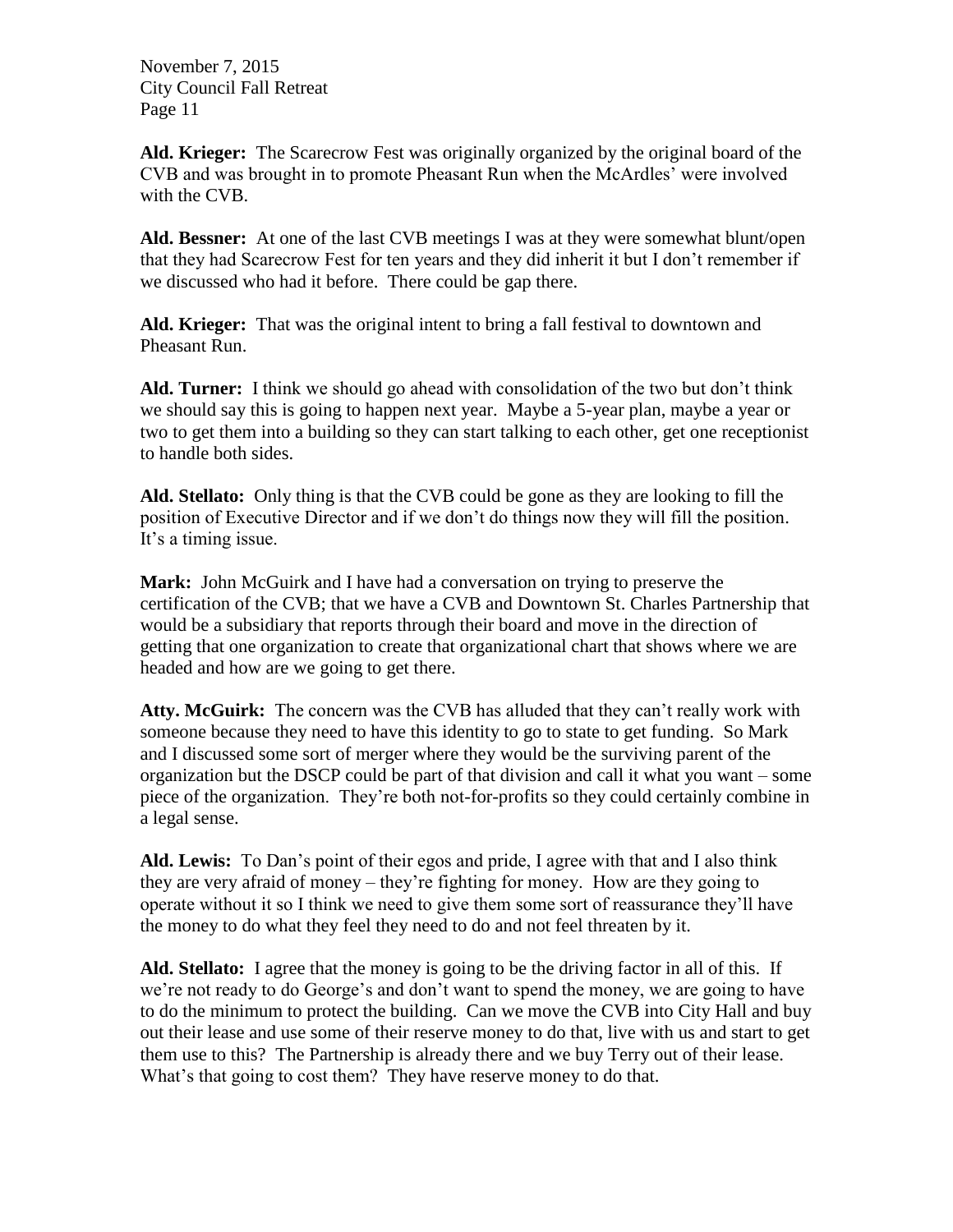**Ald. Krieger:** The Scarecrow Fest was originally organized by the original board of the CVB and was brought in to promote Pheasant Run when the McArdles' were involved with the CVB.

**Ald. Bessner:** At one of the last CVB meetings I was at they were somewhat blunt/open that they had Scarecrow Fest for ten years and they did inherit it but I don't remember if we discussed who had it before. There could be gap there.

**Ald. Krieger:** That was the original intent to bring a fall festival to downtown and Pheasant Run.

**Ald. Turner:** I think we should go ahead with consolidation of the two but don't think we should say this is going to happen next year. Maybe a 5-year plan, maybe a year or two to get them into a building so they can start talking to each other, get one receptionist to handle both sides.

**Ald. Stellato:** Only thing is that the CVB could be gone as they are looking to fill the position of Executive Director and if we don't do things now they will fill the position. It's a timing issue.

**Mark:** John McGuirk and I have had a conversation on trying to preserve the certification of the CVB; that we have a CVB and Downtown St. Charles Partnership that would be a subsidiary that reports through their board and move in the direction of getting that one organization to create that organizational chart that shows where we are headed and how are we going to get there.

**Atty. McGuirk:** The concern was the CVB has alluded that they can't really work with someone because they need to have this identity to go to state to get funding. So Mark and I discussed some sort of merger where they would be the surviving parent of the organization but the DSCP could be part of that division and call it what you want – some piece of the organization. They're both not-for-profits so they could certainly combine in a legal sense.

**Ald. Lewis:** To Dan's point of their egos and pride, I agree with that and I also think they are very afraid of money – they're fighting for money. How are they going to operate without it so I think we need to give them some sort of reassurance they'll have the money to do what they feel they need to do and not feel threaten by it.

**Ald. Stellato:** I agree that the money is going to be the driving factor in all of this. If we're not ready to do George's and don't want to spend the money, we are going to have to do the minimum to protect the building. Can we move the CVB into City Hall and buy out their lease and use some of their reserve money to do that, live with us and start to get them use to this? The Partnership is already there and we buy Terry out of their lease. What's that going to cost them? They have reserve money to do that.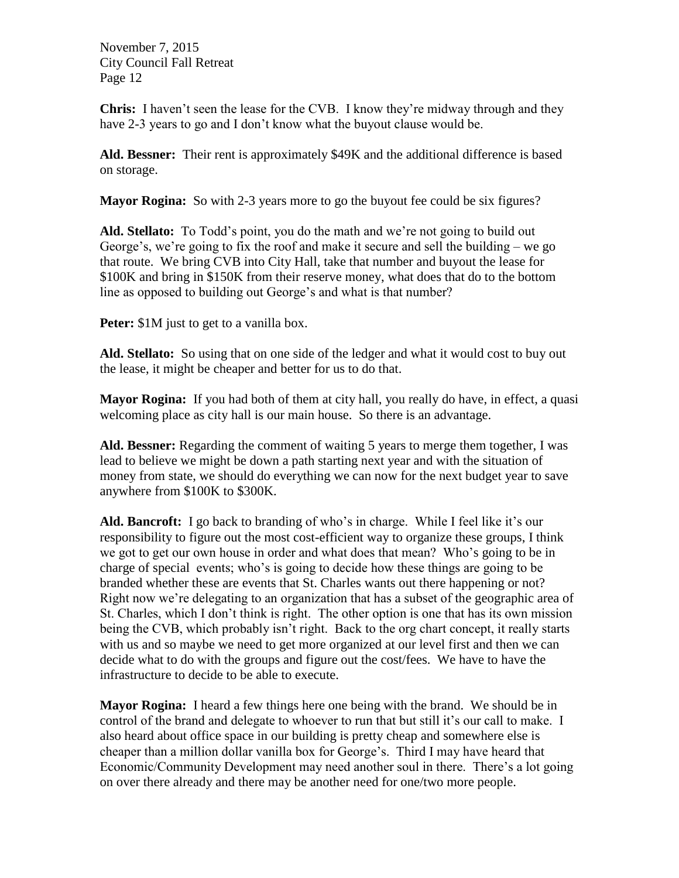**Chris:** I haven't seen the lease for the CVB. I know they're midway through and they have 2-3 years to go and I don't know what the buyout clause would be.

**Ald. Bessner:** Their rent is approximately $49K and the additional difference is based on storage.

**Mayor Rogina:** So with 2-3 years more to go the buyout fee could be six figures?

**Ald. Stellato:** To Todd's point, you do the math and we're not going to build out George's, we're going to fix the roof and make it secure and sell the building – we go that route. We bring CVB into City Hall, take that number and buyout the lease for $100K and bring in $150K from their reserve money, what does that do to the bottom line as opposed to building out George's and what is that number?

**Peter:** $1M just to get to a vanilla box.

**Ald. Stellato:** So using that on one side of the ledger and what it would cost to buy out the lease, it might be cheaper and better for us to do that.

**Mayor Rogina:** If you had both of them at city hall, you really do have, in effect, a quasi welcoming place as city hall is our main house. So there is an advantage.

**Ald. Bessner:** Regarding the comment of waiting 5 years to merge them together, I was lead to believe we might be down a path starting next year and with the situation of money from state, we should do everything we can now for the next budget year to save anywhere from $100K to $300K.

**Ald. Bancroft:** I go back to branding of who's in charge. While I feel like it's our responsibility to figure out the most cost-efficient way to organize these groups, I think we got to get our own house in order and what does that mean? Who's going to be in charge of special events; who's is going to decide how these things are going to be branded whether these are events that St. Charles wants out there happening or not? Right now we're delegating to an organization that has a subset of the geographic area of St. Charles, which I don't think is right. The other option is one that has its own mission being the CVB, which probably isn't right. Back to the org chart concept, it really starts with us and so maybe we need to get more organized at our level first and then we can decide what to do with the groups and figure out the cost/fees. We have to have the infrastructure to decide to be able to execute.

**Mayor Rogina:** I heard a few things here one being with the brand. We should be in control of the brand and delegate to whoever to run that but still it's our call to make. I also heard about office space in our building is pretty cheap and somewhere else is cheaper than a million dollar vanilla box for George's. Third I may have heard that Economic/Community Development may need another soul in there. There's a lot going on over there already and there may be another need for one/two more people.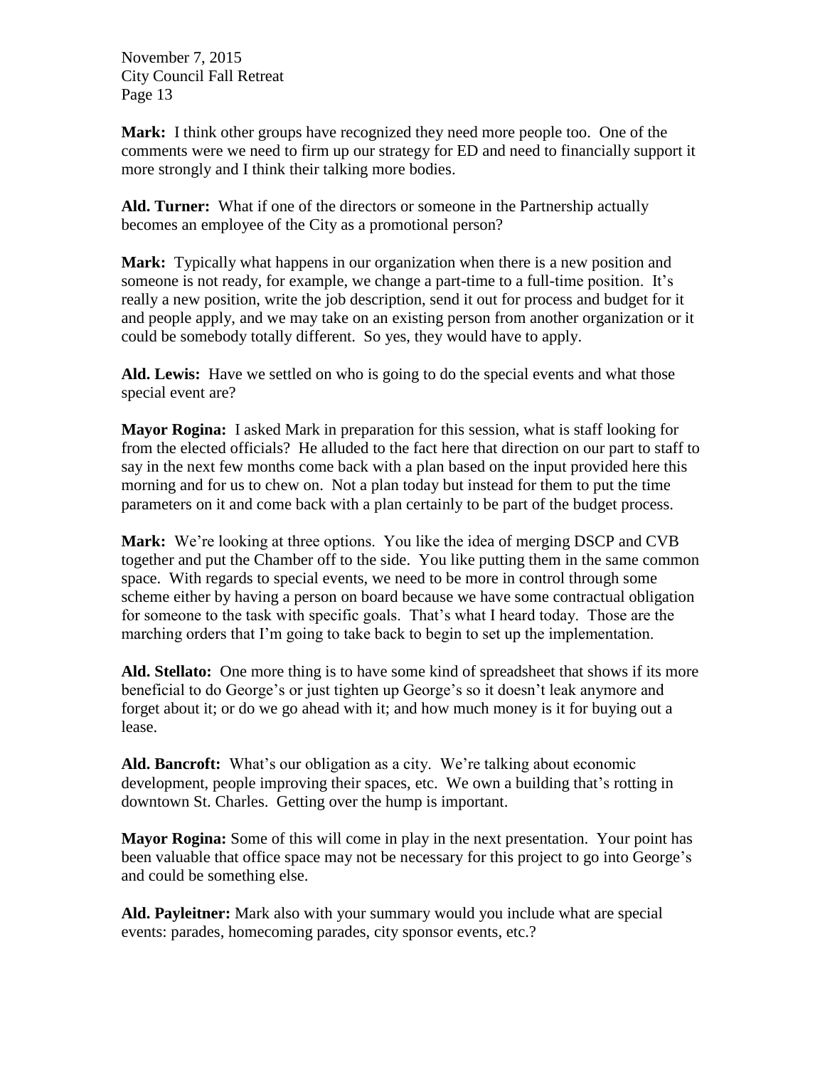**Mark:** I think other groups have recognized they need more people too. One of the comments were we need to firm up our strategy for ED and need to financially support it more strongly and I think their talking more bodies.

**Ald. Turner:** What if one of the directors or someone in the Partnership actually becomes an employee of the City as a promotional person?

**Mark:** Typically what happens in our organization when there is a new position and someone is not ready, for example, we change a part-time to a full-time position. It's really a new position, write the job description, send it out for process and budget for it and people apply, and we may take on an existing person from another organization or it could be somebody totally different. So yes, they would have to apply.

**Ald. Lewis:** Have we settled on who is going to do the special events and what those special event are?

**Mayor Rogina:** I asked Mark in preparation for this session, what is staff looking for from the elected officials? He alluded to the fact here that direction on our part to staff to say in the next few months come back with a plan based on the input provided here this morning and for us to chew on. Not a plan today but instead for them to put the time parameters on it and come back with a plan certainly to be part of the budget process.

**Mark:** We're looking at three options. You like the idea of merging DSCP and CVB together and put the Chamber off to the side. You like putting them in the same common space. With regards to special events, we need to be more in control through some scheme either by having a person on board because we have some contractual obligation for someone to the task with specific goals. That's what I heard today. Those are the marching orders that I'm going to take back to begin to set up the implementation.

**Ald. Stellato:** One more thing is to have some kind of spreadsheet that shows if its more beneficial to do George's or just tighten up George's so it doesn't leak anymore and forget about it; or do we go ahead with it; and how much money is it for buying out a lease.

**Ald. Bancroft:** What's our obligation as a city. We're talking about economic development, people improving their spaces, etc. We own a building that's rotting in downtown St. Charles. Getting over the hump is important.

**Mayor Rogina:** Some of this will come in play in the next presentation. Your point has been valuable that office space may not be necessary for this project to go into George's and could be something else.

**Ald. Payleitner:** Mark also with your summary would you include what are special events: parades, homecoming parades, city sponsor events, etc.?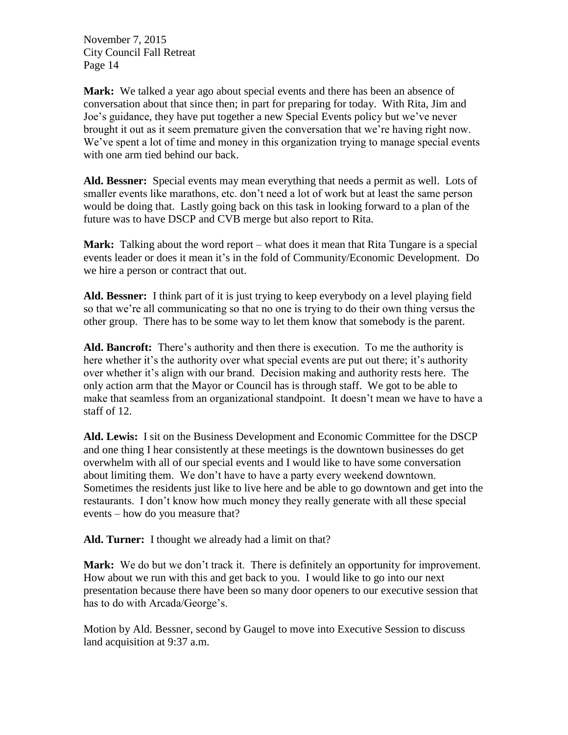**Mark:** We talked a year ago about special events and there has been an absence of conversation about that since then; in part for preparing for today. With Rita, Jim and Joe's guidance, they have put together a new Special Events policy but we've never brought it out as it seem premature given the conversation that we're having right now. We've spent a lot of time and money in this organization trying to manage special events with one arm tied behind our back.

**Ald. Bessner:** Special events may mean everything that needs a permit as well. Lots of smaller events like marathons, etc. don't need a lot of work but at least the same person would be doing that. Lastly going back on this task in looking forward to a plan of the future was to have DSCP and CVB merge but also report to Rita.

**Mark:** Talking about the word report – what does it mean that Rita Tungare is a special events leader or does it mean it's in the fold of Community/Economic Development. Do we hire a person or contract that out.

**Ald. Bessner:** I think part of it is just trying to keep everybody on a level playing field so that we're all communicating so that no one is trying to do their own thing versus the other group. There has to be some way to let them know that somebody is the parent.

**Ald. Bancroft:** There's authority and then there is execution. To me the authority is here whether it's the authority over what special events are put out there; it's authority over whether it's align with our brand. Decision making and authority rests here. The only action arm that the Mayor or Council has is through staff. We got to be able to make that seamless from an organizational standpoint. It doesn't mean we have to have a staff of 12.

**Ald. Lewis:** I sit on the Business Development and Economic Committee for the DSCP and one thing I hear consistently at these meetings is the downtown businesses do get overwhelm with all of our special events and I would like to have some conversation about limiting them. We don't have to have a party every weekend downtown. Sometimes the residents just like to live here and be able to go downtown and get into the restaurants. I don't know how much money they really generate with all these special events – how do you measure that?

**Ald. Turner:** I thought we already had a limit on that?

**Mark:** We do but we don't track it. There is definitely an opportunity for improvement. How about we run with this and get back to you. I would like to go into our next presentation because there have been so many door openers to our executive session that has to do with Arcada/George's.

Motion by Ald. Bessner, second by Gaugel to move into Executive Session to discuss land acquisition at 9:37 a.m.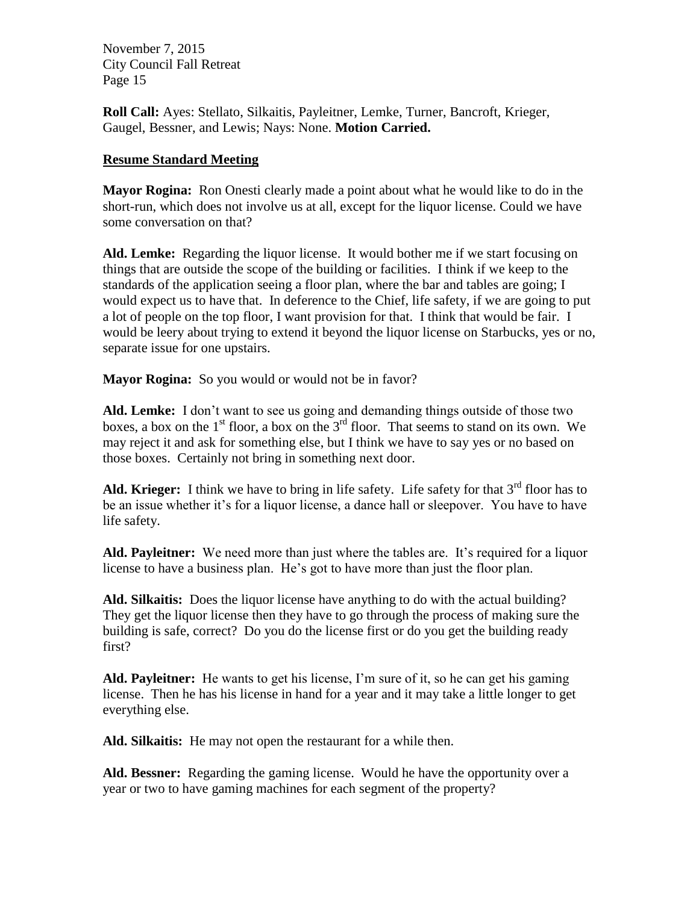**Roll Call:** Ayes: Stellato, Silkaitis, Payleitner, Lemke, Turner, Bancroft, Krieger, Gaugel, Bessner, and Lewis; Nays: None. **Motion Carried.**

**Resume Standard Meeting**

**Mayor Rogina:** Ron Onesti clearly made a point about what he would like to do in the short-run, which does not involve us at all, except for the liquor license. Could we have some conversation on that?

**Ald. Lemke:** Regarding the liquor license. It would bother me if we start focusing on things that are outside the scope of the building or facilities. I think if we keep to the standards of the application seeing a floor plan, where the bar and tables are going; I would expect us to have that. In deference to the Chief, life safety, if we are going to put a lot of people on the top floor, I want provision for that. I think that would be fair. I would be leery about trying to extend it beyond the liquor license on Starbucks, yes or no, separate issue for one upstairs.

**Mayor Rogina:** So you would or would not be in favor?

**Ald. Lemke:** I don't want to see us going and demanding things outside of those two boxes, a box on the 1st floor, a box on the 3rd floor. That seems to stand on its own. We may reject it and ask for something else, but I think we have to say yes or no based on those boxes. Certainly not bring in something next door.

**Ald. Krieger:** I think we have to bring in life safety. Life safety for that 3rd floor has to be an issue whether it's for a liquor license, a dance hall or sleepover. You have to have life safety.

**Ald. Payleitner:** We need more than just where the tables are. It's required for a liquor license to have a business plan. He's got to have more than just the floor plan.

**Ald. Silkaitis:** Does the liquor license have anything to do with the actual building? They get the liquor license then they have to go through the process of making sure the building is safe, correct? Do you do the license first or do you get the building ready first?

**Ald. Payleitner:** He wants to get his license, I'm sure of it, so he can get his gaming license. Then he has his license in hand for a year and it may take a little longer to get everything else.

**Ald. Silkaitis:** He may not open the restaurant for a while then.

**Ald. Bessner:** Regarding the gaming license. Would he have the opportunity over a year or two to have gaming machines for each segment of the property?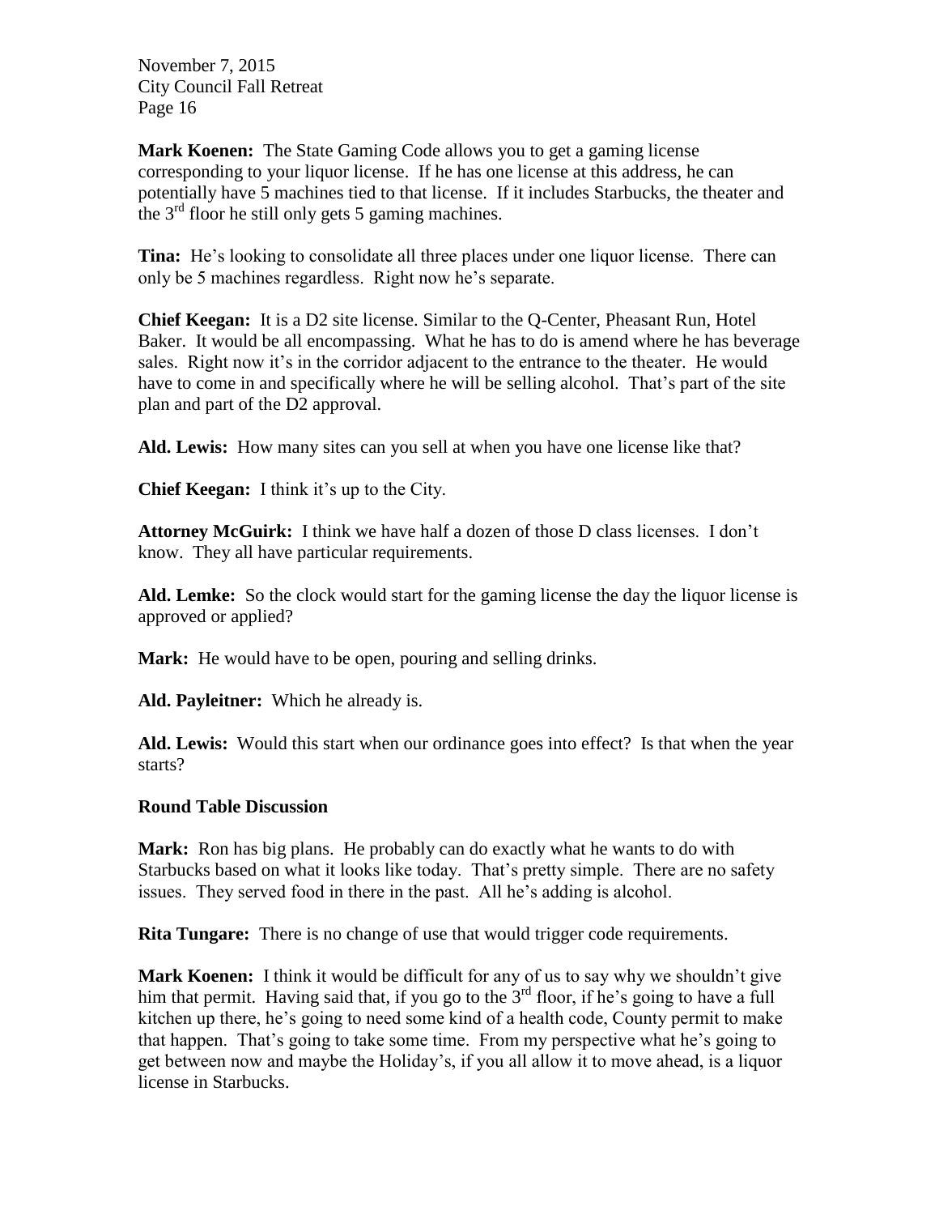**Mark Koenen:** The State Gaming Code allows you to get a gaming license corresponding to your liquor license. If he has one license at this address, he can potentially have 5 machines tied to that license. If it includes Starbucks, the theater and the 3rd floor he still only gets 5 gaming machines.

**Tina:** He's looking to consolidate all three places under one liquor license. There can only be 5 machines regardless. Right now he's separate.

**Chief Keegan:** It is a D2 site license. Similar to the Q-Center, Pheasant Run, Hotel Baker. It would be all encompassing. What he has to do is amend where he has beverage sales. Right now it's in the corridor adjacent to the entrance to the theater. He would have to come in and specifically where he will be selling alcohol. That's part of the site plan and part of the D2 approval.

**Ald. Lewis:** How many sites can you sell at when you have one license like that?

**Chief Keegan:** I think it's up to the City.

**Attorney McGuirk:** I think we have half a dozen of those D class licenses. I don't know. They all have particular requirements.

**Ald. Lemke:** So the clock would start for the gaming license the day the liquor license is approved or applied?

**Mark:** He would have to be open, pouring and selling drinks.

**Ald. Payleitner:** Which he already is.

**Ald. Lewis:** Would this start when our ordinance goes into effect? Is that when the year starts?

**Round Table Discussion**

**Mark:** Ron has big plans. He probably can do exactly what he wants to do with Starbucks based on what it looks like today. That's pretty simple. There are no safety issues. They served food in there in the past. All he's adding is alcohol.

**Rita Tungare:** There is no change of use that would trigger code requirements.

**Mark Koenen:** I think it would be difficult for any of us to say why we shouldn't give him that permit. Having said that, if you go to the 3rd floor, if he's going to have a full kitchen up there, he's going to need some kind of a health code, County permit to make that happen. That's going to take some time. From my perspective what he's going to get between now and maybe the Holiday's, if you all allow it to move ahead, is a liquor license in Starbucks.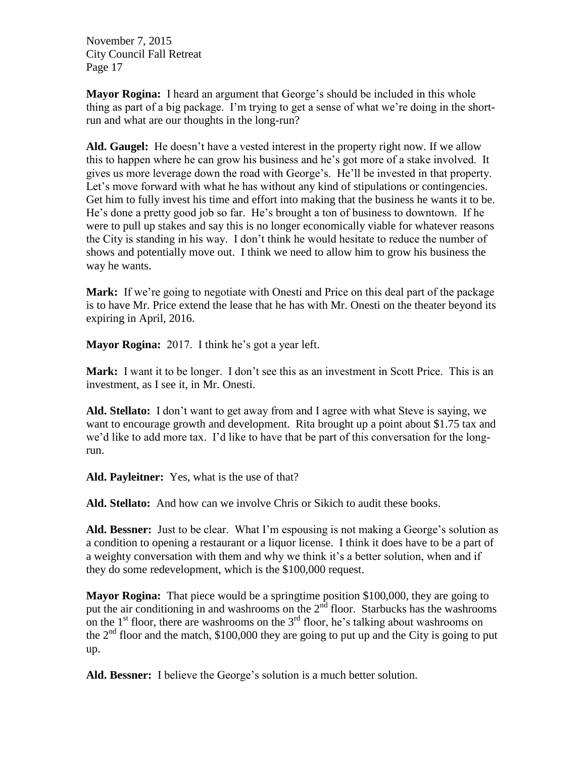**Mayor Rogina:** I heard an argument that George's should be included in this whole thing as part of a big package. I'm trying to get a sense of what we're doing in the short-run and what are our thoughts in the long-run?

**Ald. Gaugel:** He doesn't have a vested interest in the property right now. If we allow this to happen where he can grow his business and he's got more of a stake involved. It gives us more leverage down the road with George's. He'll be invested in that property. Let's move forward with what he has without any kind of stipulations or contingencies. Get him to fully invest his time and effort into making that the business he wants it to be. He's done a pretty good job so far. He's brought a ton of business to downtown. If he were to pull up stakes and say this is no longer economically viable for whatever reasons the City is standing in his way. I don't think he would hesitate to reduce the number of shows and potentially move out. I think we need to allow him to grow his business the way he wants.

**Mark:** If we're going to negotiate with Onesti and Price on this deal part of the package is to have Mr. Price extend the lease that he has with Mr. Onesti on the theater beyond its expiring in April, 2016.

**Mayor Rogina:** 2017. I think he's got a year left.

**Mark:** I want it to be longer. I don't see this as an investment in Scott Price. This is an investment, as I see it, in Mr. Onesti.

**Ald. Stellato:** I don't want to get away from and I agree with what Steve is saying, we want to encourage growth and development. Rita brought up a point about $1.75 tax and we'd like to add more tax. I'd like to have that be part of this conversation for the long-run.

**Ald. Payleitner:** Yes, what is the use of that?

**Ald. Stellato:** And how can we involve Chris or Sikich to audit these books.

**Ald. Bessner:** Just to be clear. What I'm espousing is not making a George's solution as a condition to opening a restaurant or a liquor license. I think it does have to be a part of a weighty conversation with them and why we think it's a better solution, when and if they do some redevelopment, which is the $100,000 request.

**Mayor Rogina:** That piece would be a springtime position $100,000, they are going to put the air conditioning in and washrooms on the 2nd floor. Starbucks has the washrooms on the 1st floor, there are washrooms on the 3rd floor, he's talking about washrooms on the 2nd floor and the match, $100,000 they are going to put up and the City is going to put up.

**Ald. Bessner:** I believe the George's solution is a much better solution.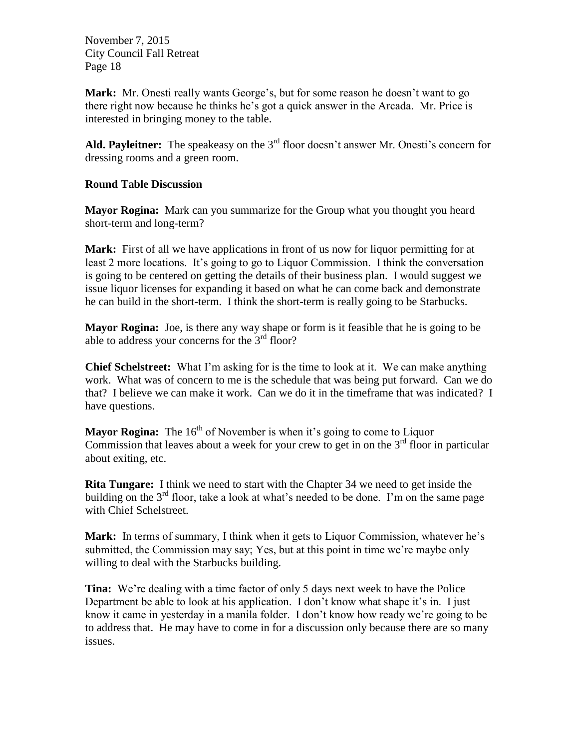**Mark:** Mr. Onesti really wants George's, but for some reason he doesn't want to go there right now because he thinks he's got a quick answer in the Arcada. Mr. Price is interested in bringing money to the table.

**Ald. Payleitner:** The speakeasy on the 3rd floor doesn't answer Mr. Onesti's concern for dressing rooms and a green room.

**Round Table Discussion**

**Mayor Rogina:** Mark can you summarize for the Group what you thought you heard short-term and long-term?

**Mark:** First of all we have applications in front of us now for liquor permitting for at least 2 more locations. It's going to go to Liquor Commission. I think the conversation is going to be centered on getting the details of their business plan. I would suggest we issue liquor licenses for expanding it based on what he can come back and demonstrate he can build in the short-term. I think the short-term is really going to be Starbucks.

**Mayor Rogina:** Joe, is there any way shape or form is it feasible that he is going to be able to address your concerns for the 3rd floor?

**Chief Schelstreet:** What I'm asking for is the time to look at it. We can make anything work. What was of concern to me is the schedule that was being put forward. Can we do that? I believe we can make it work. Can we do it in the timeframe that was indicated? I have questions.

**Mayor Rogina:** The 16th of November is when it's going to come to Liquor Commission that leaves about a week for your crew to get in on the 3rd floor in particular about exiting, etc.

**Rita Tungare:** I think we need to start with the Chapter 34 we need to get inside the building on the 3rd floor, take a look at what's needed to be done. I'm on the same page with Chief Schelstreet.

**Mark:** In terms of summary, I think when it gets to Liquor Commission, whatever he's submitted, the Commission may say; Yes, but at this point in time we're maybe only willing to deal with the Starbucks building.

**Tina:** We're dealing with a time factor of only 5 days next week to have the Police Department be able to look at his application. I don't know what shape it's in. I just know it came in yesterday in a manila folder. I don't know how ready we're going to be to address that. He may have to come in for a discussion only because there are so many issues.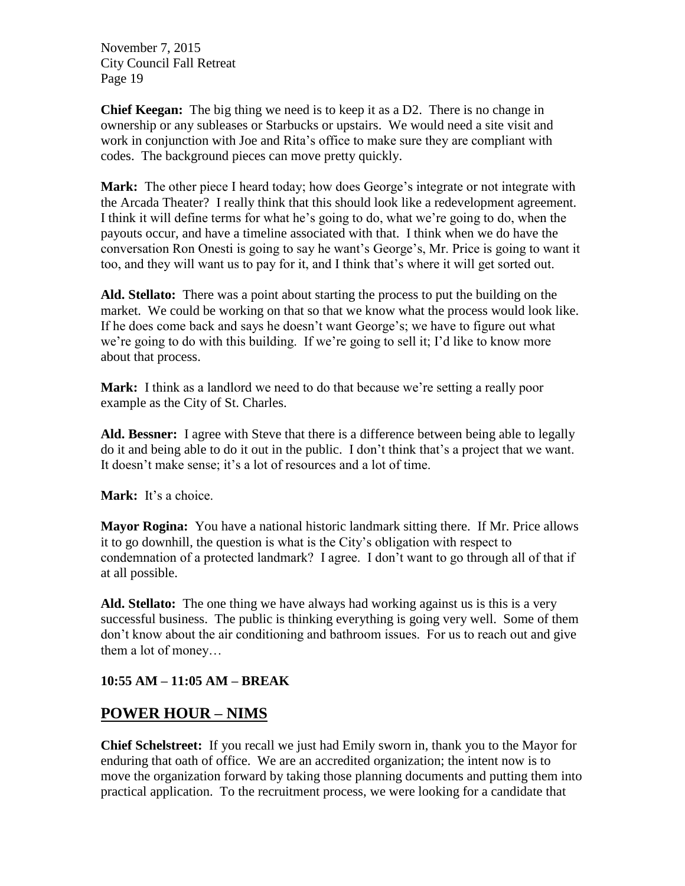**Chief Keegan:** The big thing we need is to keep it as a D2. There is no change in ownership or any subleases or Starbucks or upstairs. We would need a site visit and work in conjunction with Joe and Rita's office to make sure they are compliant with codes. The background pieces can move pretty quickly.

**Mark:** The other piece I heard today; how does George's integrate or not integrate with the Arcada Theater? I really think that this should look like a redevelopment agreement. I think it will define terms for what he's going to do, what we're going to do, when the payouts occur, and have a timeline associated with that. I think when we do have the conversation Ron Onesti is going to say he want's George's, Mr. Price is going to want it too, and they will want us to pay for it, and I think that's where it will get sorted out.

**Ald. Stellato:** There was a point about starting the process to put the building on the market. We could be working on that so that we know what the process would look like. If he does come back and says he doesn't want George's; we have to figure out what we're going to do with this building. If we're going to sell it; I'd like to know more about that process.

**Mark:** I think as a landlord we need to do that because we're setting a really poor example as the City of St. Charles.

**Ald. Bessner:** I agree with Steve that there is a difference between being able to legally do it and being able to do it out in the public. I don't think that's a project that we want. It doesn't make sense; it's a lot of resources and a lot of time.

**Mark:** It's a choice.

**Mayor Rogina:** You have a national historic landmark sitting there. If Mr. Price allows it to go downhill, the question is what is the City's obligation with respect to condemnation of a protected landmark? I agree. I don't want to go through all of that if at all possible.

**Ald. Stellato:** The one thing we have always had working against us is this is a very successful business. The public is thinking everything is going very well. Some of them don't know about the air conditioning and bathroom issues. For us to reach out and give them a lot of money…

**10:55 AM – 11:05 AM – BREAK**

## POWER HOUR – NIMS

**Chief Schelstreet:** If you recall we just had Emily sworn in, thank you to the Mayor for enduring that oath of office. We are an accredited organization; the intent now is to move the organization forward by taking those planning documents and putting them into practical application. To the recruitment process, we were looking for a candidate that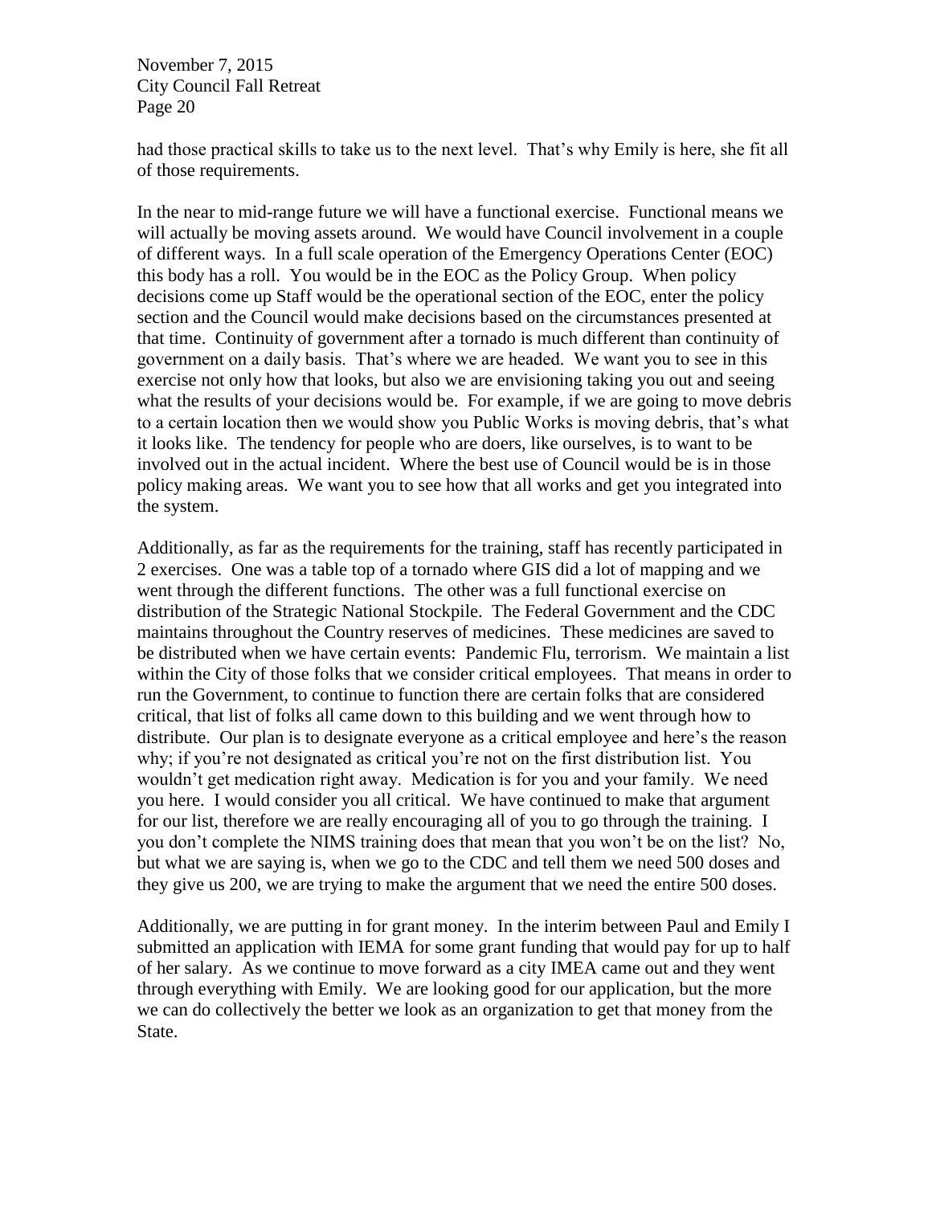had those practical skills to take us to the next level. That's why Emily is here, she fit all of those requirements.

In the near to mid-range future we will have a functional exercise. Functional means we will actually be moving assets around. We would have Council involvement in a couple of different ways. In a full scale operation of the Emergency Operations Center (EOC) this body has a roll. You would be in the EOC as the Policy Group. When policy decisions come up Staff would be the operational section of the EOC, enter the policy section and the Council would make decisions based on the circumstances presented at that time. Continuity of government after a tornado is much different than continuity of government on a daily basis. That's where we are headed. We want you to see in this exercise not only how that looks, but also we are envisioning taking you out and seeing what the results of your decisions would be. For example, if we are going to move debris to a certain location then we would show you Public Works is moving debris, that's what it looks like. The tendency for people who are doers, like ourselves, is to want to be involved out in the actual incident. Where the best use of Council would be is in those policy making areas. We want you to see how that all works and get you integrated into the system.

Additionally, as far as the requirements for the training, staff has recently participated in 2 exercises. One was a table top of a tornado where GIS did a lot of mapping and we went through the different functions. The other was a full functional exercise on distribution of the Strategic National Stockpile. The Federal Government and the CDC maintains throughout the Country reserves of medicines. These medicines are saved to be distributed when we have certain events: Pandemic Flu, terrorism. We maintain a list within the City of those folks that we consider critical employees. That means in order to run the Government, to continue to function there are certain folks that are considered critical, that list of folks all came down to this building and we went through how to distribute. Our plan is to designate everyone as a critical employee and here's the reason why; if you're not designated as critical you're not on the first distribution list. You wouldn't get medication right away. Medication is for you and your family. We need you here. I would consider you all critical. We have continued to make that argument for our list, therefore we are really encouraging all of you to go through the training. I you don't complete the NIMS training does that mean that you won't be on the list? No, but what we are saying is, when we go to the CDC and tell them we need 500 doses and they give us 200, we are trying to make the argument that we need the entire 500 doses.

Additionally, we are putting in for grant money. In the interim between Paul and Emily I submitted an application with IEMA for some grant funding that would pay for up to half of her salary. As we continue to move forward as a city IMEA came out and they went through everything with Emily. We are looking good for our application, but the more we can do collectively the better we look as an organization to get that money from the State.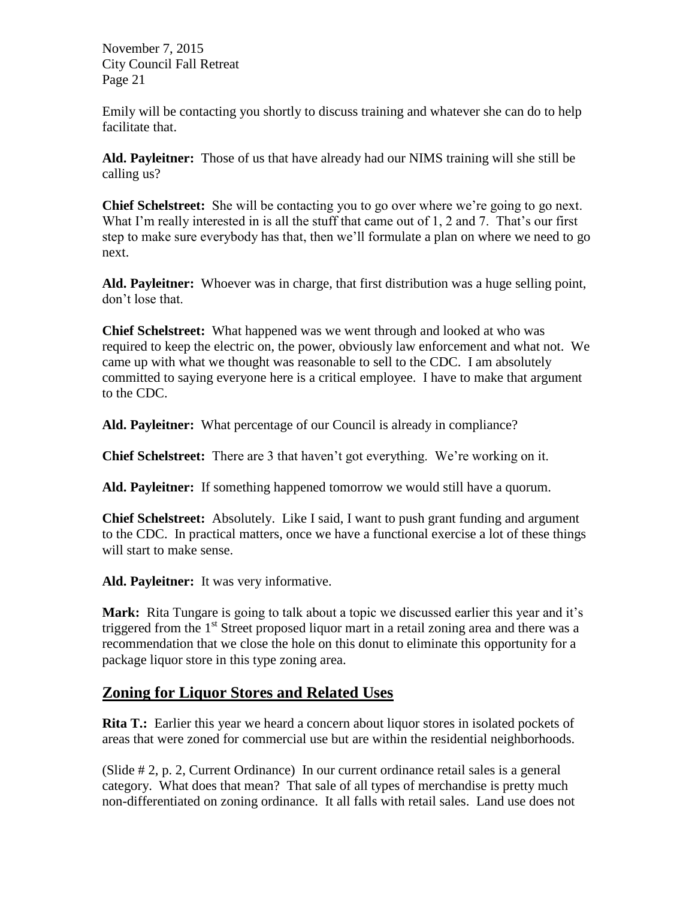Emily will be contacting you shortly to discuss training and whatever she can do to help facilitate that.

**Ald. Payleitner:** Those of us that have already had our NIMS training will she still be calling us?

**Chief Schelstreet:** She will be contacting you to go over where we're going to go next. What I'm really interested in is all the stuff that came out of 1, 2 and 7. That's our first step to make sure everybody has that, then we'll formulate a plan on where we need to go next.

**Ald. Payleitner:** Whoever was in charge, that first distribution was a huge selling point, don't lose that.

**Chief Schelstreet:** What happened was we went through and looked at who was required to keep the electric on, the power, obviously law enforcement and what not. We came up with what we thought was reasonable to sell to the CDC. I am absolutely committed to saying everyone here is a critical employee. I have to make that argument to the CDC.

**Ald. Payleitner:** What percentage of our Council is already in compliance?

**Chief Schelstreet:** There are 3 that haven't got everything. We're working on it.

**Ald. Payleitner:** If something happened tomorrow we would still have a quorum.

**Chief Schelstreet:** Absolutely. Like I said, I want to push grant funding and argument to the CDC. In practical matters, once we have a functional exercise a lot of these things will start to make sense.

**Ald. Payleitner:** It was very informative.

**Mark:** Rita Tungare is going to talk about a topic we discussed earlier this year and it's triggered from the 1st Street proposed liquor mart in a retail zoning area and there was a recommendation that we close the hole on this donut to eliminate this opportunity for a package liquor store in this type zoning area.

## Zoning for Liquor Stores and Related Uses

**Rita T.:** Earlier this year we heard a concern about liquor stores in isolated pockets of areas that were zoned for commercial use but are within the residential neighborhoods.

(Slide # 2, p. 2, Current Ordinance) In our current ordinance retail sales is a general category. What does that mean? That sale of all types of merchandise is pretty much non-differentiated on zoning ordinance. It all falls with retail sales. Land use does not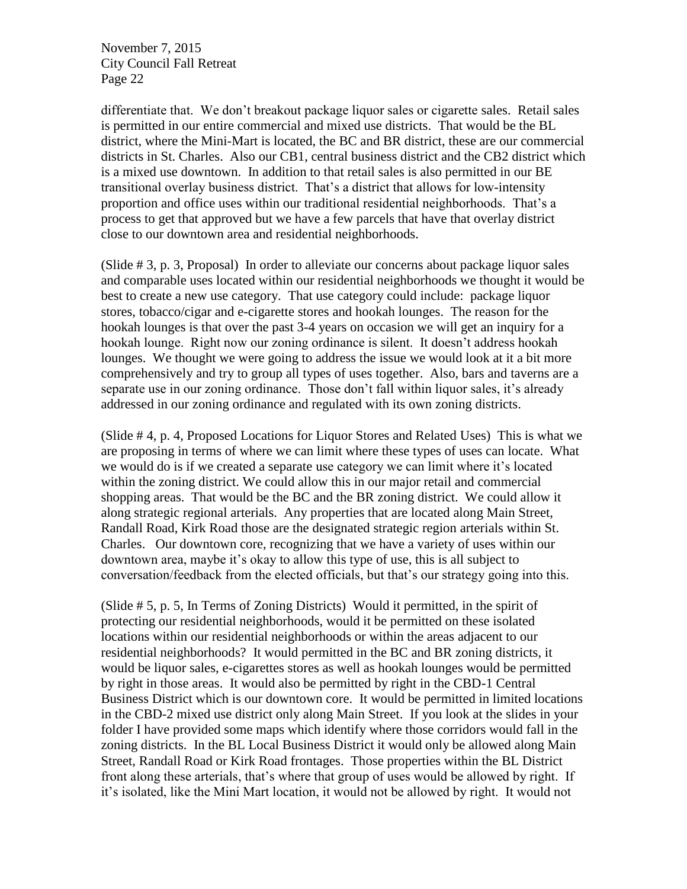differentiate that. We don't breakout package liquor sales or cigarette sales. Retail sales is permitted in our entire commercial and mixed use districts. That would be the BL district, where the Mini-Mart is located, the BC and BR district, these are our commercial districts in St. Charles. Also our CB1, central business district and the CB2 district which is a mixed use downtown. In addition to that retail sales is also permitted in our BE transitional overlay business district. That's a district that allows for low-intensity proportion and office uses within our traditional residential neighborhoods. That's a process to get that approved but we have a few parcels that have that overlay district close to our downtown area and residential neighborhoods.

(Slide # 3, p. 3, Proposal) In order to alleviate our concerns about package liquor sales and comparable uses located within our residential neighborhoods we thought it would be best to create a new use category. That use category could include: package liquor stores, tobacco/cigar and e-cigarette stores and hookah lounges. The reason for the hookah lounges is that over the past 3-4 years on occasion we will get an inquiry for a hookah lounge. Right now our zoning ordinance is silent. It doesn't address hookah lounges. We thought we were going to address the issue we would look at it a bit more comprehensively and try to group all types of uses together. Also, bars and taverns are a separate use in our zoning ordinance. Those don't fall within liquor sales, it's already addressed in our zoning ordinance and regulated with its own zoning districts.

(Slide # 4, p. 4, Proposed Locations for Liquor Stores and Related Uses) This is what we are proposing in terms of where we can limit where these types of uses can locate. What we would do is if we created a separate use category we can limit where it's located within the zoning district. We could allow this in our major retail and commercial shopping areas. That would be the BC and the BR zoning district. We could allow it along strategic regional arterials. Any properties that are located along Main Street, Randall Road, Kirk Road those are the designated strategic region arterials within St. Charles. Our downtown core, recognizing that we have a variety of uses within our downtown area, maybe it's okay to allow this type of use, this is all subject to conversation/feedback from the elected officials, but that's our strategy going into this.

(Slide # 5, p. 5, In Terms of Zoning Districts) Would it permitted, in the spirit of protecting our residential neighborhoods, would it be permitted on these isolated locations within our residential neighborhoods or within the areas adjacent to our residential neighborhoods? It would permitted in the BC and BR zoning districts, it would be liquor sales, e-cigarettes stores as well as hookah lounges would be permitted by right in those areas. It would also be permitted by right in the CBD-1 Central Business District which is our downtown core. It would be permitted in limited locations in the CBD-2 mixed use district only along Main Street. If you look at the slides in your folder I have provided some maps which identify where those corridors would fall in the zoning districts. In the BL Local Business District it would only be allowed along Main Street, Randall Road or Kirk Road frontages. Those properties within the BL District front along these arterials, that's where that group of uses would be allowed by right. If it's isolated, like the Mini Mart location, it would not be allowed by right. It would not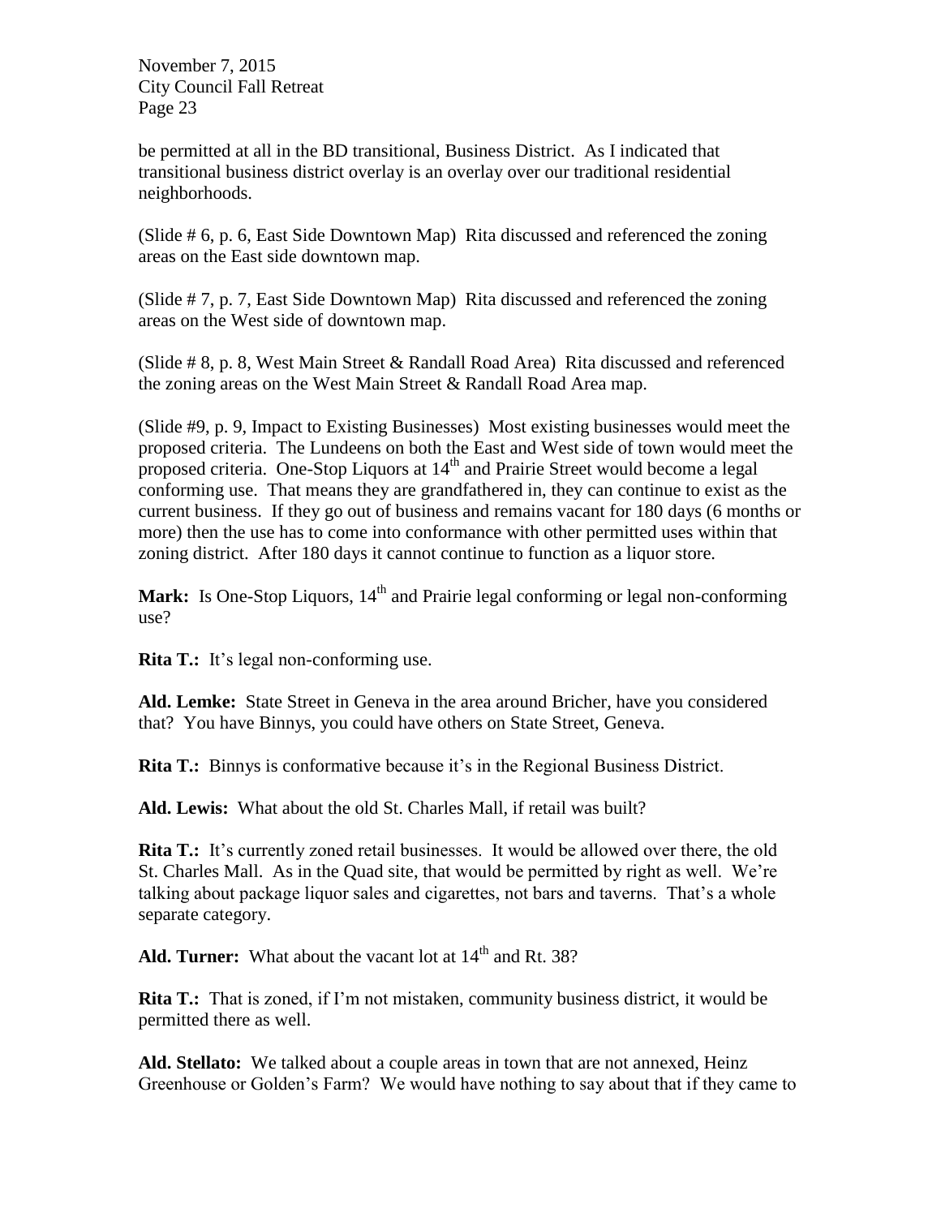be permitted at all in the BD transitional, Business District. As I indicated that transitional business district overlay is an overlay over our traditional residential neighborhoods.

(Slide # 6, p. 6, East Side Downtown Map) Rita discussed and referenced the zoning areas on the East side downtown map.

(Slide # 7, p. 7, East Side Downtown Map) Rita discussed and referenced the zoning areas on the West side of downtown map.

(Slide # 8, p. 8, West Main Street & Randall Road Area) Rita discussed and referenced the zoning areas on the West Main Street & Randall Road Area map.

(Slide #9, p. 9, Impact to Existing Businesses) Most existing businesses would meet the proposed criteria. The Lundeens on both the East and West side of town would meet the proposed criteria. One-Stop Liquors at 14th and Prairie Street would become a legal conforming use. That means they are grandfathered in, they can continue to exist as the current business. If they go out of business and remains vacant for 180 days (6 months or more) then the use has to come into conformance with other permitted uses within that zoning district. After 180 days it cannot continue to function as a liquor store.

**Mark:** Is One-Stop Liquors, 14th and Prairie legal conforming or legal non-conforming use?

**Rita T.:** It's legal non-conforming use.

**Ald. Lemke:** State Street in Geneva in the area around Bricher, have you considered that? You have Binnys, you could have others on State Street, Geneva.

**Rita T.:** Binnys is conformative because it's in the Regional Business District.

**Ald. Lewis:** What about the old St. Charles Mall, if retail was built?

**Rita T.:** It's currently zoned retail businesses. It would be allowed over there, the old St. Charles Mall. As in the Quad site, that would be permitted by right as well. We're talking about package liquor sales and cigarettes, not bars and taverns. That's a whole separate category.

**Ald. Turner:** What about the vacant lot at 14th and Rt. 38?

**Rita T.:** That is zoned, if I'm not mistaken, community business district, it would be permitted there as well.

**Ald. Stellato:** We talked about a couple areas in town that are not annexed, Heinz Greenhouse or Golden's Farm? We would have nothing to say about that if they came to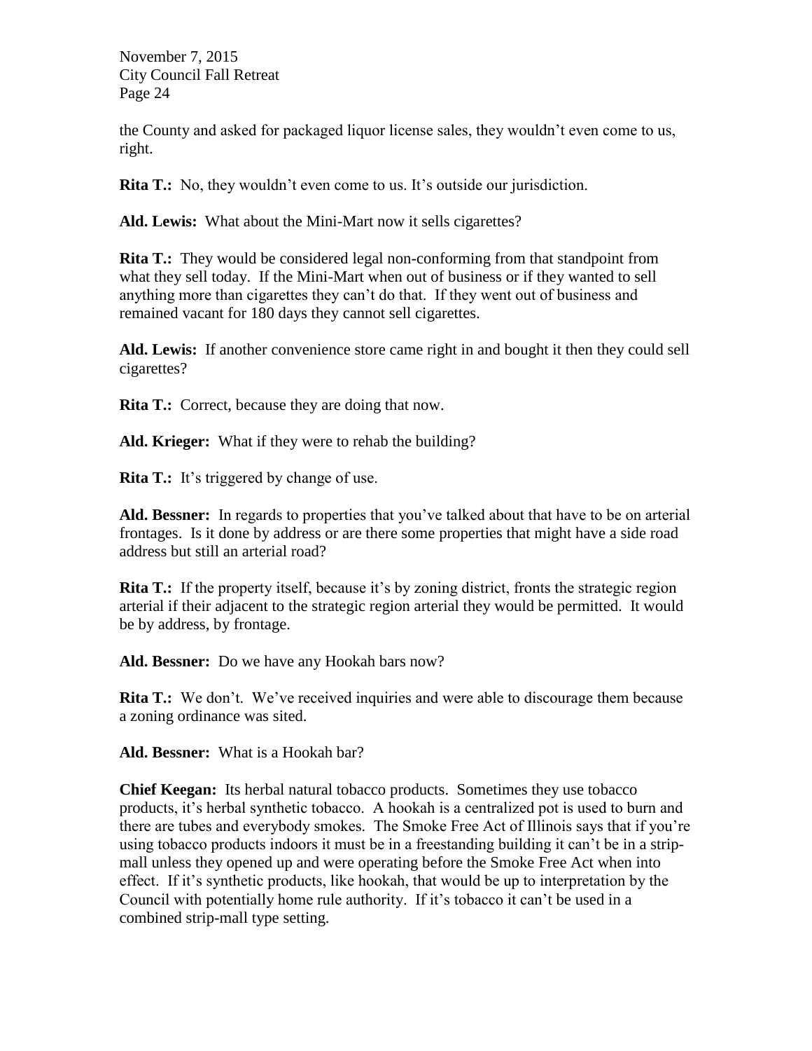the County and asked for packaged liquor license sales, they wouldn't even come to us, right.

**Rita T.:** No, they wouldn't even come to us. It's outside our jurisdiction.

**Ald. Lewis:** What about the Mini-Mart now it sells cigarettes?

**Rita T.:** They would be considered legal non-conforming from that standpoint from what they sell today. If the Mini-Mart when out of business or if they wanted to sell anything more than cigarettes they can't do that. If they went out of business and remained vacant for 180 days they cannot sell cigarettes.

**Ald. Lewis:** If another convenience store came right in and bought it then they could sell cigarettes?

**Rita T.:** Correct, because they are doing that now.

**Ald. Krieger:** What if they were to rehab the building?

**Rita T.:** It's triggered by change of use.

**Ald. Bessner:** In regards to properties that you've talked about that have to be on arterial frontages. Is it done by address or are there some properties that might have a side road address but still an arterial road?

**Rita T.:** If the property itself, because it's by zoning district, fronts the strategic region arterial if their adjacent to the strategic region arterial they would be permitted. It would be by address, by frontage.

**Ald. Bessner:** Do we have any Hookah bars now?

**Rita T.:** We don't. We've received inquiries and were able to discourage them because a zoning ordinance was sited.

**Ald. Bessner:** What is a Hookah bar?

**Chief Keegan:** Its herbal natural tobacco products. Sometimes they use tobacco products, it's herbal synthetic tobacco. A hookah is a centralized pot is used to burn and there are tubes and everybody smokes. The Smoke Free Act of Illinois says that if you're using tobacco products indoors it must be in a freestanding building it can't be in a strip-mall unless they opened up and were operating before the Smoke Free Act when into effect. If it's synthetic products, like hookah, that would be up to interpretation by the Council with potentially home rule authority. If it's tobacco it can't be used in a combined strip-mall type setting.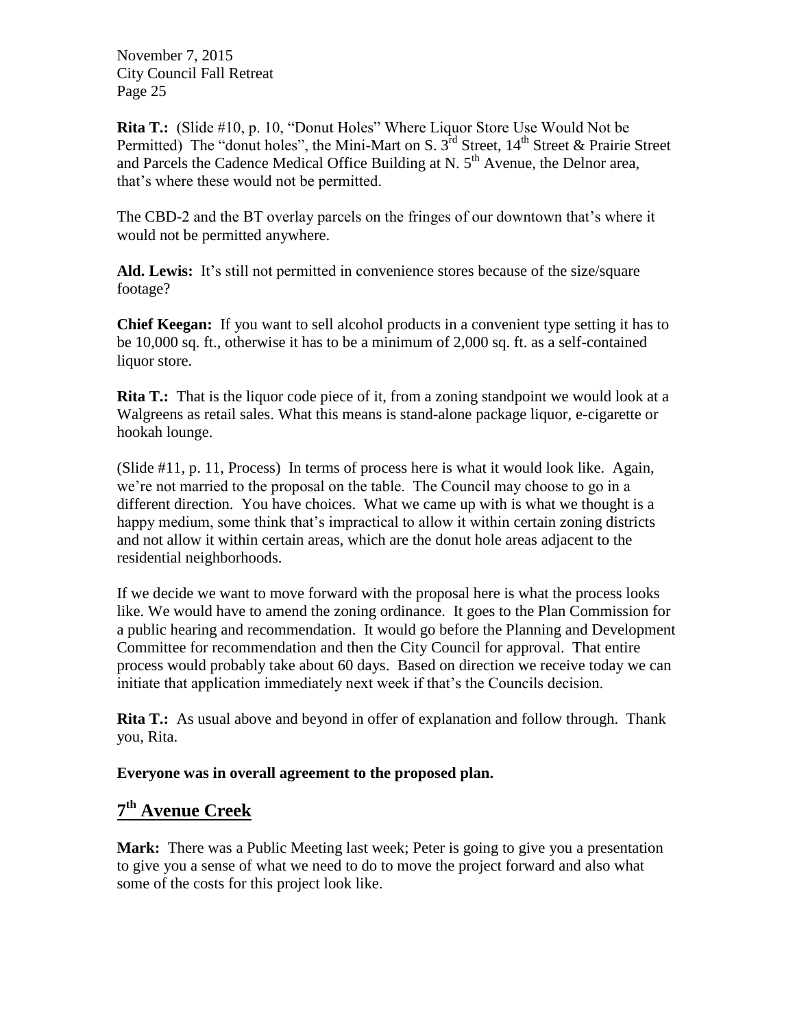**Rita T.:** (Slide #10, p. 10, "Donut Holes" Where Liquor Store Use Would Not be Permitted) The "donut holes", the Mini-Mart on S. 3rd Street, 14th Street & Prairie Street and Parcels the Cadence Medical Office Building at N. 5th Avenue, the Delnor area, that's where these would not be permitted.

The CBD-2 and the BT overlay parcels on the fringes of our downtown that's where it would not be permitted anywhere.

**Ald. Lewis:** It's still not permitted in convenience stores because of the size/square footage?

**Chief Keegan:** If you want to sell alcohol products in a convenient type setting it has to be 10,000 sq. ft., otherwise it has to be a minimum of 2,000 sq. ft. as a self-contained liquor store.

**Rita T.:** That is the liquor code piece of it, from a zoning standpoint we would look at a Walgreens as retail sales. What this means is stand-alone package liquor, e-cigarette or hookah lounge.

(Slide #11, p. 11, Process) In terms of process here is what it would look like. Again, we're not married to the proposal on the table. The Council may choose to go in a different direction. You have choices. What we came up with is what we thought is a happy medium, some think that's impractical to allow it within certain zoning districts and not allow it within certain areas, which are the donut hole areas adjacent to the residential neighborhoods.

If we decide we want to move forward with the proposal here is what the process looks like. We would have to amend the zoning ordinance. It goes to the Plan Commission for a public hearing and recommendation. It would go before the Planning and Development Committee for recommendation and then the City Council for approval. That entire process would probably take about 60 days. Based on direction we receive today we can initiate that application immediately next week if that's the Councils decision.

**Rita T.:** As usual above and beyond in offer of explanation and follow through. Thank you, Rita.

**Everyone was in overall agreement to the proposed plan.**

## 7th Avenue Creek

**Mark:** There was a Public Meeting last week; Peter is going to give you a presentation to give you a sense of what we need to do to move the project forward and also what some of the costs for this project look like.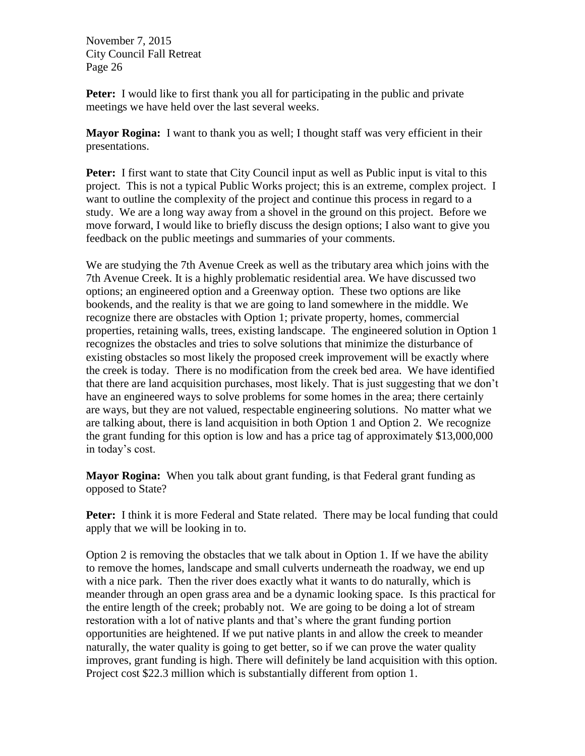**Peter:** I would like to first thank you all for participating in the public and private meetings we have held over the last several weeks.

**Mayor Rogina:** I want to thank you as well; I thought staff was very efficient in their presentations.

**Peter:** I first want to state that City Council input as well as Public input is vital to this project. This is not a typical Public Works project; this is an extreme, complex project. I want to outline the complexity of the project and continue this process in regard to a study. We are a long way away from a shovel in the ground on this project. Before we move forward, I would like to briefly discuss the design options; I also want to give you feedback on the public meetings and summaries of your comments.

We are studying the 7th Avenue Creek as well as the tributary area which joins with the 7th Avenue Creek. It is a highly problematic residential area. We have discussed two options; an engineered option and a Greenway option. These two options are like bookends, and the reality is that we are going to land somewhere in the middle. We recognize there are obstacles with Option 1; private property, homes, commercial properties, retaining walls, trees, existing landscape. The engineered solution in Option 1 recognizes the obstacles and tries to solve solutions that minimize the disturbance of existing obstacles so most likely the proposed creek improvement will be exactly where the creek is today. There is no modification from the creek bed area. We have identified that there are land acquisition purchases, most likely. That is just suggesting that we don't have an engineered ways to solve problems for some homes in the area; there certainly are ways, but they are not valued, respectable engineering solutions. No matter what we are talking about, there is land acquisition in both Option 1 and Option 2. We recognize the grant funding for this option is low and has a price tag of approximately $13,000,000 in today's cost.

**Mayor Rogina:** When you talk about grant funding, is that Federal grant funding as opposed to State?

**Peter:** I think it is more Federal and State related. There may be local funding that could apply that we will be looking in to.

Option 2 is removing the obstacles that we talk about in Option 1. If we have the ability to remove the homes, landscape and small culverts underneath the roadway, we end up with a nice park. Then the river does exactly what it wants to do naturally, which is meander through an open grass area and be a dynamic looking space. Is this practical for the entire length of the creek; probably not. We are going to be doing a lot of stream restoration with a lot of native plants and that's where the grant funding portion opportunities are heightened. If we put native plants in and allow the creek to meander naturally, the water quality is going to get better, so if we can prove the water quality improves, grant funding is high. There will definitely be land acquisition with this option. Project cost $22.3 million which is substantially different from option 1.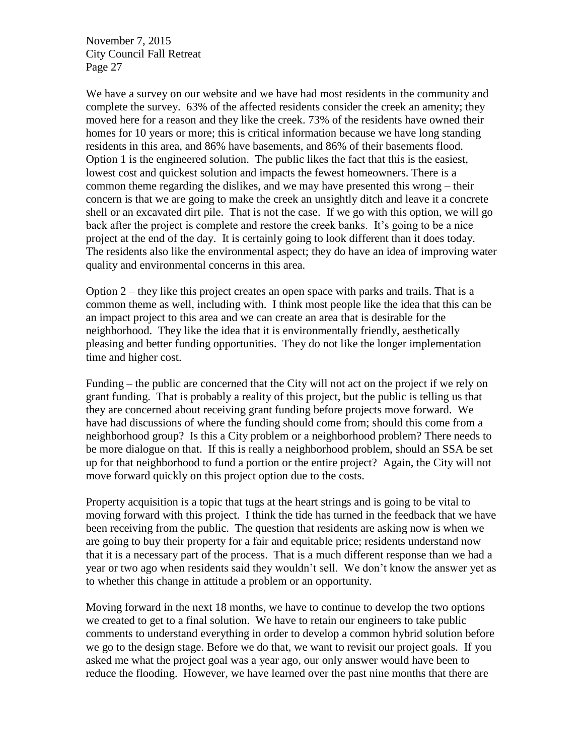We have a survey on our website and we have had most residents in the community and complete the survey. 63% of the affected residents consider the creek an amenity; they moved here for a reason and they like the creek. 73% of the residents have owned their homes for 10 years or more; this is critical information because we have long standing residents in this area, and 86% have basements, and 86% of their basements flood. Option 1 is the engineered solution. The public likes the fact that this is the easiest, lowest cost and quickest solution and impacts the fewest homeowners. There is a common theme regarding the dislikes, and we may have presented this wrong – their concern is that we are going to make the creek an unsightly ditch and leave it a concrete shell or an excavated dirt pile. That is not the case. If we go with this option, we will go back after the project is complete and restore the creek banks. It's going to be a nice project at the end of the day. It is certainly going to look different than it does today. The residents also like the environmental aspect; they do have an idea of improving water quality and environmental concerns in this area.

Option 2 – they like this project creates an open space with parks and trails. That is a common theme as well, including with. I think most people like the idea that this can be an impact project to this area and we can create an area that is desirable for the neighborhood. They like the idea that it is environmentally friendly, aesthetically pleasing and better funding opportunities. They do not like the longer implementation time and higher cost.

Funding – the public are concerned that the City will not act on the project if we rely on grant funding. That is probably a reality of this project, but the public is telling us that they are concerned about receiving grant funding before projects move forward. We have had discussions of where the funding should come from; should this come from a neighborhood group? Is this a City problem or a neighborhood problem? There needs to be more dialogue on that. If this is really a neighborhood problem, should an SSA be set up for that neighborhood to fund a portion or the entire project? Again, the City will not move forward quickly on this project option due to the costs.

Property acquisition is a topic that tugs at the heart strings and is going to be vital to moving forward with this project. I think the tide has turned in the feedback that we have been receiving from the public. The question that residents are asking now is when we are going to buy their property for a fair and equitable price; residents understand now that it is a necessary part of the process. That is a much different response than we had a year or two ago when residents said they wouldn't sell. We don't know the answer yet as to whether this change in attitude a problem or an opportunity.

Moving forward in the next 18 months, we have to continue to develop the two options we created to get to a final solution. We have to retain our engineers to take public comments to understand everything in order to develop a common hybrid solution before we go to the design stage. Before we do that, we want to revisit our project goals. If you asked me what the project goal was a year ago, our only answer would have been to reduce the flooding. However, we have learned over the past nine months that there are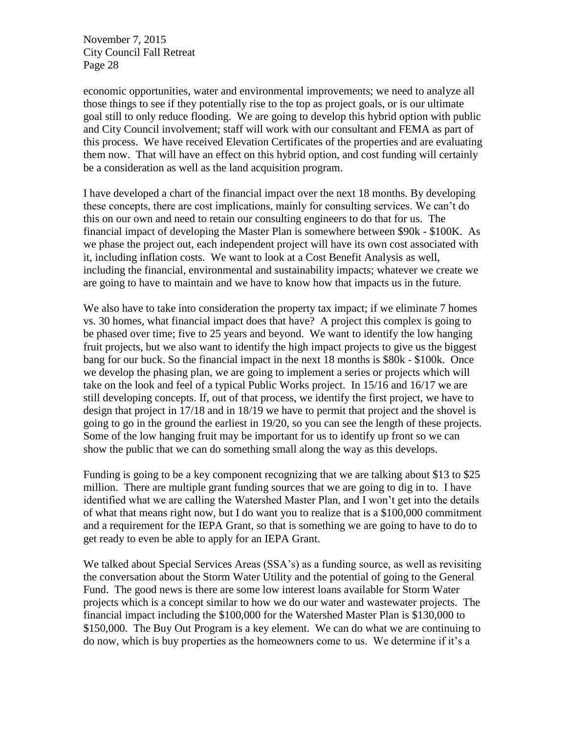economic opportunities, water and environmental improvements; we need to analyze all those things to see if they potentially rise to the top as project goals, or is our ultimate goal still to only reduce flooding. We are going to develop this hybrid option with public and City Council involvement; staff will work with our consultant and FEMA as part of this process. We have received Elevation Certificates of the properties and are evaluating them now. That will have an effect on this hybrid option, and cost funding will certainly be a consideration as well as the land acquisition program.

I have developed a chart of the financial impact over the next 18 months. By developing these concepts, there are cost implications, mainly for consulting services. We can't do this on our own and need to retain our consulting engineers to do that for us. The financial impact of developing the Master Plan is somewhere between $90k - $100K. As we phase the project out, each independent project will have its own cost associated with it, including inflation costs. We want to look at a Cost Benefit Analysis as well, including the financial, environmental and sustainability impacts; whatever we create we are going to have to maintain and we have to know how that impacts us in the future.

We also have to take into consideration the property tax impact; if we eliminate 7 homes vs. 30 homes, what financial impact does that have? A project this complex is going to be phased over time; five to 25 years and beyond. We want to identify the low hanging fruit projects, but we also want to identify the high impact projects to give us the biggest bang for our buck. So the financial impact in the next 18 months is $80k - $100k. Once we develop the phasing plan, we are going to implement a series or projects which will take on the look and feel of a typical Public Works project. In 15/16 and 16/17 we are still developing concepts. If, out of that process, we identify the first project, we have to design that project in 17/18 and in 18/19 we have to permit that project and the shovel is going to go in the ground the earliest in 19/20, so you can see the length of these projects. Some of the low hanging fruit may be important for us to identify up front so we can show the public that we can do something small along the way as this develops.

Funding is going to be a key component recognizing that we are talking about $13 to $25 million. There are multiple grant funding sources that we are going to dig in to. I have identified what we are calling the Watershed Master Plan, and I won't get into the details of what that means right now, but I do want you to realize that is a $100,000 commitment and a requirement for the IEPA Grant, so that is something we are going to have to do to get ready to even be able to apply for an IEPA Grant.

We talked about Special Services Areas (SSA's) as a funding source, as well as revisiting the conversation about the Storm Water Utility and the potential of going to the General Fund. The good news is there are some low interest loans available for Storm Water projects which is a concept similar to how we do our water and wastewater projects. The financial impact including the $100,000 for the Watershed Master Plan is $130,000 to $150,000. The Buy Out Program is a key element. We can do what we are continuing to do now, which is buy properties as the homeowners come to us. We determine if it's a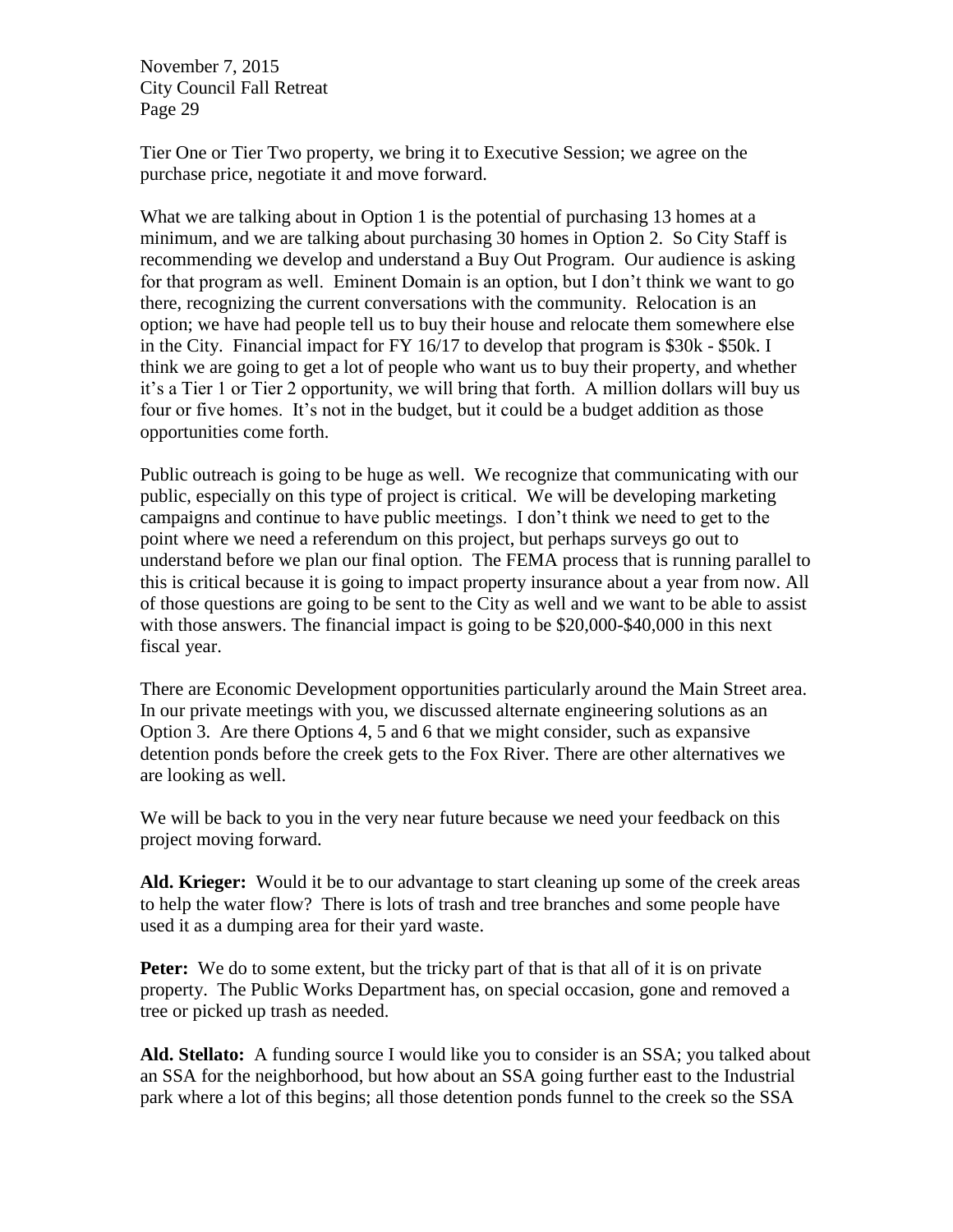Tier One or Tier Two property, we bring it to Executive Session; we agree on the purchase price, negotiate it and move forward.

What we are talking about in Option 1 is the potential of purchasing 13 homes at a minimum, and we are talking about purchasing 30 homes in Option 2. So City Staff is recommending we develop and understand a Buy Out Program. Our audience is asking for that program as well. Eminent Domain is an option, but I don't think we want to go there, recognizing the current conversations with the community. Relocation is an option; we have had people tell us to buy their house and relocate them somewhere else in the City. Financial impact for FY 16/17 to develop that program is $30k - $50k. I think we are going to get a lot of people who want us to buy their property, and whether it's a Tier 1 or Tier 2 opportunity, we will bring that forth. A million dollars will buy us four or five homes. It's not in the budget, but it could be a budget addition as those opportunities come forth.

Public outreach is going to be huge as well. We recognize that communicating with our public, especially on this type of project is critical. We will be developing marketing campaigns and continue to have public meetings. I don't think we need to get to the point where we need a referendum on this project, but perhaps surveys go out to understand before we plan our final option. The FEMA process that is running parallel to this is critical because it is going to impact property insurance about a year from now. All of those questions are going to be sent to the City as well and we want to be able to assist with those answers. The financial impact is going to be $20,000-$40,000 in this next fiscal year.

There are Economic Development opportunities particularly around the Main Street area. In our private meetings with you, we discussed alternate engineering solutions as an Option 3. Are there Options 4, 5 and 6 that we might consider, such as expansive detention ponds before the creek gets to the Fox River. There are other alternatives we are looking as well.

We will be back to you in the very near future because we need your feedback on this project moving forward.

**Ald. Krieger:** Would it be to our advantage to start cleaning up some of the creek areas to help the water flow? There is lots of trash and tree branches and some people have used it as a dumping area for their yard waste.

**Peter:** We do to some extent, but the tricky part of that is that all of it is on private property. The Public Works Department has, on special occasion, gone and removed a tree or picked up trash as needed.

**Ald. Stellato:** A funding source I would like you to consider is an SSA; you talked about an SSA for the neighborhood, but how about an SSA going further east to the Industrial park where a lot of this begins; all those detention ponds funnel to the creek so the SSA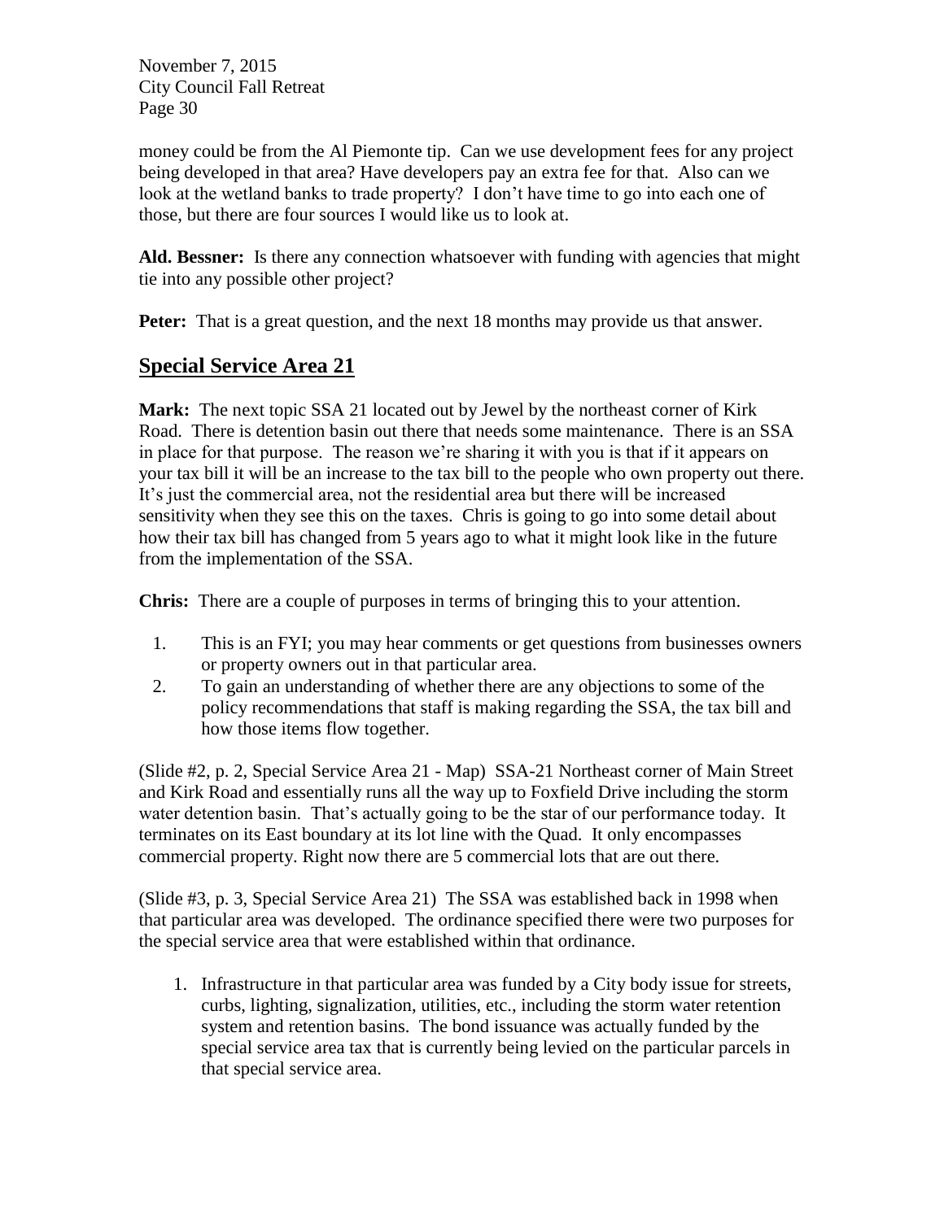money could be from the Al Piemonte tip. Can we use development fees for any project being developed in that area? Have developers pay an extra fee for that. Also can we look at the wetland banks to trade property? I don't have time to go into each one of those, but there are four sources I would like us to look at.

**Ald. Bessner:** Is there any connection whatsoever with funding with agencies that might tie into any possible other project?

**Peter:** That is a great question, and the next 18 months may provide us that answer.

## Special Service Area 21

**Mark:** The next topic SSA 21 located out by Jewel by the northeast corner of Kirk Road. There is detention basin out there that needs some maintenance. There is an SSA in place for that purpose. The reason we're sharing it with you is that if it appears on your tax bill it will be an increase to the tax bill to the people who own property out there. It's just the commercial area, not the residential area but there will be increased sensitivity when they see this on the taxes. Chris is going to go into some detail about how their tax bill has changed from 5 years ago to what it might look like in the future from the implementation of the SSA.

**Chris:** There are a couple of purposes in terms of bringing this to your attention.

1. This is an FYI; you may hear comments or get questions from businesses owners or property owners out in that particular area.
2. To gain an understanding of whether there are any objections to some of the policy recommendations that staff is making regarding the SSA, the tax bill and how those items flow together.

(Slide #2, p. 2, Special Service Area 21 - Map) SSA-21 Northeast corner of Main Street and Kirk Road and essentially runs all the way up to Foxfield Drive including the storm water detention basin. That's actually going to be the star of our performance today. It terminates on its East boundary at its lot line with the Quad. It only encompasses commercial property. Right now there are 5 commercial lots that are out there.

(Slide #3, p. 3, Special Service Area 21) The SSA was established back in 1998 when that particular area was developed. The ordinance specified there were two purposes for the special service area that were established within that ordinance.

1. Infrastructure in that particular area was funded by a City body issue for streets, curbs, lighting, signalization, utilities, etc., including the storm water retention system and retention basins. The bond issuance was actually funded by the special service area tax that is currently being levied on the particular parcels in that special service area.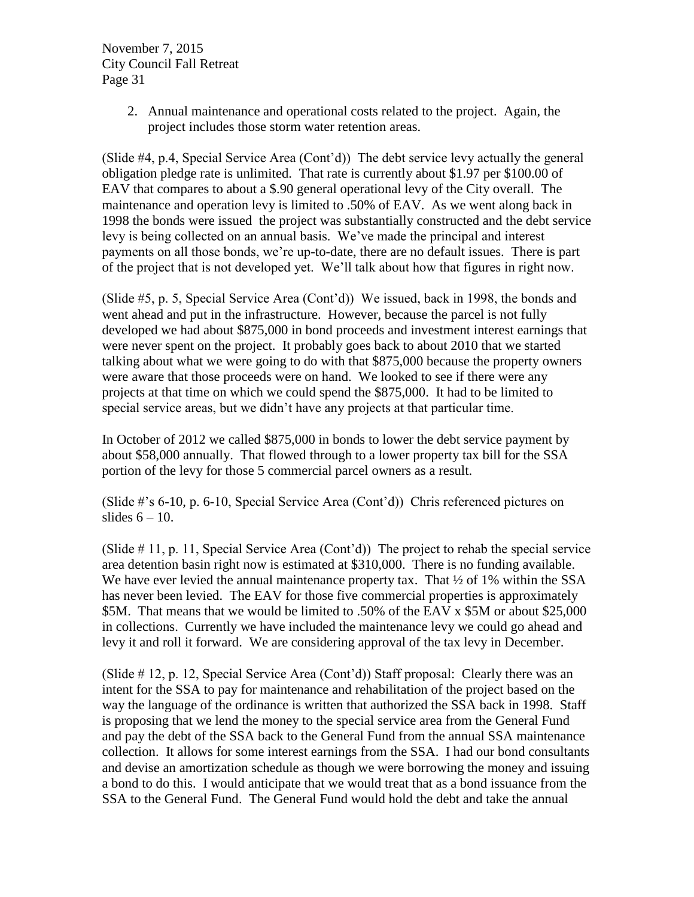2. Annual maintenance and operational costs related to the project. Again, the project includes those storm water retention areas.

(Slide #4, p.4, Special Service Area (Cont'd)) The debt service levy actually the general obligation pledge rate is unlimited. That rate is currently about $1.97 per $100.00 of EAV that compares to about a $.90 general operational levy of the City overall. The maintenance and operation levy is limited to .50% of EAV. As we went along back in 1998 the bonds were issued the project was substantially constructed and the debt service levy is being collected on an annual basis. We've made the principal and interest payments on all those bonds, we're up-to-date, there are no default issues. There is part of the project that is not developed yet. We'll talk about how that figures in right now.

(Slide #5, p. 5, Special Service Area (Cont'd)) We issued, back in 1998, the bonds and went ahead and put in the infrastructure. However, because the parcel is not fully developed we had about $875,000 in bond proceeds and investment interest earnings that were never spent on the project. It probably goes back to about 2010 that we started talking about what we were going to do with that $875,000 because the property owners were aware that those proceeds were on hand. We looked to see if there were any projects at that time on which we could spend the $875,000. It had to be limited to special service areas, but we didn't have any projects at that particular time.

In October of 2012 we called $875,000 in bonds to lower the debt service payment by about $58,000 annually. That flowed through to a lower property tax bill for the SSA portion of the levy for those 5 commercial parcel owners as a result.

(Slide #'s 6-10, p. 6-10, Special Service Area (Cont'd)) Chris referenced pictures on slides 6 – 10.

(Slide # 11, p. 11, Special Service Area (Cont'd)) The project to rehab the special service area detention basin right now is estimated at $310,000. There is no funding available. We have ever levied the annual maintenance property tax. That ½ of 1% within the SSA has never been levied. The EAV for those five commercial properties is approximately $5M. That means that we would be limited to .50% of the EAV x $5M or about $25,000 in collections. Currently we have included the maintenance levy we could go ahead and levy it and roll it forward. We are considering approval of the tax levy in December.

(Slide # 12, p. 12, Special Service Area (Cont'd)) Staff proposal: Clearly there was an intent for the SSA to pay for maintenance and rehabilitation of the project based on the way the language of the ordinance is written that authorized the SSA back in 1998. Staff is proposing that we lend the money to the special service area from the General Fund and pay the debt of the SSA back to the General Fund from the annual SSA maintenance collection. It allows for some interest earnings from the SSA. I had our bond consultants and devise an amortization schedule as though we were borrowing the money and issuing a bond to do this. I would anticipate that we would treat that as a bond issuance from the SSA to the General Fund. The General Fund would hold the debt and take the annual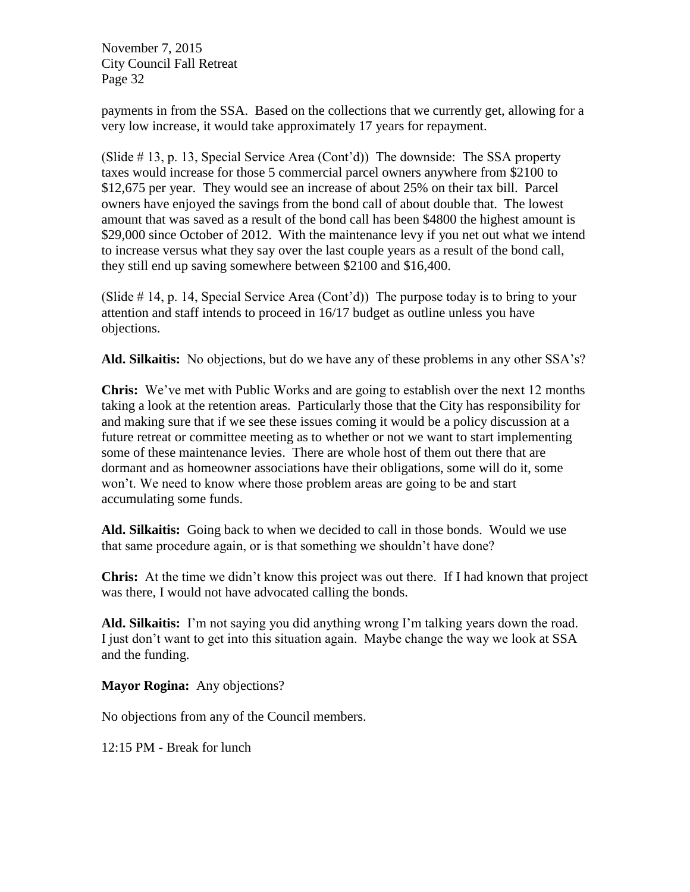payments in from the SSA. Based on the collections that we currently get, allowing for a very low increase, it would take approximately 17 years for repayment.

(Slide # 13, p. 13, Special Service Area (Cont'd)) The downside: The SSA property taxes would increase for those 5 commercial parcel owners anywhere from $2100 to $12,675 per year. They would see an increase of about 25% on their tax bill. Parcel owners have enjoyed the savings from the bond call of about double that. The lowest amount that was saved as a result of the bond call has been $4800 the highest amount is $29,000 since October of 2012. With the maintenance levy if you net out what we intend to increase versus what they say over the last couple years as a result of the bond call, they still end up saving somewhere between $2100 and $16,400.

(Slide # 14, p. 14, Special Service Area (Cont'd)) The purpose today is to bring to your attention and staff intends to proceed in 16/17 budget as outline unless you have objections.

**Ald. Silkaitis:** No objections, but do we have any of these problems in any other SSA's?

**Chris:** We've met with Public Works and are going to establish over the next 12 months taking a look at the retention areas. Particularly those that the City has responsibility for and making sure that if we see these issues coming it would be a policy discussion at a future retreat or committee meeting as to whether or not we want to start implementing some of these maintenance levies. There are whole host of them out there that are dormant and as homeowner associations have their obligations, some will do it, some won't. We need to know where those problem areas are going to be and start accumulating some funds.

**Ald. Silkaitis:** Going back to when we decided to call in those bonds. Would we use that same procedure again, or is that something we shouldn't have done?

**Chris:** At the time we didn't know this project was out there. If I had known that project was there, I would not have advocated calling the bonds.

**Ald. Silkaitis:** I'm not saying you did anything wrong I'm talking years down the road. I just don't want to get into this situation again. Maybe change the way we look at SSA and the funding.

**Mayor Rogina:** Any objections?

No objections from any of the Council members.

12:15 PM - Break for lunch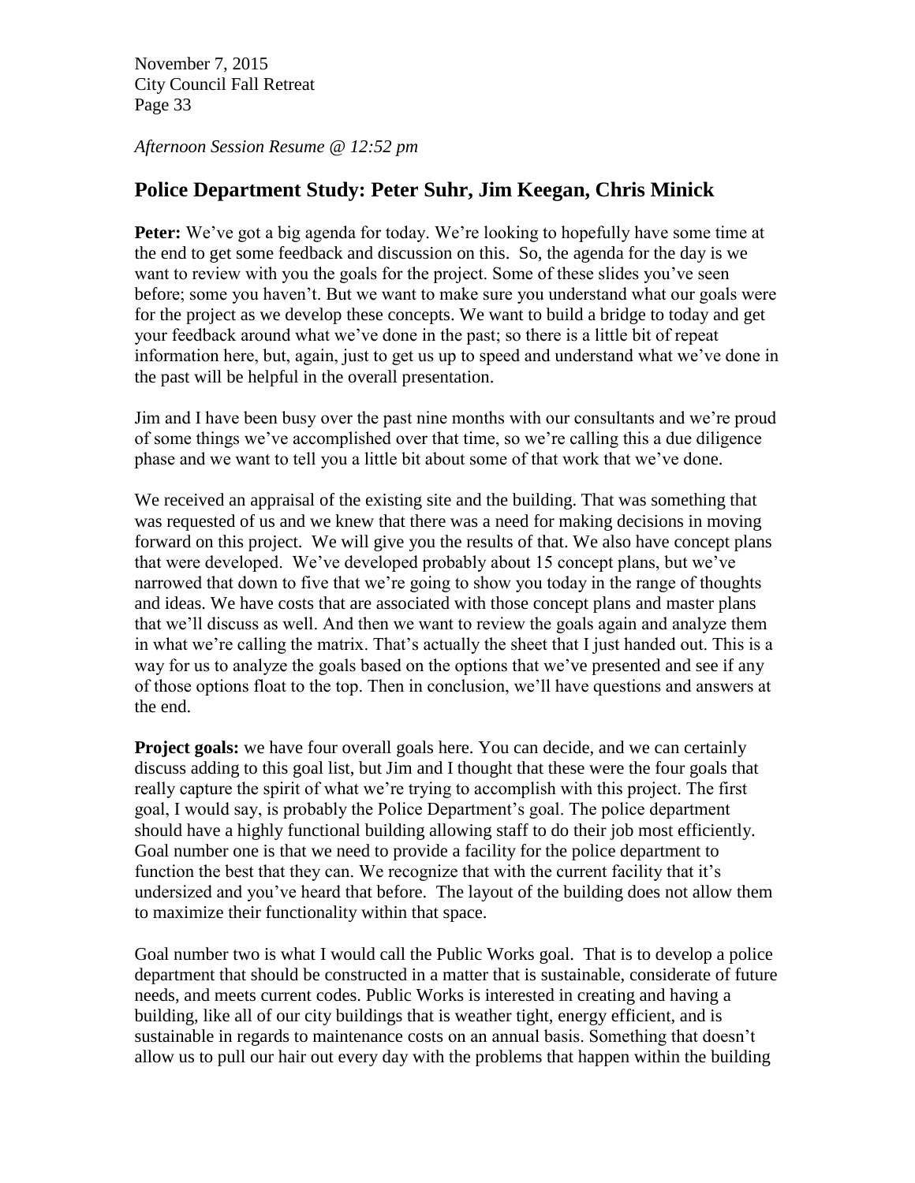*Afternoon Session Resume @ 12:52 pm*

## Police Department Study: Peter Suhr, Jim Keegan, Chris Minick

**Peter:** We've got a big agenda for today. We're looking to hopefully have some time at the end to get some feedback and discussion on this. So, the agenda for the day is we want to review with you the goals for the project. Some of these slides you've seen before; some you haven't. But we want to make sure you understand what our goals were for the project as we develop these concepts. We want to build a bridge to today and get your feedback around what we've done in the past; so there is a little bit of repeat information here, but, again, just to get us up to speed and understand what we've done in the past will be helpful in the overall presentation.

Jim and I have been busy over the past nine months with our consultants and we're proud of some things we've accomplished over that time, so we're calling this a due diligence phase and we want to tell you a little bit about some of that work that we've done.

We received an appraisal of the existing site and the building. That was something that was requested of us and we knew that there was a need for making decisions in moving forward on this project. We will give you the results of that. We also have concept plans that were developed. We've developed probably about 15 concept plans, but we've narrowed that down to five that we're going to show you today in the range of thoughts and ideas. We have costs that are associated with those concept plans and master plans that we'll discuss as well. And then we want to review the goals again and analyze them in what we're calling the matrix. That's actually the sheet that I just handed out. This is a way for us to analyze the goals based on the options that we've presented and see if any of those options float to the top. Then in conclusion, we'll have questions and answers at the end.

**Project goals:** we have four overall goals here. You can decide, and we can certainly discuss adding to this goal list, but Jim and I thought that these were the four goals that really capture the spirit of what we're trying to accomplish with this project. The first goal, I would say, is probably the Police Department's goal. The police department should have a highly functional building allowing staff to do their job most efficiently. Goal number one is that we need to provide a facility for the police department to function the best that they can. We recognize that with the current facility that it's undersized and you've heard that before. The layout of the building does not allow them to maximize their functionality within that space.

Goal number two is what I would call the Public Works goal. That is to develop a police department that should be constructed in a matter that is sustainable, considerate of future needs, and meets current codes. Public Works is interested in creating and having a building, like all of our city buildings that is weather tight, energy efficient, and is sustainable in regards to maintenance costs on an annual basis. Something that doesn't allow us to pull our hair out every day with the problems that happen within the building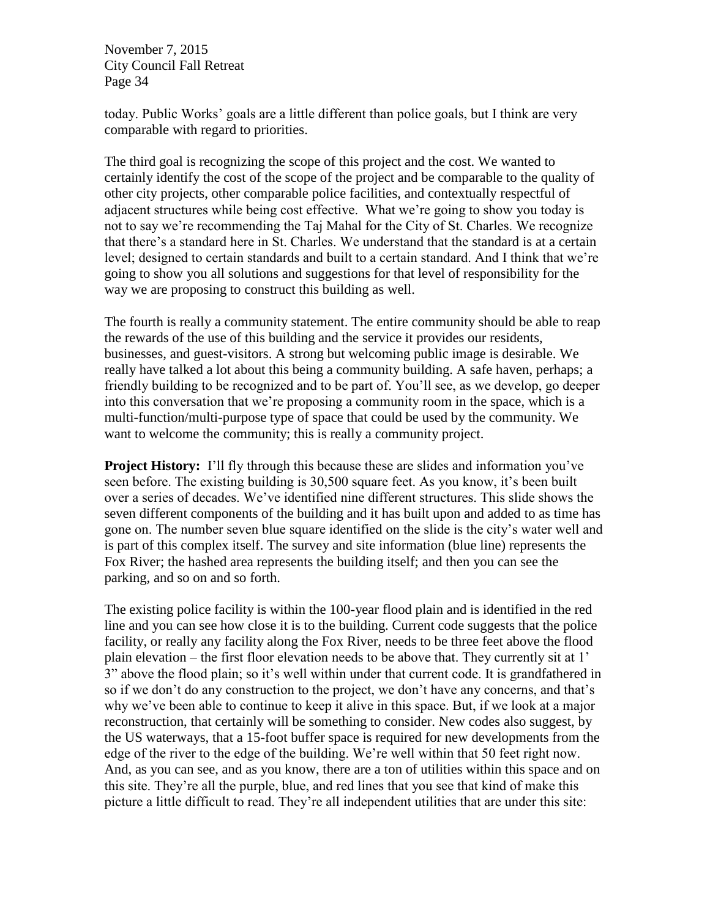today. Public Works' goals are a little different than police goals, but I think are very comparable with regard to priorities.

The third goal is recognizing the scope of this project and the cost. We wanted to certainly identify the cost of the scope of the project and be comparable to the quality of other city projects, other comparable police facilities, and contextually respectful of adjacent structures while being cost effective. What we're going to show you today is not to say we're recommending the Taj Mahal for the City of St. Charles. We recognize that there's a standard here in St. Charles. We understand that the standard is at a certain level; designed to certain standards and built to a certain standard. And I think that we're going to show you all solutions and suggestions for that level of responsibility for the way we are proposing to construct this building as well.

The fourth is really a community statement. The entire community should be able to reap the rewards of the use of this building and the service it provides our residents, businesses, and guest-visitors. A strong but welcoming public image is desirable. We really have talked a lot about this being a community building. A safe haven, perhaps; a friendly building to be recognized and to be part of. You'll see, as we develop, go deeper into this conversation that we're proposing a community room in the space, which is a multi-function/multi-purpose type of space that could be used by the community. We want to welcome the community; this is really a community project.

**Project History:** I'll fly through this because these are slides and information you've seen before. The existing building is 30,500 square feet. As you know, it's been built over a series of decades. We've identified nine different structures. This slide shows the seven different components of the building and it has built upon and added to as time has gone on. The number seven blue square identified on the slide is the city's water well and is part of this complex itself. The survey and site information (blue line) represents the Fox River; the hashed area represents the building itself; and then you can see the parking, and so on and so forth.

The existing police facility is within the 100-year flood plain and is identified in the red line and you can see how close it is to the building. Current code suggests that the police facility, or really any facility along the Fox River, needs to be three feet above the flood plain elevation – the first floor elevation needs to be above that. They currently sit at 1' 3" above the flood plain; so it's well within under that current code. It is grandfathered in so if we don't do any construction to the project, we don't have any concerns, and that's why we've been able to continue to keep it alive in this space. But, if we look at a major reconstruction, that certainly will be something to consider. New codes also suggest, by the US waterways, that a 15-foot buffer space is required for new developments from the edge of the river to the edge of the building. We're well within that 50 feet right now. And, as you can see, and as you know, there are a ton of utilities within this space and on this site. They're all the purple, blue, and red lines that you see that kind of make this picture a little difficult to read. They're all independent utilities that are under this site: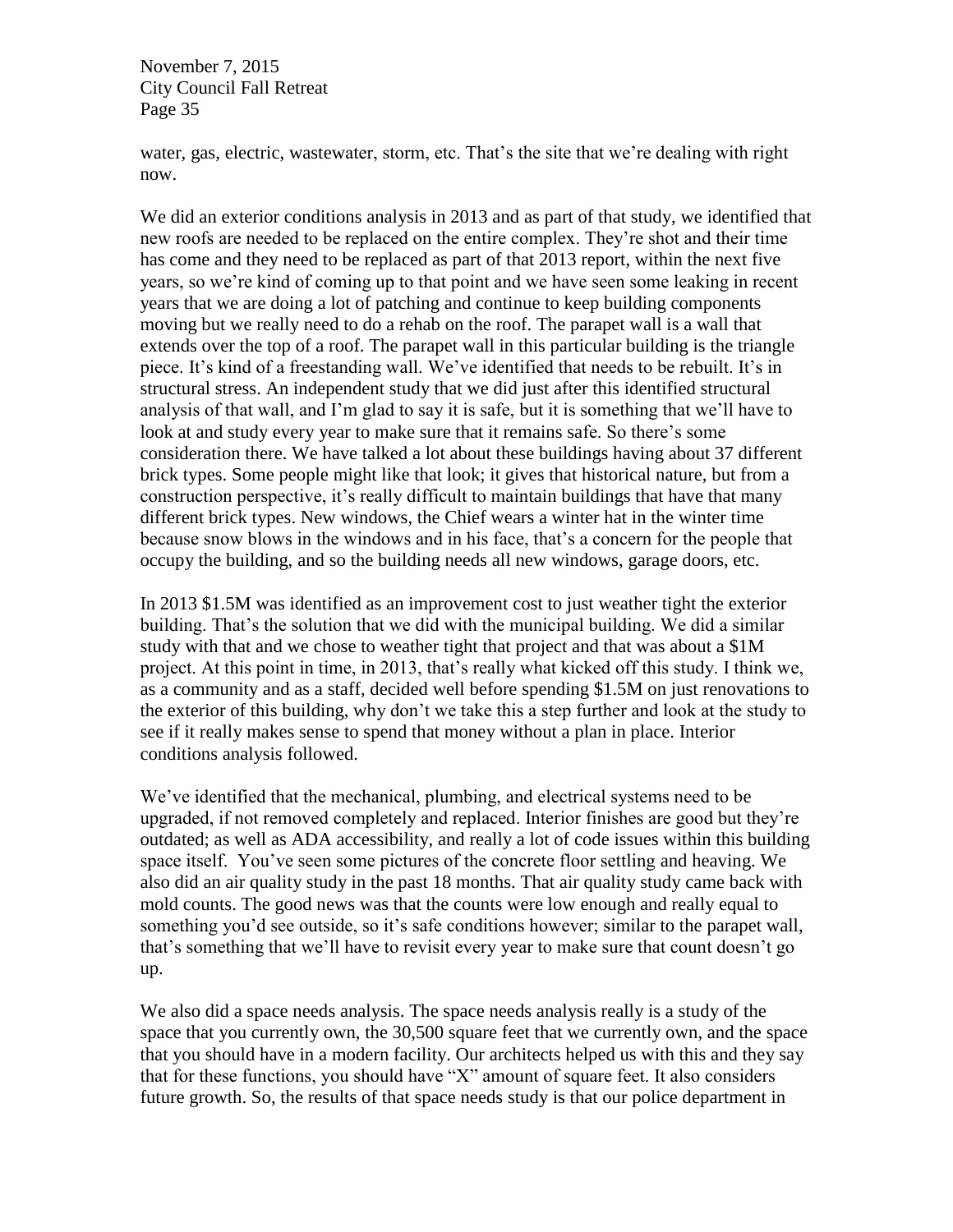water, gas, electric, wastewater, storm, etc. That's the site that we're dealing with right now.

We did an exterior conditions analysis in 2013 and as part of that study, we identified that new roofs are needed to be replaced on the entire complex. They're shot and their time has come and they need to be replaced as part of that 2013 report, within the next five years, so we're kind of coming up to that point and we have seen some leaking in recent years that we are doing a lot of patching and continue to keep building components moving but we really need to do a rehab on the roof. The parapet wall is a wall that extends over the top of a roof. The parapet wall in this particular building is the triangle piece. It's kind of a freestanding wall. We've identified that needs to be rebuilt. It's in structural stress. An independent study that we did just after this identified structural analysis of that wall, and I'm glad to say it is safe, but it is something that we'll have to look at and study every year to make sure that it remains safe. So there's some consideration there. We have talked a lot about these buildings having about 37 different brick types. Some people might like that look; it gives that historical nature, but from a construction perspective, it's really difficult to maintain buildings that have that many different brick types. New windows, the Chief wears a winter hat in the winter time because snow blows in the windows and in his face, that's a concern for the people that occupy the building, and so the building needs all new windows, garage doors, etc.

In 2013 $1.5M was identified as an improvement cost to just weather tight the exterior building. That's the solution that we did with the municipal building. We did a similar study with that and we chose to weather tight that project and that was about a $1M project. At this point in time, in 2013, that's really what kicked off this study. I think we, as a community and as a staff, decided well before spending $1.5M on just renovations to the exterior of this building, why don't we take this a step further and look at the study to see if it really makes sense to spend that money without a plan in place. Interior conditions analysis followed.

We've identified that the mechanical, plumbing, and electrical systems need to be upgraded, if not removed completely and replaced. Interior finishes are good but they're outdated; as well as ADA accessibility, and really a lot of code issues within this building space itself. You've seen some pictures of the concrete floor settling and heaving. We also did an air quality study in the past 18 months. That air quality study came back with mold counts. The good news was that the counts were low enough and really equal to something you'd see outside, so it's safe conditions however; similar to the parapet wall, that's something that we'll have to revisit every year to make sure that count doesn't go up.

We also did a space needs analysis. The space needs analysis really is a study of the space that you currently own, the 30,500 square feet that we currently own, and the space that you should have in a modern facility. Our architects helped us with this and they say that for these functions, you should have "X" amount of square feet. It also considers future growth. So, the results of that space needs study is that our police department in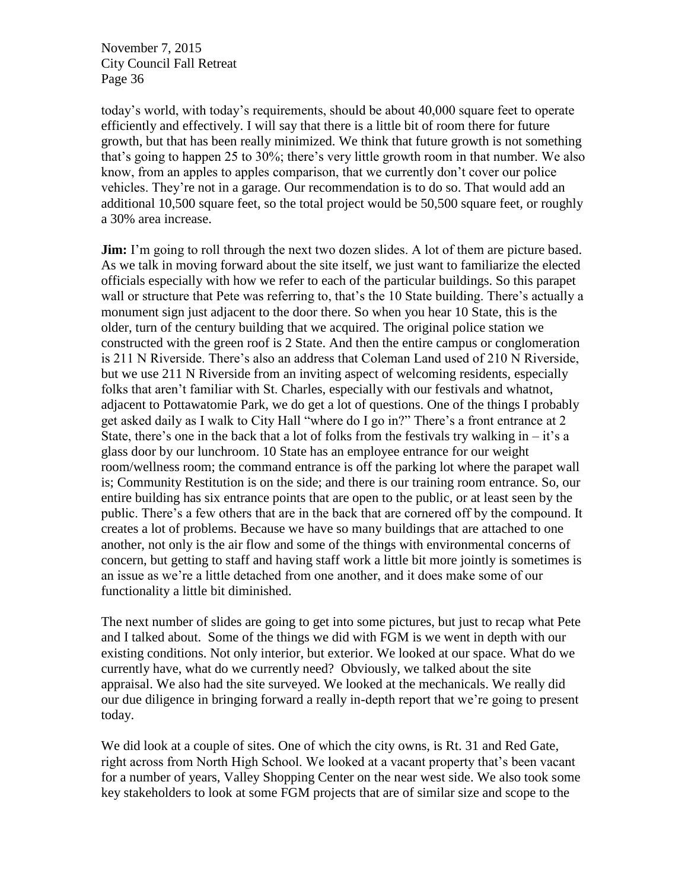today's world, with today's requirements, should be about 40,000 square feet to operate efficiently and effectively. I will say that there is a little bit of room there for future growth, but that has been really minimized. We think that future growth is not something that's going to happen 25 to 30%; there's very little growth room in that number. We also know, from an apples to apples comparison, that we currently don't cover our police vehicles. They're not in a garage. Our recommendation is to do so. That would add an additional 10,500 square feet, so the total project would be 50,500 square feet, or roughly a 30% area increase.

**Jim:** I'm going to roll through the next two dozen slides. A lot of them are picture based. As we talk in moving forward about the site itself, we just want to familiarize the elected officials especially with how we refer to each of the particular buildings. So this parapet wall or structure that Pete was referring to, that's the 10 State building. There's actually a monument sign just adjacent to the door there. So when you hear 10 State, this is the older, turn of the century building that we acquired. The original police station we constructed with the green roof is 2 State. And then the entire campus or conglomeration is 211 N Riverside. There's also an address that Coleman Land used of 210 N Riverside, but we use 211 N Riverside from an inviting aspect of welcoming residents, especially folks that aren't familiar with St. Charles, especially with our festivals and whatnot, adjacent to Pottawatomie Park, we do get a lot of questions. One of the things I probably get asked daily as I walk to City Hall "where do I go in?" There's a front entrance at 2 State, there's one in the back that a lot of folks from the festivals try walking in – it's a glass door by our lunchroom. 10 State has an employee entrance for our weight room/wellness room; the command entrance is off the parking lot where the parapet wall is; Community Restitution is on the side; and there is our training room entrance. So, our entire building has six entrance points that are open to the public, or at least seen by the public. There's a few others that are in the back that are cornered off by the compound. It creates a lot of problems. Because we have so many buildings that are attached to one another, not only is the air flow and some of the things with environmental concerns of concern, but getting to staff and having staff work a little bit more jointly is sometimes is an issue as we're a little detached from one another, and it does make some of our functionality a little bit diminished.

The next number of slides are going to get into some pictures, but just to recap what Pete and I talked about. Some of the things we did with FGM is we went in depth with our existing conditions. Not only interior, but exterior. We looked at our space. What do we currently have, what do we currently need? Obviously, we talked about the site appraisal. We also had the site surveyed. We looked at the mechanicals. We really did our due diligence in bringing forward a really in-depth report that we're going to present today.

We did look at a couple of sites. One of which the city owns, is Rt. 31 and Red Gate, right across from North High School. We looked at a vacant property that's been vacant for a number of years, Valley Shopping Center on the near west side. We also took some key stakeholders to look at some FGM projects that are of similar size and scope to the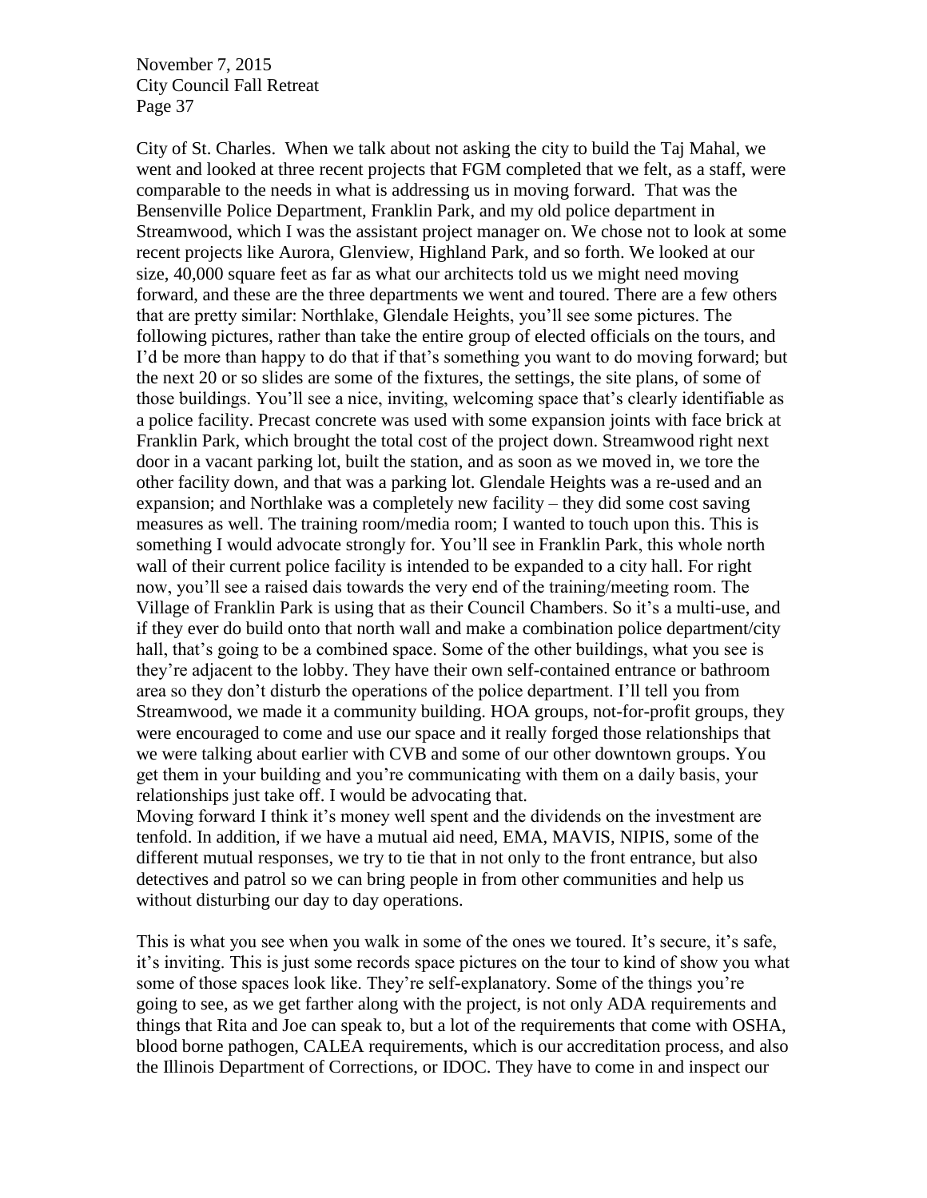City of St. Charles. When we talk about not asking the city to build the Taj Mahal, we went and looked at three recent projects that FGM completed that we felt, as a staff, were comparable to the needs in what is addressing us in moving forward. That was the Bensenville Police Department, Franklin Park, and my old police department in Streamwood, which I was the assistant project manager on. We chose not to look at some recent projects like Aurora, Glenview, Highland Park, and so forth. We looked at our size, 40,000 square feet as far as what our architects told us we might need moving forward, and these are the three departments we went and toured. There are a few others that are pretty similar: Northlake, Glendale Heights, you'll see some pictures. The following pictures, rather than take the entire group of elected officials on the tours, and I'd be more than happy to do that if that's something you want to do moving forward; but the next 20 or so slides are some of the fixtures, the settings, the site plans, of some of those buildings. You'll see a nice, inviting, welcoming space that's clearly identifiable as a police facility. Precast concrete was used with some expansion joints with face brick at Franklin Park, which brought the total cost of the project down. Streamwood right next door in a vacant parking lot, built the station, and as soon as we moved in, we tore the other facility down, and that was a parking lot. Glendale Heights was a re-used and an expansion; and Northlake was a completely new facility – they did some cost saving measures as well. The training room/media room; I wanted to touch upon this. This is something I would advocate strongly for. You'll see in Franklin Park, this whole north wall of their current police facility is intended to be expanded to a city hall. For right now, you'll see a raised dais towards the very end of the training/meeting room. The Village of Franklin Park is using that as their Council Chambers. So it's a multi-use, and if they ever do build onto that north wall and make a combination police department/city hall, that's going to be a combined space. Some of the other buildings, what you see is they're adjacent to the lobby. They have their own self-contained entrance or bathroom area so they don't disturb the operations of the police department. I'll tell you from Streamwood, we made it a community building. HOA groups, not-for-profit groups, they were encouraged to come and use our space and it really forged those relationships that we were talking about earlier with CVB and some of our other downtown groups. You get them in your building and you're communicating with them on a daily basis, your relationships just take off. I would be advocating that.
Moving forward I think it's money well spent and the dividends on the investment are tenfold. In addition, if we have a mutual aid need, EMA, MAVIS, NIPIS, some of the different mutual responses, we try to tie that in not only to the front entrance, but also detectives and patrol so we can bring people in from other communities and help us without disturbing our day to day operations.

This is what you see when you walk in some of the ones we toured. It's secure, it's safe, it's inviting. This is just some records space pictures on the tour to kind of show you what some of those spaces look like. They're self-explanatory. Some of the things you're going to see, as we get farther along with the project, is not only ADA requirements and things that Rita and Joe can speak to, but a lot of the requirements that come with OSHA, blood borne pathogen, CALEA requirements, which is our accreditation process, and also the Illinois Department of Corrections, or IDOC. They have to come in and inspect our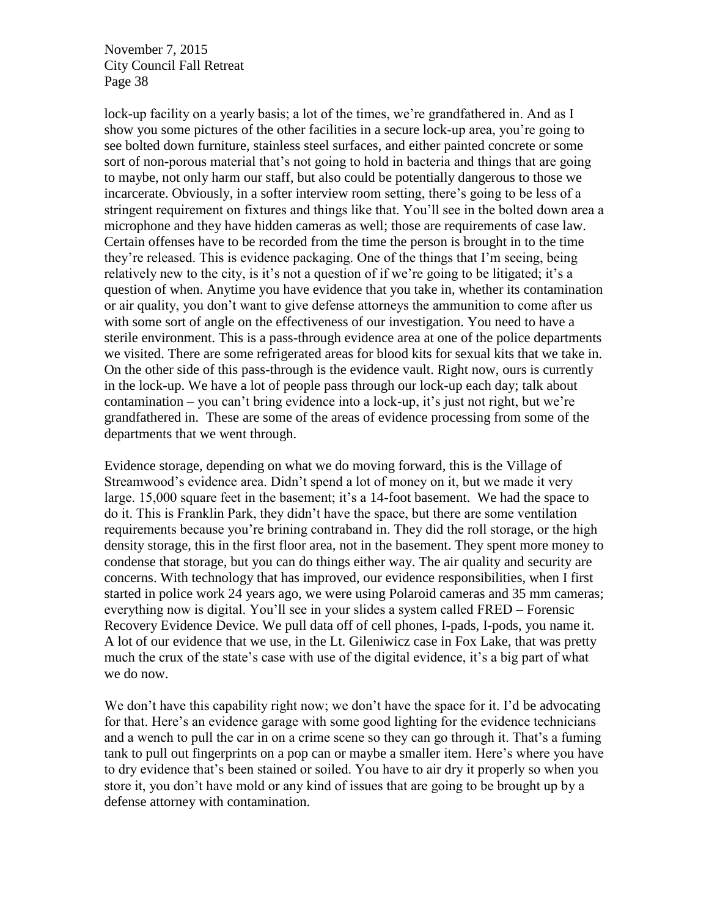lock-up facility on a yearly basis; a lot of the times, we're grandfathered in. And as I show you some pictures of the other facilities in a secure lock-up area, you're going to see bolted down furniture, stainless steel surfaces, and either painted concrete or some sort of non-porous material that's not going to hold in bacteria and things that are going to maybe, not only harm our staff, but also could be potentially dangerous to those we incarcerate. Obviously, in a softer interview room setting, there's going to be less of a stringent requirement on fixtures and things like that. You'll see in the bolted down area a microphone and they have hidden cameras as well; those are requirements of case law. Certain offenses have to be recorded from the time the person is brought in to the time they're released. This is evidence packaging. One of the things that I'm seeing, being relatively new to the city, is it's not a question of if we're going to be litigated; it's a question of when. Anytime you have evidence that you take in, whether its contamination or air quality, you don't want to give defense attorneys the ammunition to come after us with some sort of angle on the effectiveness of our investigation. You need to have a sterile environment. This is a pass-through evidence area at one of the police departments we visited. There are some refrigerated areas for blood kits for sexual kits that we take in. On the other side of this pass-through is the evidence vault. Right now, ours is currently in the lock-up. We have a lot of people pass through our lock-up each day; talk about contamination – you can't bring evidence into a lock-up, it's just not right, but we're grandfathered in. These are some of the areas of evidence processing from some of the departments that we went through.

Evidence storage, depending on what we do moving forward, this is the Village of Streamwood's evidence area. Didn't spend a lot of money on it, but we made it very large. 15,000 square feet in the basement; it's a 14-foot basement. We had the space to do it. This is Franklin Park, they didn't have the space, but there are some ventilation requirements because you're brining contraband in. They did the roll storage, or the high density storage, this in the first floor area, not in the basement. They spent more money to condense that storage, but you can do things either way. The air quality and security are concerns. With technology that has improved, our evidence responsibilities, when I first started in police work 24 years ago, we were using Polaroid cameras and 35 mm cameras; everything now is digital. You'll see in your slides a system called FRED – Forensic Recovery Evidence Device. We pull data off of cell phones, I-pads, I-pods, you name it. A lot of our evidence that we use, in the Lt. Gileniwicz case in Fox Lake, that was pretty much the crux of the state's case with use of the digital evidence, it's a big part of what we do now.

We don't have this capability right now; we don't have the space for it. I'd be advocating for that. Here's an evidence garage with some good lighting for the evidence technicians and a wench to pull the car in on a crime scene so they can go through it. That's a fuming tank to pull out fingerprints on a pop can or maybe a smaller item. Here's where you have to dry evidence that's been stained or soiled. You have to air dry it properly so when you store it, you don't have mold or any kind of issues that are going to be brought up by a defense attorney with contamination.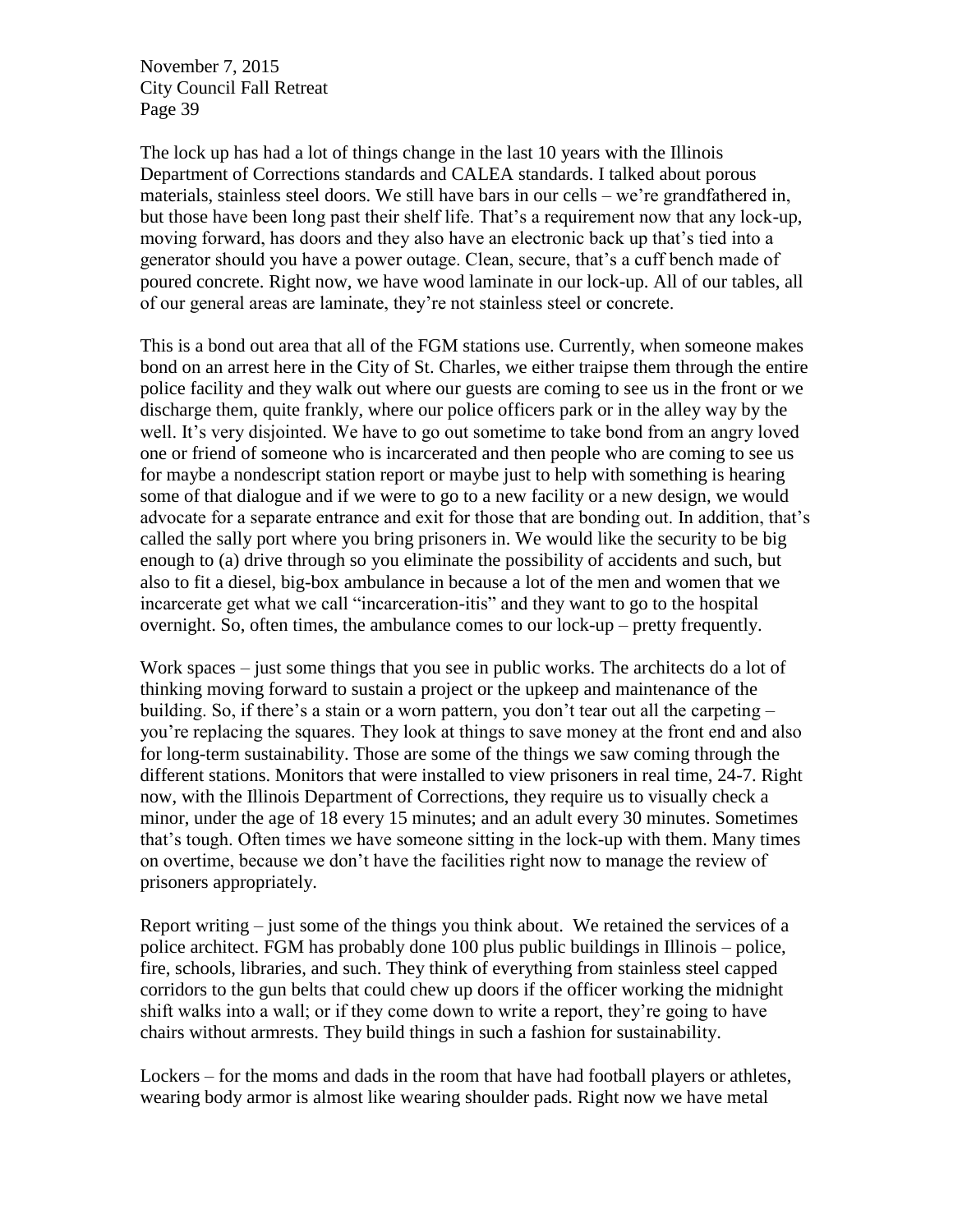The lock up has had a lot of things change in the last 10 years with the Illinois Department of Corrections standards and CALEA standards. I talked about porous materials, stainless steel doors. We still have bars in our cells – we're grandfathered in, but those have been long past their shelf life. That's a requirement now that any lock-up, moving forward, has doors and they also have an electronic back up that's tied into a generator should you have a power outage. Clean, secure, that's a cuff bench made of poured concrete. Right now, we have wood laminate in our lock-up. All of our tables, all of our general areas are laminate, they're not stainless steel or concrete.

This is a bond out area that all of the FGM stations use. Currently, when someone makes bond on an arrest here in the City of St. Charles, we either traipse them through the entire police facility and they walk out where our guests are coming to see us in the front or we discharge them, quite frankly, where our police officers park or in the alley way by the well. It's very disjointed. We have to go out sometime to take bond from an angry loved one or friend of someone who is incarcerated and then people who are coming to see us for maybe a nondescript station report or maybe just to help with something is hearing some of that dialogue and if we were to go to a new facility or a new design, we would advocate for a separate entrance and exit for those that are bonding out. In addition, that's called the sally port where you bring prisoners in. We would like the security to be big enough to (a) drive through so you eliminate the possibility of accidents and such, but also to fit a diesel, big-box ambulance in because a lot of the men and women that we incarcerate get what we call "incarceration-itis" and they want to go to the hospital overnight. So, often times, the ambulance comes to our lock-up – pretty frequently.

Work spaces – just some things that you see in public works. The architects do a lot of thinking moving forward to sustain a project or the upkeep and maintenance of the building. So, if there's a stain or a worn pattern, you don't tear out all the carpeting – you're replacing the squares. They look at things to save money at the front end and also for long-term sustainability. Those are some of the things we saw coming through the different stations. Monitors that were installed to view prisoners in real time, 24-7. Right now, with the Illinois Department of Corrections, they require us to visually check a minor, under the age of 18 every 15 minutes; and an adult every 30 minutes. Sometimes that's tough. Often times we have someone sitting in the lock-up with them. Many times on overtime, because we don't have the facilities right now to manage the review of prisoners appropriately.

Report writing – just some of the things you think about. We retained the services of a police architect. FGM has probably done 100 plus public buildings in Illinois – police, fire, schools, libraries, and such. They think of everything from stainless steel capped corridors to the gun belts that could chew up doors if the officer working the midnight shift walks into a wall; or if they come down to write a report, they're going to have chairs without armrests. They build things in such a fashion for sustainability.

Lockers – for the moms and dads in the room that have had football players or athletes, wearing body armor is almost like wearing shoulder pads. Right now we have metal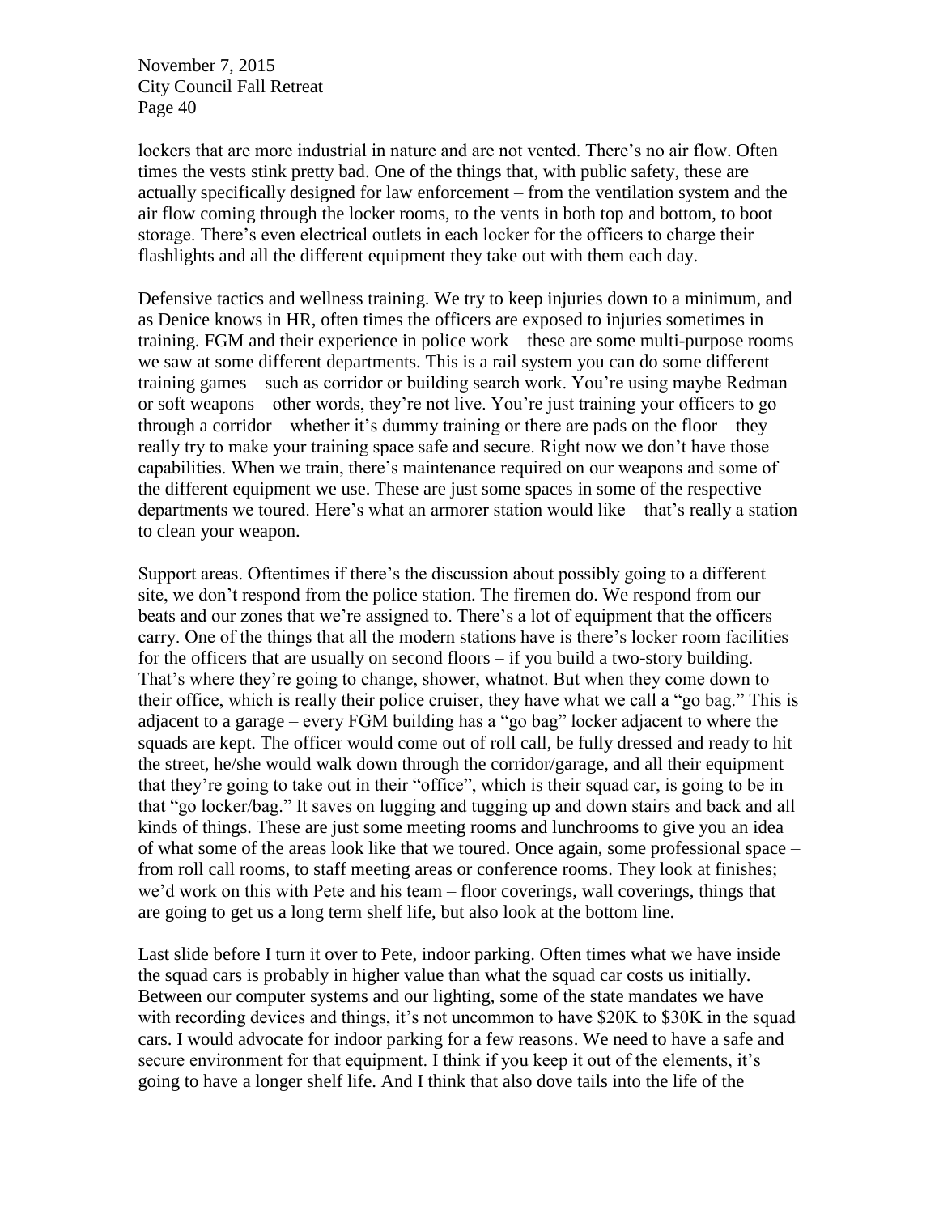lockers that are more industrial in nature and are not vented. There's no air flow. Often times the vests stink pretty bad. One of the things that, with public safety, these are actually specifically designed for law enforcement – from the ventilation system and the air flow coming through the locker rooms, to the vents in both top and bottom, to boot storage. There's even electrical outlets in each locker for the officers to charge their flashlights and all the different equipment they take out with them each day.

Defensive tactics and wellness training. We try to keep injuries down to a minimum, and as Denice knows in HR, often times the officers are exposed to injuries sometimes in training. FGM and their experience in police work – these are some multi-purpose rooms we saw at some different departments. This is a rail system you can do some different training games – such as corridor or building search work. You're using maybe Redman or soft weapons – other words, they're not live. You're just training your officers to go through a corridor – whether it's dummy training or there are pads on the floor – they really try to make your training space safe and secure. Right now we don't have those capabilities. When we train, there's maintenance required on our weapons and some of the different equipment we use. These are just some spaces in some of the respective departments we toured. Here's what an armorer station would like – that's really a station to clean your weapon.

Support areas. Oftentimes if there's the discussion about possibly going to a different site, we don't respond from the police station. The firemen do. We respond from our beats and our zones that we're assigned to. There's a lot of equipment that the officers carry. One of the things that all the modern stations have is there's locker room facilities for the officers that are usually on second floors – if you build a two-story building. That's where they're going to change, shower, whatnot. But when they come down to their office, which is really their police cruiser, they have what we call a "go bag." This is adjacent to a garage – every FGM building has a "go bag" locker adjacent to where the squads are kept. The officer would come out of roll call, be fully dressed and ready to hit the street, he/she would walk down through the corridor/garage, and all their equipment that they're going to take out in their "office", which is their squad car, is going to be in that "go locker/bag." It saves on lugging and tugging up and down stairs and back and all kinds of things. These are just some meeting rooms and lunchrooms to give you an idea of what some of the areas look like that we toured. Once again, some professional space – from roll call rooms, to staff meeting areas or conference rooms. They look at finishes; we'd work on this with Pete and his team – floor coverings, wall coverings, things that are going to get us a long term shelf life, but also look at the bottom line.

Last slide before I turn it over to Pete, indoor parking. Often times what we have inside the squad cars is probably in higher value than what the squad car costs us initially. Between our computer systems and our lighting, some of the state mandates we have with recording devices and things, it's not uncommon to have $20K to $30K in the squad cars. I would advocate for indoor parking for a few reasons. We need to have a safe and secure environment for that equipment. I think if you keep it out of the elements, it's going to have a longer shelf life. And I think that also dove tails into the life of the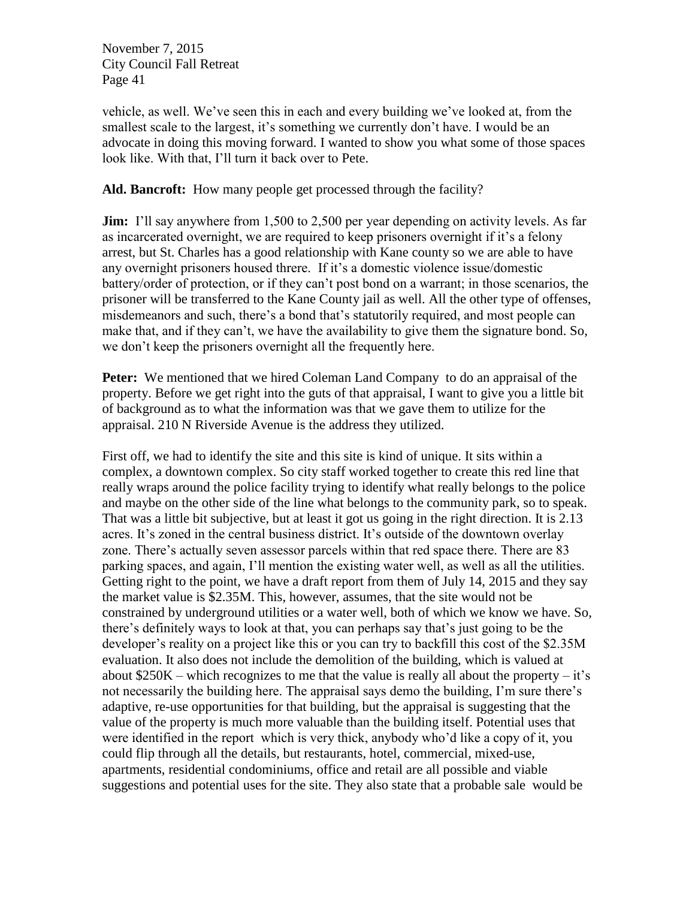vehicle, as well. We've seen this in each and every building we've looked at, from the smallest scale to the largest, it's something we currently don't have. I would be an advocate in doing this moving forward. I wanted to show you what some of those spaces look like. With that, I'll turn it back over to Pete.

**Ald. Bancroft:** How many people get processed through the facility?

**Jim:** I'll say anywhere from 1,500 to 2,500 per year depending on activity levels. As far as incarcerated overnight, we are required to keep prisoners overnight if it's a felony arrest, but St. Charles has a good relationship with Kane county so we are able to have any overnight prisoners housed threre. If it's a domestic violence issue/domestic battery/order of protection, or if they can't post bond on a warrant; in those scenarios, the prisoner will be transferred to the Kane County jail as well. All the other type of offenses, misdemeanors and such, there's a bond that's statutorily required, and most people can make that, and if they can't, we have the availability to give them the signature bond. So, we don't keep the prisoners overnight all the frequently here.

**Peter:** We mentioned that we hired Coleman Land Company to do an appraisal of the property. Before we get right into the guts of that appraisal, I want to give you a little bit of background as to what the information was that we gave them to utilize for the appraisal. 210 N Riverside Avenue is the address they utilized.

First off, we had to identify the site and this site is kind of unique. It sits within a complex, a downtown complex. So city staff worked together to create this red line that really wraps around the police facility trying to identify what really belongs to the police and maybe on the other side of the line what belongs to the community park, so to speak. That was a little bit subjective, but at least it got us going in the right direction. It is 2.13 acres. It's zoned in the central business district. It's outside of the downtown overlay zone. There's actually seven assessor parcels within that red space there. There are 83 parking spaces, and again, I'll mention the existing water well, as well as all the utilities. Getting right to the point, we have a draft report from them of July 14, 2015 and they say the market value is $2.35M. This, however, assumes, that the site would not be constrained by underground utilities or a water well, both of which we know we have. So, there's definitely ways to look at that, you can perhaps say that's just going to be the developer's reality on a project like this or you can try to backfill this cost of the $2.35M evaluation. It also does not include the demolition of the building, which is valued at about $250K – which recognizes to me that the value is really all about the property – it's not necessarily the building here. The appraisal says demo the building, I'm sure there's adaptive, re-use opportunities for that building, but the appraisal is suggesting that the value of the property is much more valuable than the building itself. Potential uses that were identified in the report which is very thick, anybody who'd like a copy of it, you could flip through all the details, but restaurants, hotel, commercial, mixed-use, apartments, residential condominiums, office and retail are all possible and viable suggestions and potential uses for the site. They also state that a probable sale would be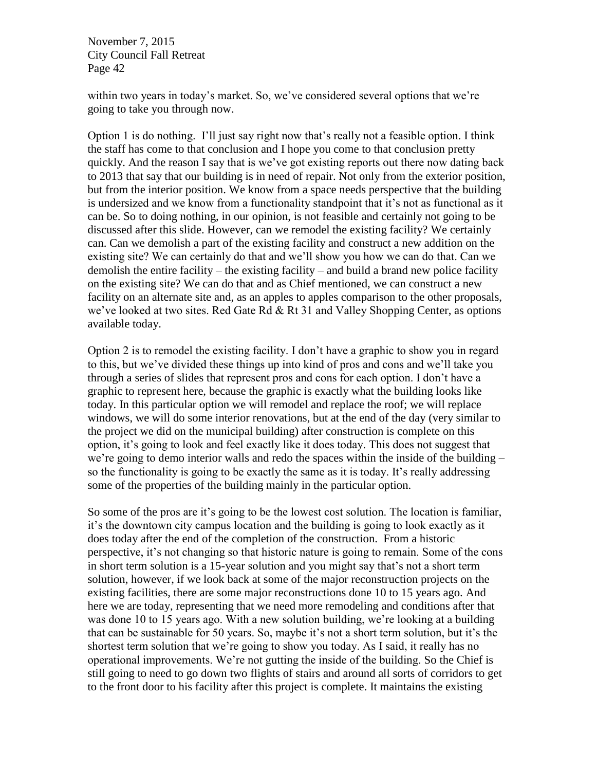within two years in today's market. So, we've considered several options that we're going to take you through now.

Option 1 is do nothing. I'll just say right now that's really not a feasible option. I think the staff has come to that conclusion and I hope you come to that conclusion pretty quickly. And the reason I say that is we've got existing reports out there now dating back to 2013 that say that our building is in need of repair. Not only from the exterior position, but from the interior position. We know from a space needs perspective that the building is undersized and we know from a functionality standpoint that it's not as functional as it can be. So to doing nothing, in our opinion, is not feasible and certainly not going to be discussed after this slide. However, can we remodel the existing facility? We certainly can. Can we demolish a part of the existing facility and construct a new addition on the existing site? We can certainly do that and we'll show you how we can do that. Can we demolish the entire facility – the existing facility – and build a brand new police facility on the existing site? We can do that and as Chief mentioned, we can construct a new facility on an alternate site and, as an apples to apples comparison to the other proposals, we've looked at two sites. Red Gate Rd & Rt 31 and Valley Shopping Center, as options available today.

Option 2 is to remodel the existing facility. I don't have a graphic to show you in regard to this, but we've divided these things up into kind of pros and cons and we'll take you through a series of slides that represent pros and cons for each option. I don't have a graphic to represent here, because the graphic is exactly what the building looks like today. In this particular option we will remodel and replace the roof; we will replace windows, we will do some interior renovations, but at the end of the day (very similar to the project we did on the municipal building) after construction is complete on this option, it's going to look and feel exactly like it does today. This does not suggest that we're going to demo interior walls and redo the spaces within the inside of the building – so the functionality is going to be exactly the same as it is today. It's really addressing some of the properties of the building mainly in the particular option.

So some of the pros are it's going to be the lowest cost solution. The location is familiar, it's the downtown city campus location and the building is going to look exactly as it does today after the end of the completion of the construction. From a historic perspective, it's not changing so that historic nature is going to remain. Some of the cons in short term solution is a 15-year solution and you might say that's not a short term solution, however, if we look back at some of the major reconstruction projects on the existing facilities, there are some major reconstructions done 10 to 15 years ago. And here we are today, representing that we need more remodeling and conditions after that was done 10 to 15 years ago. With a new solution building, we're looking at a building that can be sustainable for 50 years. So, maybe it's not a short term solution, but it's the shortest term solution that we're going to show you today. As I said, it really has no operational improvements. We're not gutting the inside of the building. So the Chief is still going to need to go down two flights of stairs and around all sorts of corridors to get to the front door to his facility after this project is complete. It maintains the existing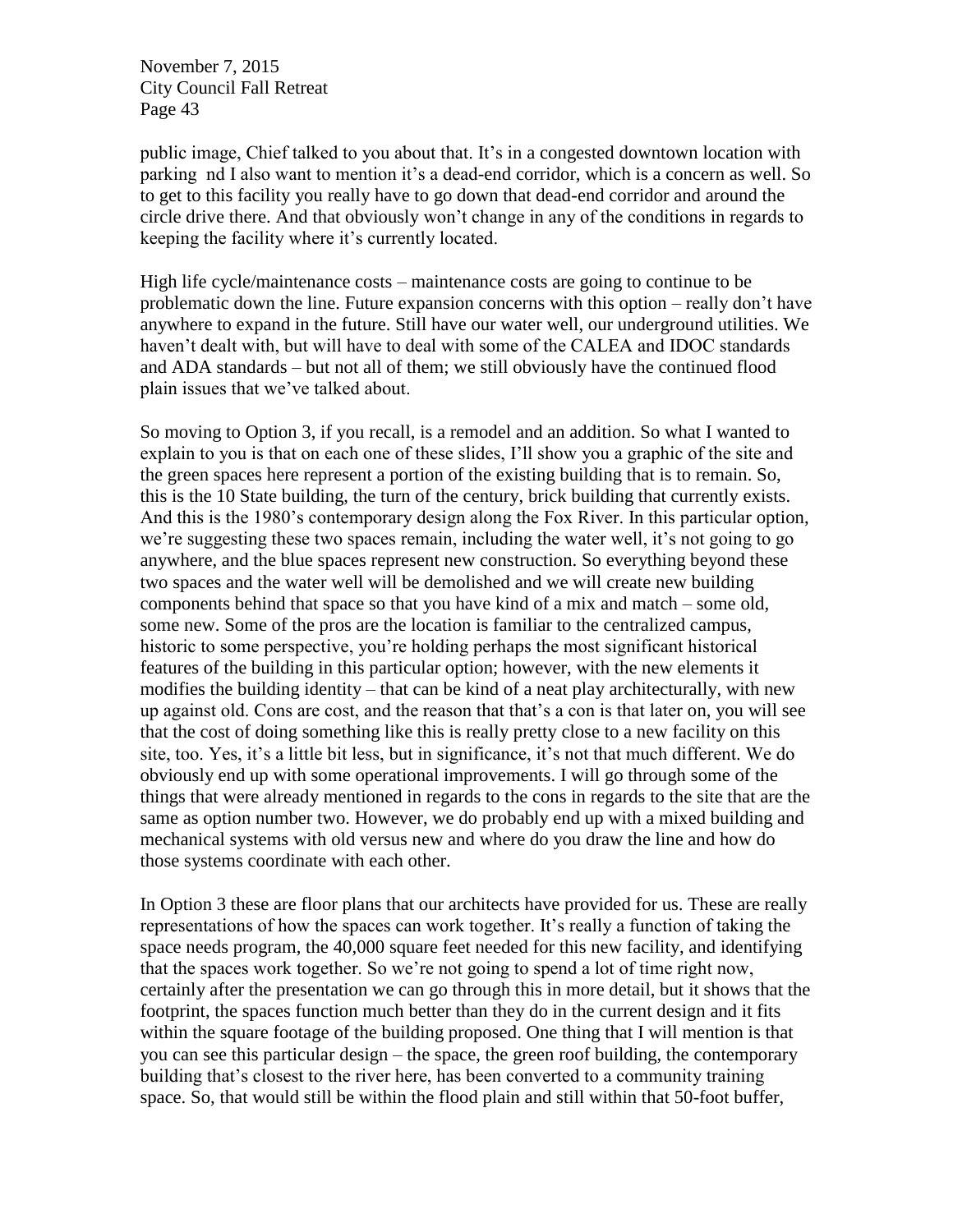public image, Chief talked to you about that. It's in a congested downtown location with parking nd I also want to mention it's a dead-end corridor, which is a concern as well. So to get to this facility you really have to go down that dead-end corridor and around the circle drive there. And that obviously won't change in any of the conditions in regards to keeping the facility where it's currently located.

High life cycle/maintenance costs – maintenance costs are going to continue to be problematic down the line. Future expansion concerns with this option – really don't have anywhere to expand in the future. Still have our water well, our underground utilities. We haven't dealt with, but will have to deal with some of the CALEA and IDOC standards and ADA standards – but not all of them; we still obviously have the continued flood plain issues that we've talked about.

So moving to Option 3, if you recall, is a remodel and an addition. So what I wanted to explain to you is that on each one of these slides, I'll show you a graphic of the site and the green spaces here represent a portion of the existing building that is to remain. So, this is the 10 State building, the turn of the century, brick building that currently exists. And this is the 1980's contemporary design along the Fox River. In this particular option, we're suggesting these two spaces remain, including the water well, it's not going to go anywhere, and the blue spaces represent new construction. So everything beyond these two spaces and the water well will be demolished and we will create new building components behind that space so that you have kind of a mix and match – some old, some new. Some of the pros are the location is familiar to the centralized campus, historic to some perspective, you're holding perhaps the most significant historical features of the building in this particular option; however, with the new elements it modifies the building identity – that can be kind of a neat play architecturally, with new up against old. Cons are cost, and the reason that that's a con is that later on, you will see that the cost of doing something like this is really pretty close to a new facility on this site, too. Yes, it's a little bit less, but in significance, it's not that much different. We do obviously end up with some operational improvements. I will go through some of the things that were already mentioned in regards to the cons in regards to the site that are the same as option number two. However, we do probably end up with a mixed building and mechanical systems with old versus new and where do you draw the line and how do those systems coordinate with each other.

In Option 3 these are floor plans that our architects have provided for us. These are really representations of how the spaces can work together. It's really a function of taking the space needs program, the 40,000 square feet needed for this new facility, and identifying that the spaces work together. So we're not going to spend a lot of time right now, certainly after the presentation we can go through this in more detail, but it shows that the footprint, the spaces function much better than they do in the current design and it fits within the square footage of the building proposed. One thing that I will mention is that you can see this particular design – the space, the green roof building, the contemporary building that's closest to the river here, has been converted to a community training space. So, that would still be within the flood plain and still within that 50-foot buffer,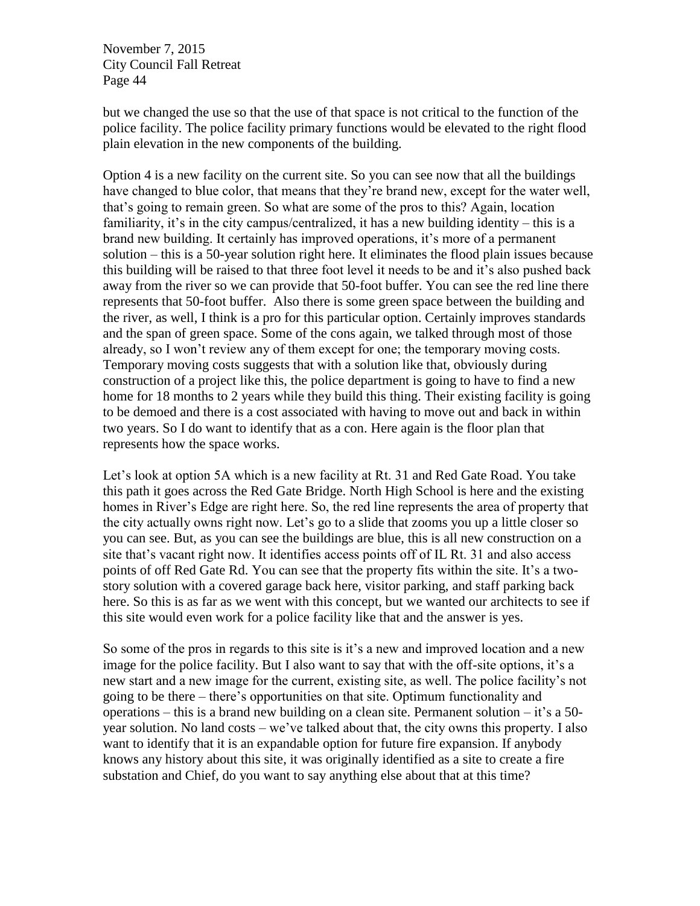but we changed the use so that the use of that space is not critical to the function of the police facility. The police facility primary functions would be elevated to the right flood plain elevation in the new components of the building.

Option 4 is a new facility on the current site. So you can see now that all the buildings have changed to blue color, that means that they're brand new, except for the water well, that's going to remain green. So what are some of the pros to this? Again, location familiarity, it's in the city campus/centralized, it has a new building identity – this is a brand new building. It certainly has improved operations, it's more of a permanent solution – this is a 50-year solution right here. It eliminates the flood plain issues because this building will be raised to that three foot level it needs to be and it's also pushed back away from the river so we can provide that 50-foot buffer. You can see the red line there represents that 50-foot buffer. Also there is some green space between the building and the river, as well, I think is a pro for this particular option. Certainly improves standards and the span of green space. Some of the cons again, we talked through most of those already, so I won't review any of them except for one; the temporary moving costs. Temporary moving costs suggests that with a solution like that, obviously during construction of a project like this, the police department is going to have to find a new home for 18 months to 2 years while they build this thing. Their existing facility is going to be demoed and there is a cost associated with having to move out and back in within two years. So I do want to identify that as a con. Here again is the floor plan that represents how the space works.

Let's look at option 5A which is a new facility at Rt. 31 and Red Gate Road. You take this path it goes across the Red Gate Bridge. North High School is here and the existing homes in River's Edge are right here. So, the red line represents the area of property that the city actually owns right now. Let's go to a slide that zooms you up a little closer so you can see. But, as you can see the buildings are blue, this is all new construction on a site that's vacant right now. It identifies access points off of IL Rt. 31 and also access points of off Red Gate Rd. You can see that the property fits within the site. It's a two-story solution with a covered garage back here, visitor parking, and staff parking back here. So this is as far as we went with this concept, but we wanted our architects to see if this site would even work for a police facility like that and the answer is yes.

So some of the pros in regards to this site is it's a new and improved location and a new image for the police facility. But I also want to say that with the off-site options, it's a new start and a new image for the current, existing site, as well. The police facility's not going to be there – there's opportunities on that site. Optimum functionality and operations – this is a brand new building on a clean site. Permanent solution – it's a 50-year solution. No land costs – we've talked about that, the city owns this property. I also want to identify that it is an expandable option for future fire expansion. If anybody knows any history about this site, it was originally identified as a site to create a fire substation and Chief, do you want to say anything else about that at this time?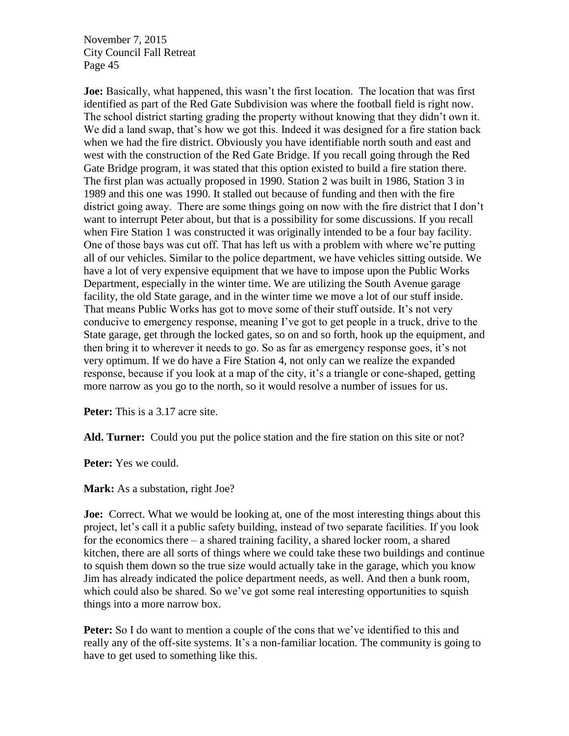**Joe:** Basically, what happened, this wasn't the first location. The location that was first identified as part of the Red Gate Subdivision was where the football field is right now. The school district starting grading the property without knowing that they didn't own it. We did a land swap, that's how we got this. Indeed it was designed for a fire station back when we had the fire district. Obviously you have identifiable north south and east and west with the construction of the Red Gate Bridge. If you recall going through the Red Gate Bridge program, it was stated that this option existed to build a fire station there. The first plan was actually proposed in 1990. Station 2 was built in 1986, Station 3 in 1989 and this one was 1990. It stalled out because of funding and then with the fire district going away. There are some things going on now with the fire district that I don't want to interrupt Peter about, but that is a possibility for some discussions. If you recall when Fire Station 1 was constructed it was originally intended to be a four bay facility. One of those bays was cut off. That has left us with a problem with where we're putting all of our vehicles. Similar to the police department, we have vehicles sitting outside. We have a lot of very expensive equipment that we have to impose upon the Public Works Department, especially in the winter time. We are utilizing the South Avenue garage facility, the old State garage, and in the winter time we move a lot of our stuff inside. That means Public Works has got to move some of their stuff outside. It's not very conducive to emergency response, meaning I've got to get people in a truck, drive to the State garage, get through the locked gates, so on and so forth, hook up the equipment, and then bring it to wherever it needs to go. So as far as emergency response goes, it's not very optimum. If we do have a Fire Station 4, not only can we realize the expanded response, because if you look at a map of the city, it's a triangle or cone-shaped, getting more narrow as you go to the north, so it would resolve a number of issues for us.

**Peter:** This is a 3.17 acre site.

**Ald. Turner:** Could you put the police station and the fire station on this site or not?

**Peter:** Yes we could.

**Mark:** As a substation, right Joe?

**Joe:** Correct. What we would be looking at, one of the most interesting things about this project, let's call it a public safety building, instead of two separate facilities. If you look for the economics there – a shared training facility, a shared locker room, a shared kitchen, there are all sorts of things where we could take these two buildings and continue to squish them down so the true size would actually take in the garage, which you know Jim has already indicated the police department needs, as well. And then a bunk room, which could also be shared. So we've got some real interesting opportunities to squish things into a more narrow box.

**Peter:** So I do want to mention a couple of the cons that we've identified to this and really any of the off-site systems. It's a non-familiar location. The community is going to have to get used to something like this.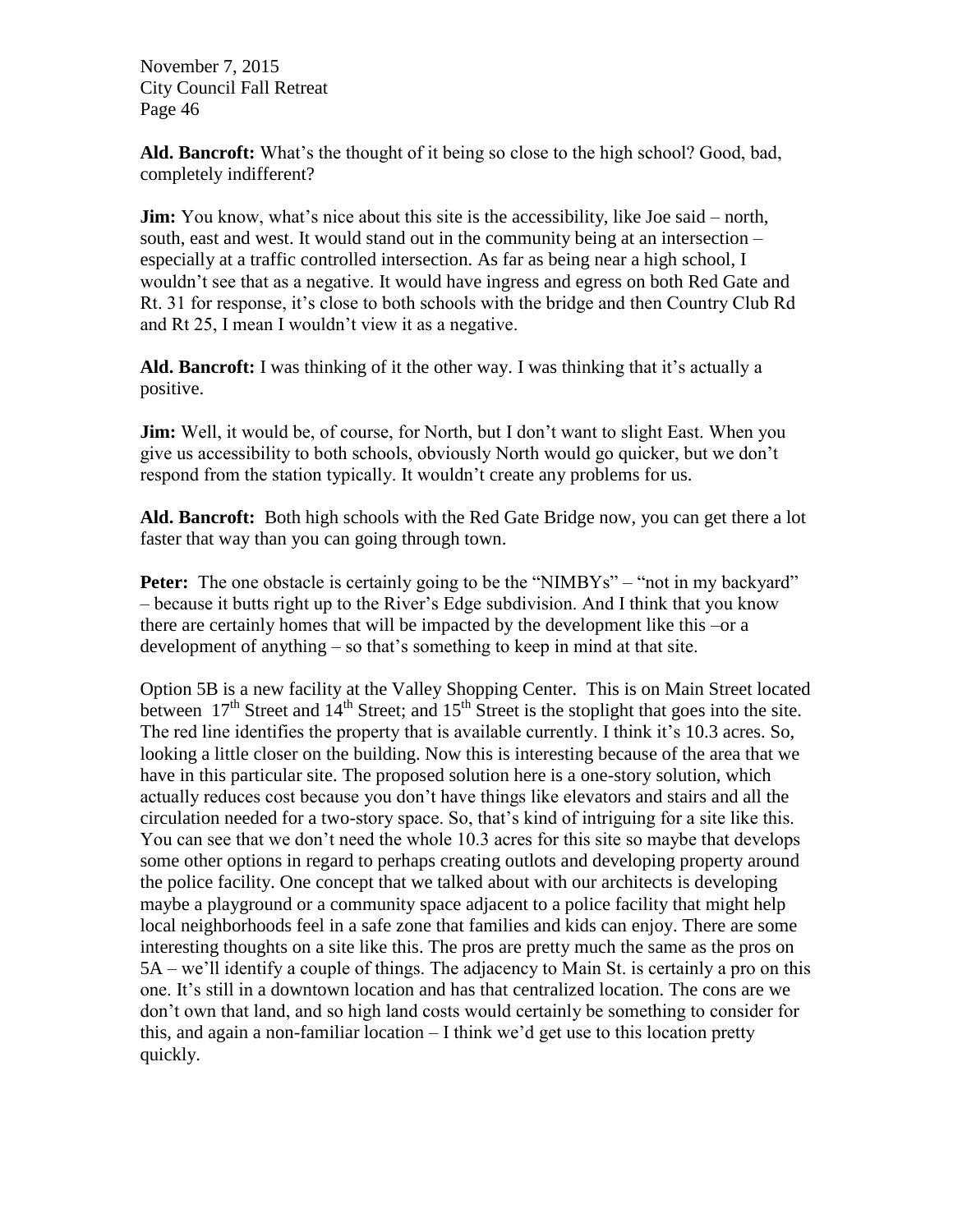**Ald. Bancroft:** What's the thought of it being so close to the high school? Good, bad, completely indifferent?

**Jim:** You know, what's nice about this site is the accessibility, like Joe said – north, south, east and west. It would stand out in the community being at an intersection – especially at a traffic controlled intersection. As far as being near a high school, I wouldn't see that as a negative. It would have ingress and egress on both Red Gate and Rt. 31 for response, it's close to both schools with the bridge and then Country Club Rd and Rt 25, I mean I wouldn't view it as a negative.

**Ald. Bancroft:** I was thinking of it the other way. I was thinking that it's actually a positive.

**Jim:** Well, it would be, of course, for North, but I don't want to slight East. When you give us accessibility to both schools, obviously North would go quicker, but we don't respond from the station typically. It wouldn't create any problems for us.

**Ald. Bancroft:** Both high schools with the Red Gate Bridge now, you can get there a lot faster that way than you can going through town.

**Peter:** The one obstacle is certainly going to be the "NIMBYs" – "not in my backyard" – because it butts right up to the River's Edge subdivision. And I think that you know there are certainly homes that will be impacted by the development like this –or a development of anything – so that's something to keep in mind at that site.

Option 5B is a new facility at the Valley Shopping Center. This is on Main Street located between 17th Street and 14th Street; and 15th Street is the stoplight that goes into the site. The red line identifies the property that is available currently. I think it's 10.3 acres. So, looking a little closer on the building. Now this is interesting because of the area that we have in this particular site. The proposed solution here is a one-story solution, which actually reduces cost because you don't have things like elevators and stairs and all the circulation needed for a two-story space. So, that's kind of intriguing for a site like this. You can see that we don't need the whole 10.3 acres for this site so maybe that develops some other options in regard to perhaps creating outlots and developing property around the police facility. One concept that we talked about with our architects is developing maybe a playground or a community space adjacent to a police facility that might help local neighborhoods feel in a safe zone that families and kids can enjoy. There are some interesting thoughts on a site like this. The pros are pretty much the same as the pros on 5A – we'll identify a couple of things. The adjacency to Main St. is certainly a pro on this one. It's still in a downtown location and has that centralized location. The cons are we don't own that land, and so high land costs would certainly be something to consider for this, and again a non-familiar location – I think we'd get use to this location pretty quickly.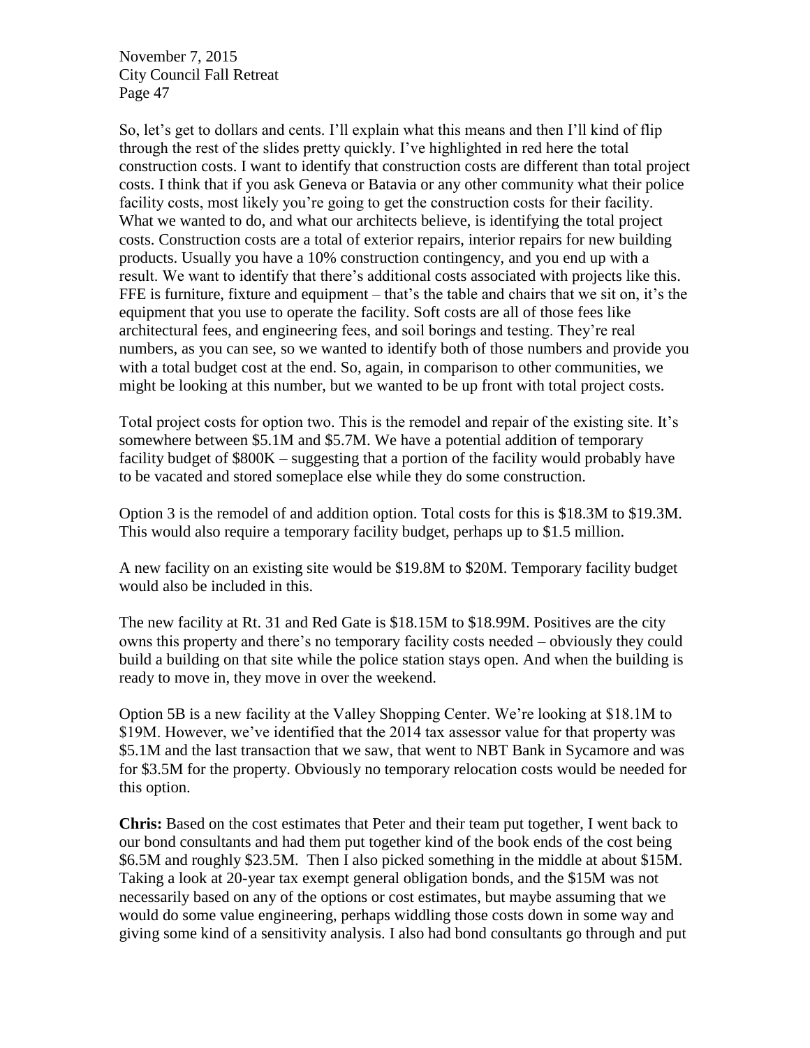So, let's get to dollars and cents. I'll explain what this means and then I'll kind of flip through the rest of the slides pretty quickly. I've highlighted in red here the total construction costs. I want to identify that construction costs are different than total project costs. I think that if you ask Geneva or Batavia or any other community what their police facility costs, most likely you're going to get the construction costs for their facility. What we wanted to do, and what our architects believe, is identifying the total project costs. Construction costs are a total of exterior repairs, interior repairs for new building products. Usually you have a 10% construction contingency, and you end up with a result. We want to identify that there's additional costs associated with projects like this. FFE is furniture, fixture and equipment – that's the table and chairs that we sit on, it's the equipment that you use to operate the facility. Soft costs are all of those fees like architectural fees, and engineering fees, and soil borings and testing. They're real numbers, as you can see, so we wanted to identify both of those numbers and provide you with a total budget cost at the end. So, again, in comparison to other communities, we might be looking at this number, but we wanted to be up front with total project costs.

Total project costs for option two. This is the remodel and repair of the existing site. It's somewhere between $5.1M and $5.7M. We have a potential addition of temporary facility budget of $800K – suggesting that a portion of the facility would probably have to be vacated and stored someplace else while they do some construction.

Option 3 is the remodel of and addition option. Total costs for this is $18.3M to $19.3M. This would also require a temporary facility budget, perhaps up to $1.5 million.

A new facility on an existing site would be $19.8M to $20M. Temporary facility budget would also be included in this.

The new facility at Rt. 31 and Red Gate is $18.15M to $18.99M. Positives are the city owns this property and there's no temporary facility costs needed – obviously they could build a building on that site while the police station stays open. And when the building is ready to move in, they move in over the weekend.

Option 5B is a new facility at the Valley Shopping Center. We're looking at $18.1M to $19M. However, we've identified that the 2014 tax assessor value for that property was $5.1M and the last transaction that we saw, that went to NBT Bank in Sycamore and was for $3.5M for the property. Obviously no temporary relocation costs would be needed for this option.

**Chris:** Based on the cost estimates that Peter and their team put together, I went back to our bond consultants and had them put together kind of the book ends of the cost being $6.5M and roughly $23.5M. Then I also picked something in the middle at about $15M. Taking a look at 20-year tax exempt general obligation bonds, and the $15M was not necessarily based on any of the options or cost estimates, but maybe assuming that we would do some value engineering, perhaps widdling those costs down in some way and giving some kind of a sensitivity analysis. I also had bond consultants go through and put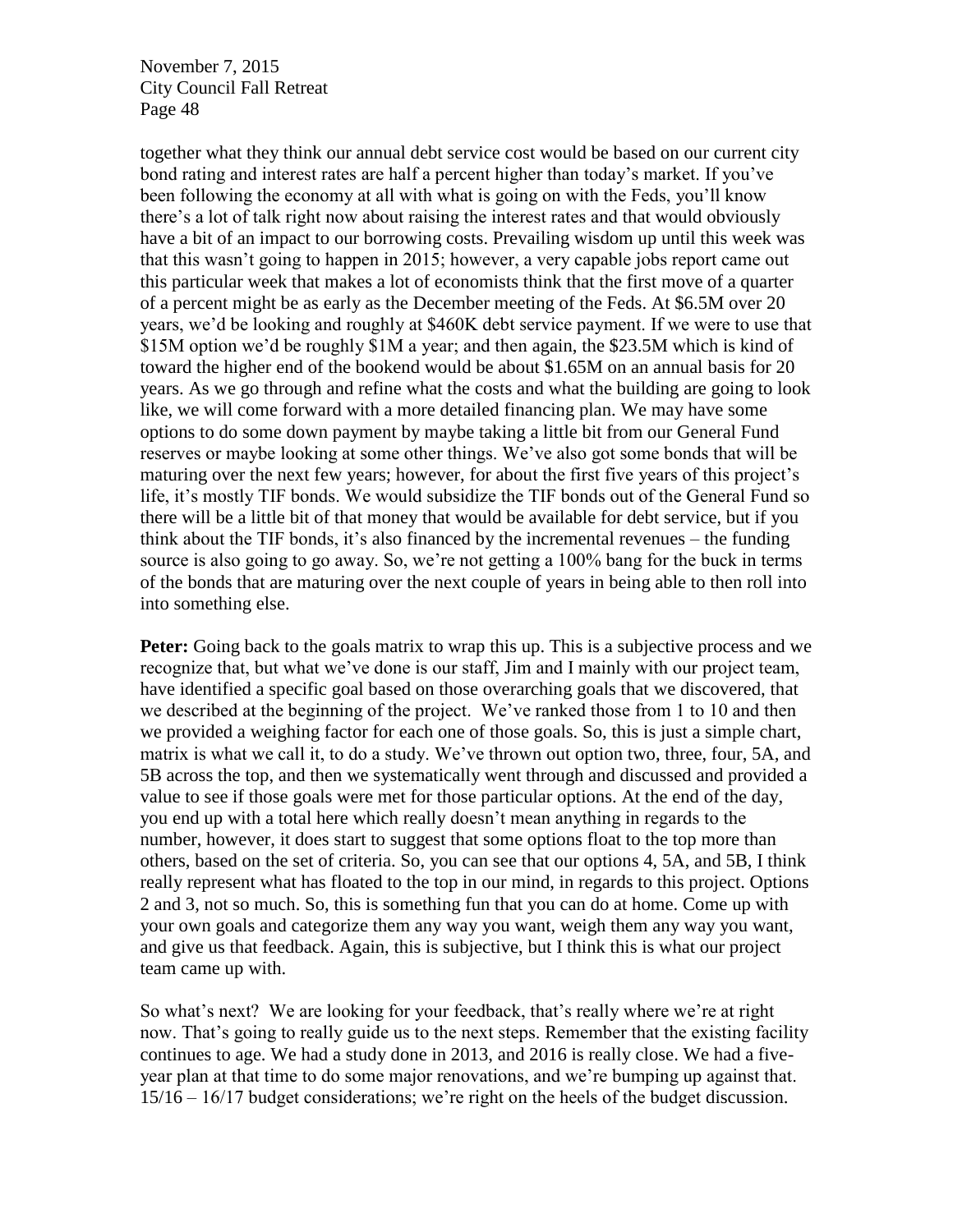together what they think our annual debt service cost would be based on our current city bond rating and interest rates are half a percent higher than today's market. If you've been following the economy at all with what is going on with the Feds, you'll know there's a lot of talk right now about raising the interest rates and that would obviously have a bit of an impact to our borrowing costs. Prevailing wisdom up until this week was that this wasn't going to happen in 2015; however, a very capable jobs report came out this particular week that makes a lot of economists think that the first move of a quarter of a percent might be as early as the December meeting of the Feds. At $6.5M over 20 years, we'd be looking and roughly at $460K debt service payment. If we were to use that $15M option we'd be roughly $1M a year; and then again, the $23.5M which is kind of toward the higher end of the bookend would be about $1.65M on an annual basis for 20 years. As we go through and refine what the costs and what the building are going to look like, we will come forward with a more detailed financing plan. We may have some options to do some down payment by maybe taking a little bit from our General Fund reserves or maybe looking at some other things. We've also got some bonds that will be maturing over the next few years; however, for about the first five years of this project's life, it's mostly TIF bonds. We would subsidize the TIF bonds out of the General Fund so there will be a little bit of that money that would be available for debt service, but if you think about the TIF bonds, it's also financed by the incremental revenues – the funding source is also going to go away. So, we're not getting a 100% bang for the buck in terms of the bonds that are maturing over the next couple of years in being able to then roll into into something else.

**Peter:** Going back to the goals matrix to wrap this up. This is a subjective process and we recognize that, but what we've done is our staff, Jim and I mainly with our project team, have identified a specific goal based on those overarching goals that we discovered, that we described at the beginning of the project. We've ranked those from 1 to 10 and then we provided a weighing factor for each one of those goals. So, this is just a simple chart, matrix is what we call it, to do a study. We've thrown out option two, three, four, 5A, and 5B across the top, and then we systematically went through and discussed and provided a value to see if those goals were met for those particular options. At the end of the day, you end up with a total here which really doesn't mean anything in regards to the number, however, it does start to suggest that some options float to the top more than others, based on the set of criteria. So, you can see that our options 4, 5A, and 5B, I think really represent what has floated to the top in our mind, in regards to this project. Options 2 and 3, not so much. So, this is something fun that you can do at home. Come up with your own goals and categorize them any way you want, weigh them any way you want, and give us that feedback. Again, this is subjective, but I think this is what our project team came up with.

So what's next? We are looking for your feedback, that's really where we're at right now. That's going to really guide us to the next steps. Remember that the existing facility continues to age. We had a study done in 2013, and 2016 is really close. We had a five-year plan at that time to do some major renovations, and we're bumping up against that. 15/16 – 16/17 budget considerations; we're right on the heels of the budget discussion.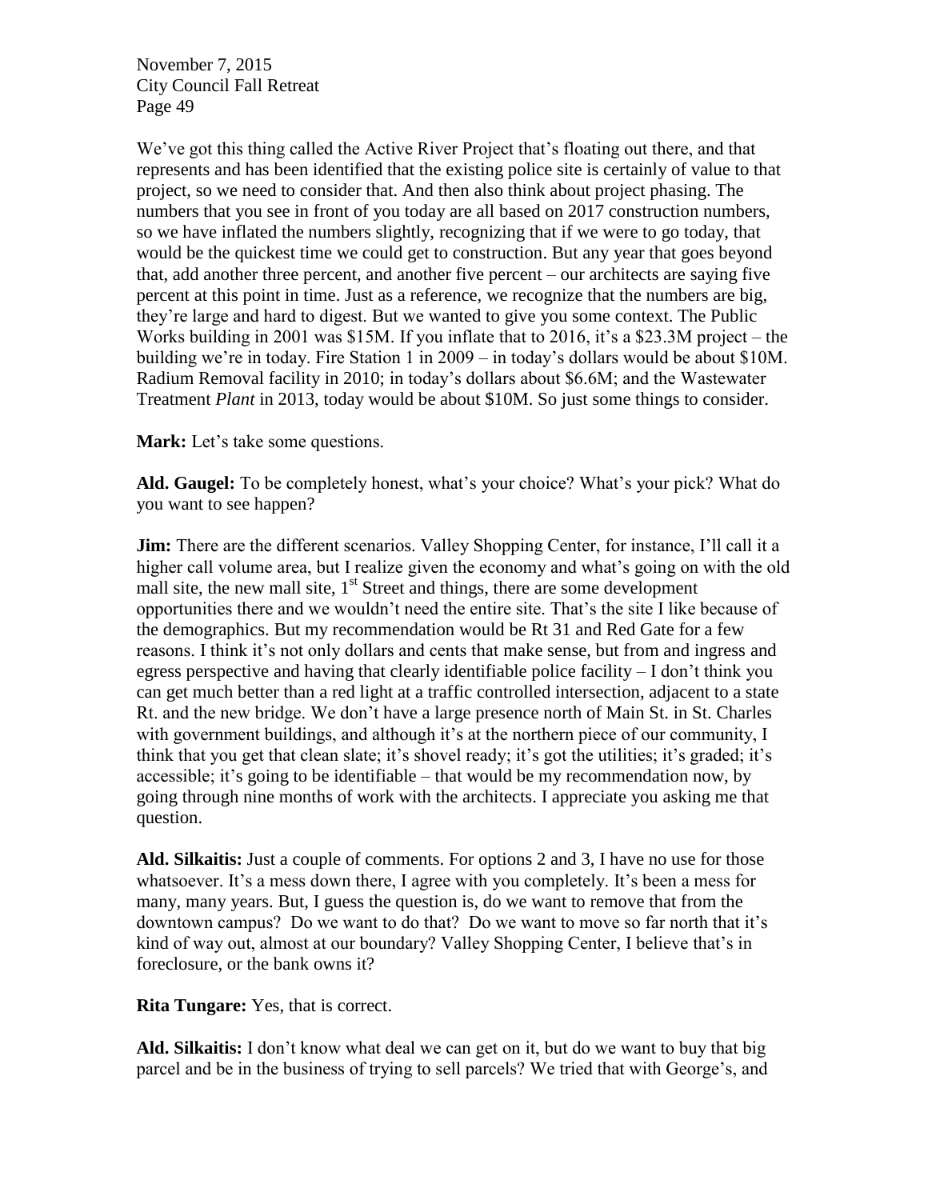We've got this thing called the Active River Project that's floating out there, and that represents and has been identified that the existing police site is certainly of value to that project, so we need to consider that. And then also think about project phasing. The numbers that you see in front of you today are all based on 2017 construction numbers, so we have inflated the numbers slightly, recognizing that if we were to go today, that would be the quickest time we could get to construction. But any year that goes beyond that, add another three percent, and another five percent – our architects are saying five percent at this point in time. Just as a reference, we recognize that the numbers are big, they're large and hard to digest. But we wanted to give you some context. The Public Works building in 2001 was $15M. If you inflate that to 2016, it's a $23.3M project – the building we're in today. Fire Station 1 in 2009 – in today's dollars would be about $10M. Radium Removal facility in 2010; in today's dollars about $6.6M; and the Wastewater Treatment *Plant* in 2013, today would be about $10M. So just some things to consider.

**Mark:** Let's take some questions.

**Ald. Gaugel:** To be completely honest, what's your choice? What's your pick? What do you want to see happen?

**Jim:** There are the different scenarios. Valley Shopping Center, for instance, I'll call it a higher call volume area, but I realize given the economy and what's going on with the old mall site, the new mall site, 1st Street and things, there are some development opportunities there and we wouldn't need the entire site. That's the site I like because of the demographics. But my recommendation would be Rt 31 and Red Gate for a few reasons. I think it's not only dollars and cents that make sense, but from and ingress and egress perspective and having that clearly identifiable police facility – I don't think you can get much better than a red light at a traffic controlled intersection, adjacent to a state Rt. and the new bridge. We don't have a large presence north of Main St. in St. Charles with government buildings, and although it's at the northern piece of our community, I think that you get that clean slate; it's shovel ready; it's got the utilities; it's graded; it's accessible; it's going to be identifiable – that would be my recommendation now, by going through nine months of work with the architects. I appreciate you asking me that question.

**Ald. Silkaitis:** Just a couple of comments. For options 2 and 3, I have no use for those whatsoever. It's a mess down there, I agree with you completely. It's been a mess for many, many years. But, I guess the question is, do we want to remove that from the downtown campus? Do we want to do that? Do we want to move so far north that it's kind of way out, almost at our boundary? Valley Shopping Center, I believe that's in foreclosure, or the bank owns it?

**Rita Tungare:** Yes, that is correct.

**Ald. Silkaitis:** I don't know what deal we can get on it, but do we want to buy that big parcel and be in the business of trying to sell parcels? We tried that with George's, and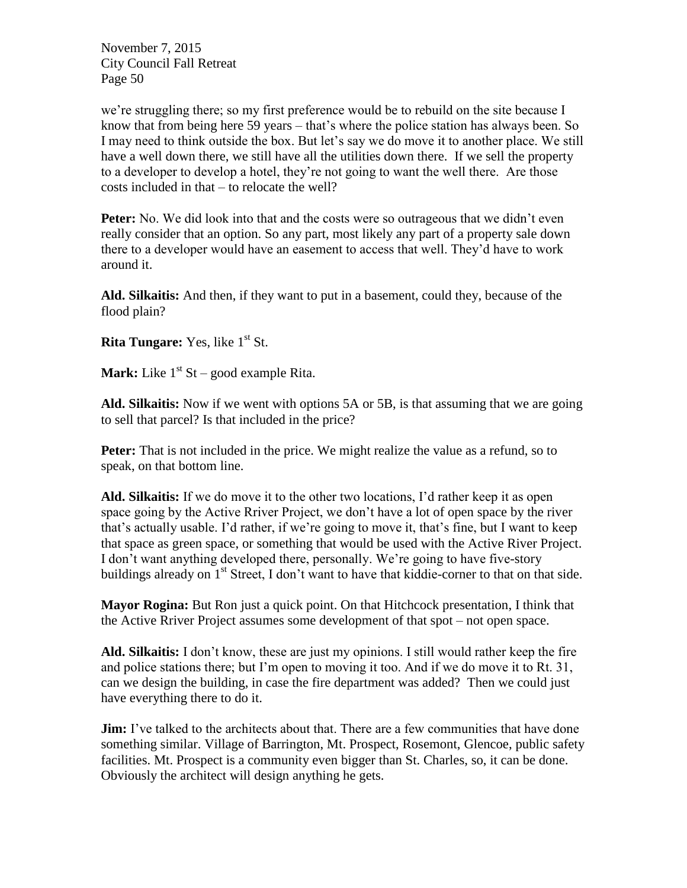we're struggling there; so my first preference would be to rebuild on the site because I know that from being here 59 years – that's where the police station has always been. So I may need to think outside the box. But let's say we do move it to another place. We still have a well down there, we still have all the utilities down there. If we sell the property to a developer to develop a hotel, they're not going to want the well there. Are those costs included in that – to relocate the well?

**Peter:** No. We did look into that and the costs were so outrageous that we didn't even really consider that an option. So any part, most likely any part of a property sale down there to a developer would have an easement to access that well. They'd have to work around it.

**Ald. Silkaitis:** And then, if they want to put in a basement, could they, because of the flood plain?

**Rita Tungare:** Yes, like 1st St.

**Mark:** Like 1st St – good example Rita.

**Ald. Silkaitis:** Now if we went with options 5A or 5B, is that assuming that we are going to sell that parcel? Is that included in the price?

**Peter:** That is not included in the price. We might realize the value as a refund, so to speak, on that bottom line.

**Ald. Silkaitis:** If we do move it to the other two locations, I'd rather keep it as open space going by the Active Rriver Project, we don't have a lot of open space by the river that's actually usable. I'd rather, if we're going to move it, that's fine, but I want to keep that space as green space, or something that would be used with the Active River Project. I don't want anything developed there, personally. We're going to have five-story buildings already on 1st Street, I don't want to have that kiddie-corner to that on that side.

**Mayor Rogina:** But Ron just a quick point. On that Hitchcock presentation, I think that the Active Rriver Project assumes some development of that spot – not open space.

**Ald. Silkaitis:** I don't know, these are just my opinions. I still would rather keep the fire and police stations there; but I'm open to moving it too. And if we do move it to Rt. 31, can we design the building, in case the fire department was added? Then we could just have everything there to do it.

**Jim:** I've talked to the architects about that. There are a few communities that have done something similar. Village of Barrington, Mt. Prospect, Rosemont, Glencoe, public safety facilities. Mt. Prospect is a community even bigger than St. Charles, so, it can be done. Obviously the architect will design anything he gets.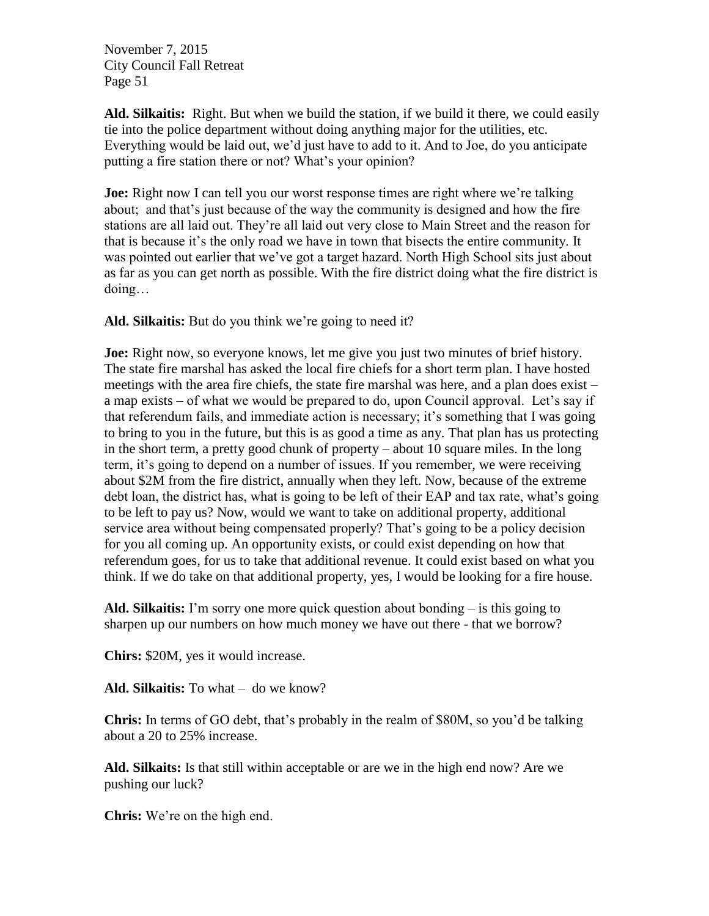**Ald. Silkaitis:** Right. But when we build the station, if we build it there, we could easily tie into the police department without doing anything major for the utilities, etc. Everything would be laid out, we'd just have to add to it. And to Joe, do you anticipate putting a fire station there or not? What's your opinion?

**Joe:** Right now I can tell you our worst response times are right where we're talking about; and that's just because of the way the community is designed and how the fire stations are all laid out. They're all laid out very close to Main Street and the reason for that is because it's the only road we have in town that bisects the entire community. It was pointed out earlier that we've got a target hazard. North High School sits just about as far as you can get north as possible. With the fire district doing what the fire district is doing…

**Ald. Silkaitis:** But do you think we're going to need it?

**Joe:** Right now, so everyone knows, let me give you just two minutes of brief history. The state fire marshal has asked the local fire chiefs for a short term plan. I have hosted meetings with the area fire chiefs, the state fire marshal was here, and a plan does exist – a map exists – of what we would be prepared to do, upon Council approval. Let's say if that referendum fails, and immediate action is necessary; it's something that I was going to bring to you in the future, but this is as good a time as any. That plan has us protecting in the short term, a pretty good chunk of property – about 10 square miles. In the long term, it's going to depend on a number of issues. If you remember, we were receiving about $2M from the fire district, annually when they left. Now, because of the extreme debt loan, the district has, what is going to be left of their EAP and tax rate, what's going to be left to pay us? Now, would we want to take on additional property, additional service area without being compensated properly? That's going to be a policy decision for you all coming up. An opportunity exists, or could exist depending on how that referendum goes, for us to take that additional revenue. It could exist based on what you think. If we do take on that additional property, yes, I would be looking for a fire house.

**Ald. Silkaitis:** I'm sorry one more quick question about bonding – is this going to sharpen up our numbers on how much money we have out there - that we borrow?

**Chirs:** $20M, yes it would increase.

**Ald. Silkaitis:** To what – do we know?

**Chris:** In terms of GO debt, that's probably in the realm of $80M, so you'd be talking about a 20 to 25% increase.

**Ald. Silkaits:** Is that still within acceptable or are we in the high end now? Are we pushing our luck?

**Chris:** We're on the high end.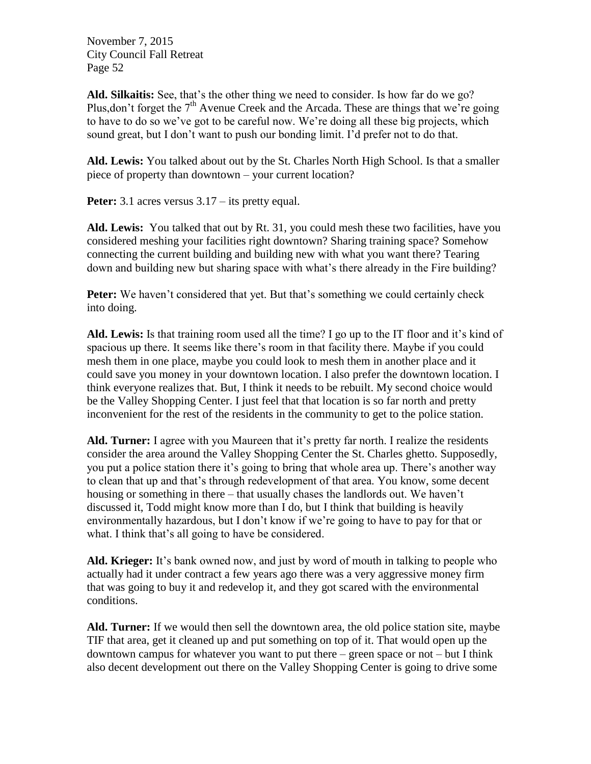**Ald. Silkaitis:** See, that's the other thing we need to consider. Is how far do we go? Plus,don't forget the 7th Avenue Creek and the Arcada. These are things that we're going to have to do so we've got to be careful now. We're doing all these big projects, which sound great, but I don't want to push our bonding limit. I'd prefer not to do that.

**Ald. Lewis:** You talked about out by the St. Charles North High School. Is that a smaller piece of property than downtown – your current location?

**Peter:** 3.1 acres versus 3.17 – its pretty equal.

**Ald. Lewis:** You talked that out by Rt. 31, you could mesh these two facilities, have you considered meshing your facilities right downtown? Sharing training space? Somehow connecting the current building and building new with what you want there? Tearing down and building new but sharing space with what's there already in the Fire building?

**Peter:** We haven't considered that yet. But that's something we could certainly check into doing.

**Ald. Lewis:** Is that training room used all the time? I go up to the IT floor and it's kind of spacious up there. It seems like there's room in that facility there. Maybe if you could mesh them in one place, maybe you could look to mesh them in another place and it could save you money in your downtown location. I also prefer the downtown location. I think everyone realizes that. But, I think it needs to be rebuilt. My second choice would be the Valley Shopping Center. I just feel that that location is so far north and pretty inconvenient for the rest of the residents in the community to get to the police station.

**Ald. Turner:** I agree with you Maureen that it's pretty far north. I realize the residents consider the area around the Valley Shopping Center the St. Charles ghetto. Supposedly, you put a police station there it's going to bring that whole area up. There's another way to clean that up and that's through redevelopment of that area. You know, some decent housing or something in there – that usually chases the landlords out. We haven't discussed it, Todd might know more than I do, but I think that building is heavily environmentally hazardous, but I don't know if we're going to have to pay for that or what. I think that's all going to have be considered.

**Ald. Krieger:** It's bank owned now, and just by word of mouth in talking to people who actually had it under contract a few years ago there was a very aggressive money firm that was going to buy it and redevelop it, and they got scared with the environmental conditions.

**Ald. Turner:** If we would then sell the downtown area, the old police station site, maybe TIF that area, get it cleaned up and put something on top of it. That would open up the downtown campus for whatever you want to put there – green space or not – but I think also decent development out there on the Valley Shopping Center is going to drive some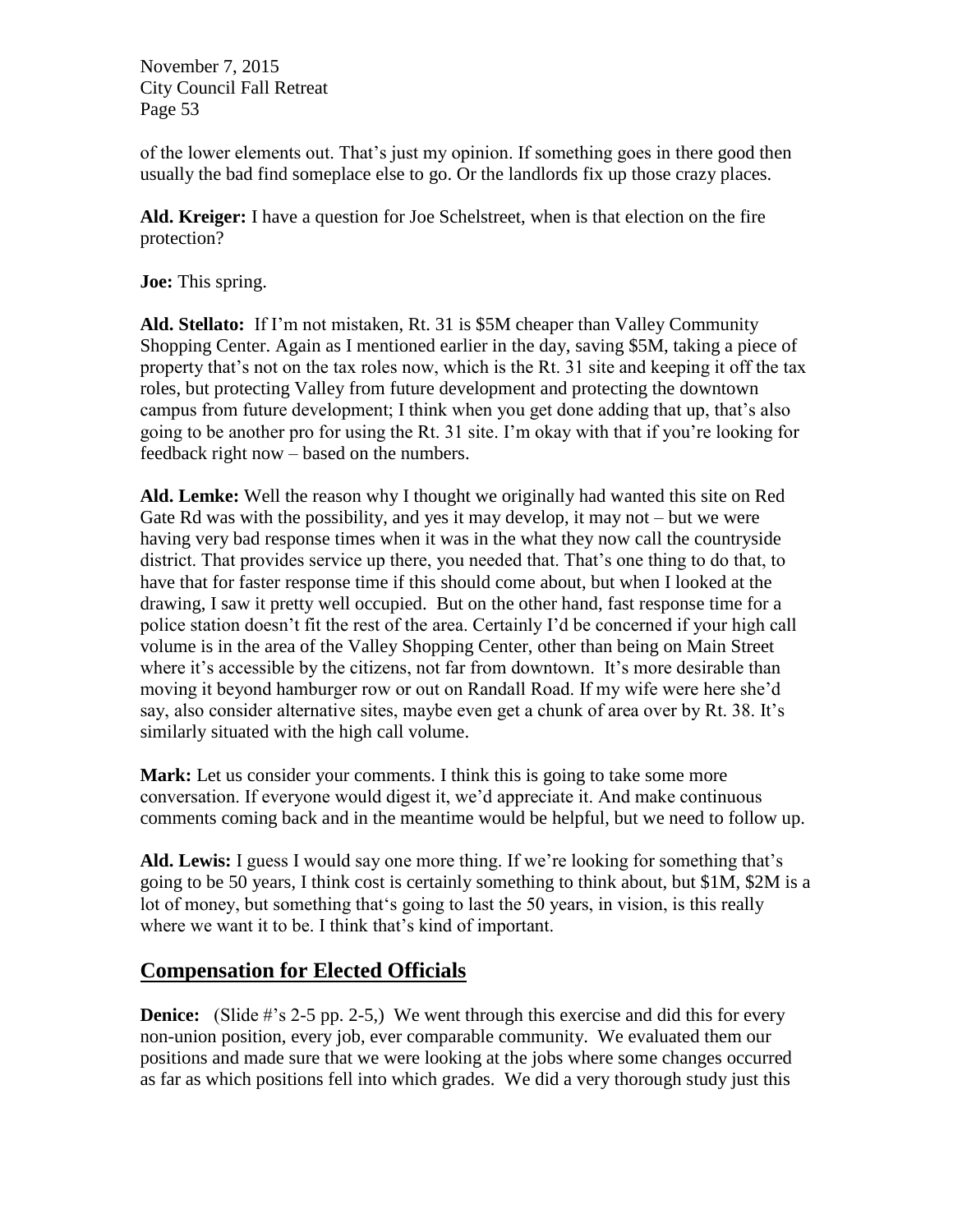of the lower elements out. That's just my opinion. If something goes in there good then usually the bad find someplace else to go. Or the landlords fix up those crazy places.

**Ald. Kreiger:** I have a question for Joe Schelstreet, when is that election on the fire protection?

**Joe:** This spring.

**Ald. Stellato:** If I'm not mistaken, Rt. 31 is $5M cheaper than Valley Community Shopping Center. Again as I mentioned earlier in the day, saving $5M, taking a piece of property that's not on the tax roles now, which is the Rt. 31 site and keeping it off the tax roles, but protecting Valley from future development and protecting the downtown campus from future development; I think when you get done adding that up, that's also going to be another pro for using the Rt. 31 site. I'm okay with that if you're looking for feedback right now – based on the numbers.

**Ald. Lemke:** Well the reason why I thought we originally had wanted this site on Red Gate Rd was with the possibility, and yes it may develop, it may not – but we were having very bad response times when it was in the what they now call the countryside district. That provides service up there, you needed that. That's one thing to do that, to have that for faster response time if this should come about, but when I looked at the drawing, I saw it pretty well occupied. But on the other hand, fast response time for a police station doesn't fit the rest of the area. Certainly I'd be concerned if your high call volume is in the area of the Valley Shopping Center, other than being on Main Street where it's accessible by the citizens, not far from downtown. It's more desirable than moving it beyond hamburger row or out on Randall Road. If my wife were here she'd say, also consider alternative sites, maybe even get a chunk of area over by Rt. 38. It's similarly situated with the high call volume.

**Mark:** Let us consider your comments. I think this is going to take some more conversation. If everyone would digest it, we'd appreciate it. And make continuous comments coming back and in the meantime would be helpful, but we need to follow up.

**Ald. Lewis:** I guess I would say one more thing. If we're looking for something that's going to be 50 years, I think cost is certainly something to think about, but $1M, $2M is a lot of money, but something that's going to last the 50 years, in vision, is this really where we want it to be. I think that's kind of important.

## Compensation for Elected Officials

**Denice:** (Slide #'s 2-5 pp. 2-5,) We went through this exercise and did this for every non-union position, every job, ever comparable community. We evaluated them our positions and made sure that we were looking at the jobs where some changes occurred as far as which positions fell into which grades. We did a very thorough study just this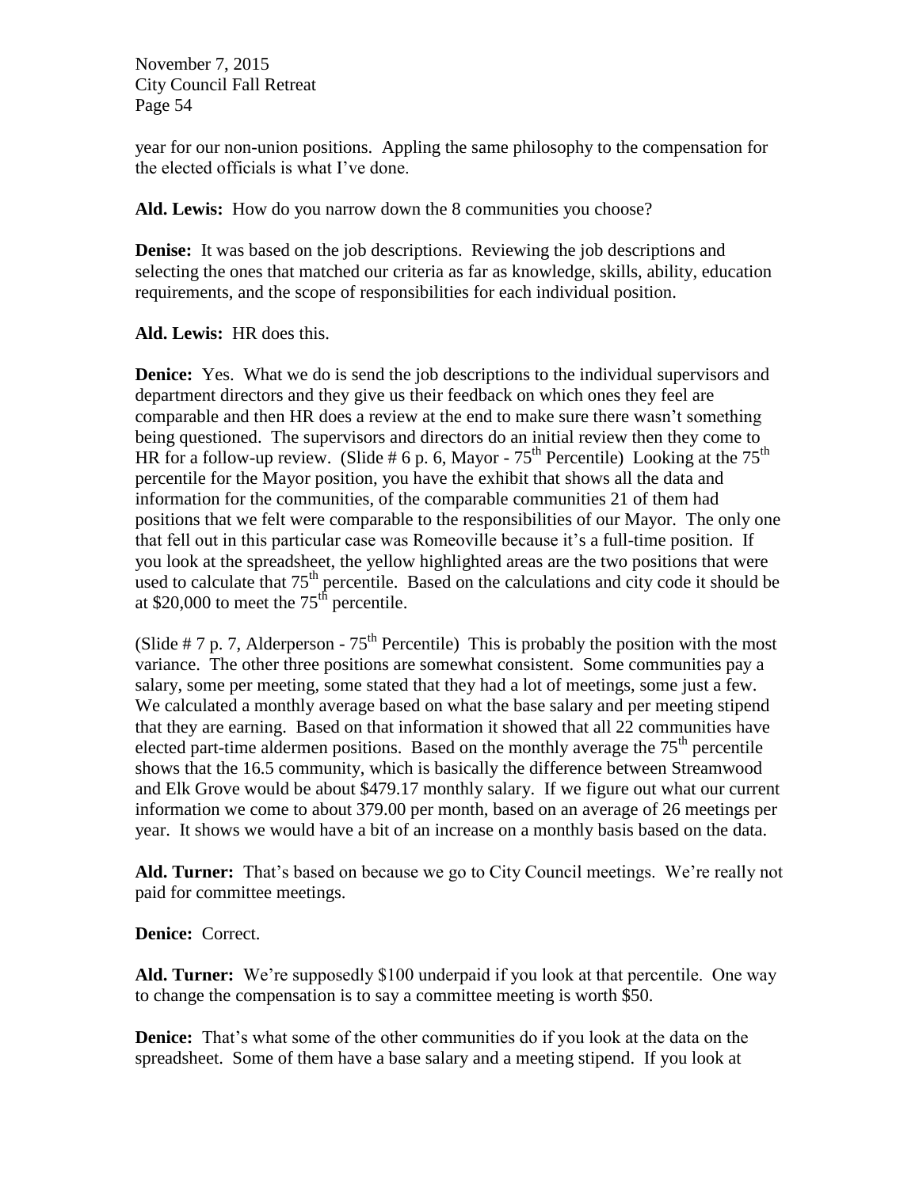year for our non-union positions. Appling the same philosophy to the compensation for the elected officials is what I've done.

**Ald. Lewis:** How do you narrow down the 8 communities you choose?

**Denise:** It was based on the job descriptions. Reviewing the job descriptions and selecting the ones that matched our criteria as far as knowledge, skills, ability, education requirements, and the scope of responsibilities for each individual position.

**Ald. Lewis:** HR does this.

**Denice:** Yes. What we do is send the job descriptions to the individual supervisors and department directors and they give us their feedback on which ones they feel are comparable and then HR does a review at the end to make sure there wasn't something being questioned. The supervisors and directors do an initial review then they come to HR for a follow-up review. (Slide # 6 p. 6, Mayor - 75th Percentile) Looking at the 75th percentile for the Mayor position, you have the exhibit that shows all the data and information for the communities, of the comparable communities 21 of them had positions that we felt were comparable to the responsibilities of our Mayor. The only one that fell out in this particular case was Romeoville because it's a full-time position. If you look at the spreadsheet, the yellow highlighted areas are the two positions that were used to calculate that 75th percentile. Based on the calculations and city code it should be at $20,000 to meet the 75th percentile.

(Slide # 7 p. 7, Alderperson - 75th Percentile) This is probably the position with the most variance. The other three positions are somewhat consistent. Some communities pay a salary, some per meeting, some stated that they had a lot of meetings, some just a few. We calculated a monthly average based on what the base salary and per meeting stipend that they are earning. Based on that information it showed that all 22 communities have elected part-time aldermen positions. Based on the monthly average the 75th percentile shows that the 16.5 community, which is basically the difference between Streamwood and Elk Grove would be about $479.17 monthly salary. If we figure out what our current information we come to about 379.00 per month, based on an average of 26 meetings per year. It shows we would have a bit of an increase on a monthly basis based on the data.

**Ald. Turner:** That's based on because we go to City Council meetings. We're really not paid for committee meetings.

**Denice:** Correct.

**Ald. Turner:** We're supposedly $100 underpaid if you look at that percentile. One way to change the compensation is to say a committee meeting is worth $50.

**Denice:** That's what some of the other communities do if you look at the data on the spreadsheet. Some of them have a base salary and a meeting stipend. If you look at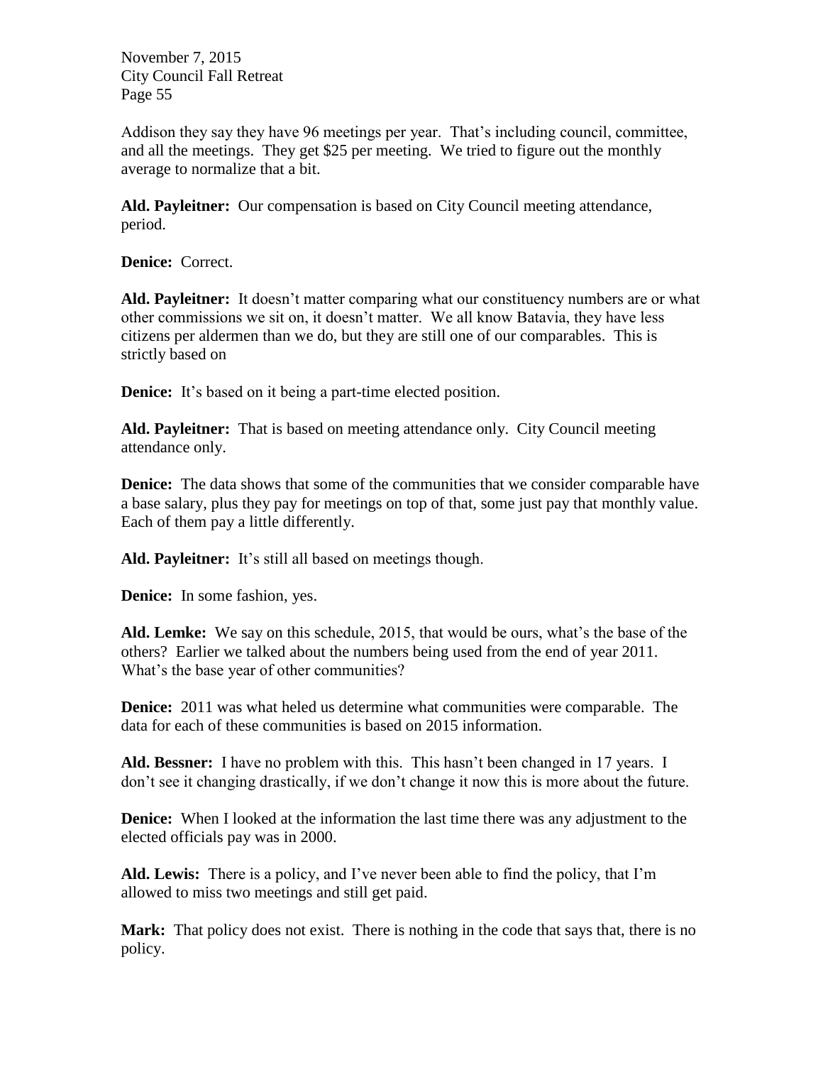Addison they say they have 96 meetings per year. That's including council, committee, and all the meetings. They get $25 per meeting. We tried to figure out the monthly average to normalize that a bit.

**Ald. Payleitner:** Our compensation is based on City Council meeting attendance, period.

**Denice:** Correct.

**Ald. Payleitner:** It doesn't matter comparing what our constituency numbers are or what other commissions we sit on, it doesn't matter. We all know Batavia, they have less citizens per aldermen than we do, but they are still one of our comparables. This is strictly based on

**Denice:** It's based on it being a part-time elected position.

**Ald. Payleitner:** That is based on meeting attendance only. City Council meeting attendance only.

**Denice:** The data shows that some of the communities that we consider comparable have a base salary, plus they pay for meetings on top of that, some just pay that monthly value. Each of them pay a little differently.

**Ald. Payleitner:** It's still all based on meetings though.

**Denice:** In some fashion, yes.

**Ald. Lemke:** We say on this schedule, 2015, that would be ours, what's the base of the others? Earlier we talked about the numbers being used from the end of year 2011. What's the base year of other communities?

**Denice:** 2011 was what heled us determine what communities were comparable. The data for each of these communities is based on 2015 information.

**Ald. Bessner:** I have no problem with this. This hasn't been changed in 17 years. I don't see it changing drastically, if we don't change it now this is more about the future.

**Denice:** When I looked at the information the last time there was any adjustment to the elected officials pay was in 2000.

**Ald. Lewis:** There is a policy, and I've never been able to find the policy, that I'm allowed to miss two meetings and still get paid.

**Mark:** That policy does not exist. There is nothing in the code that says that, there is no policy.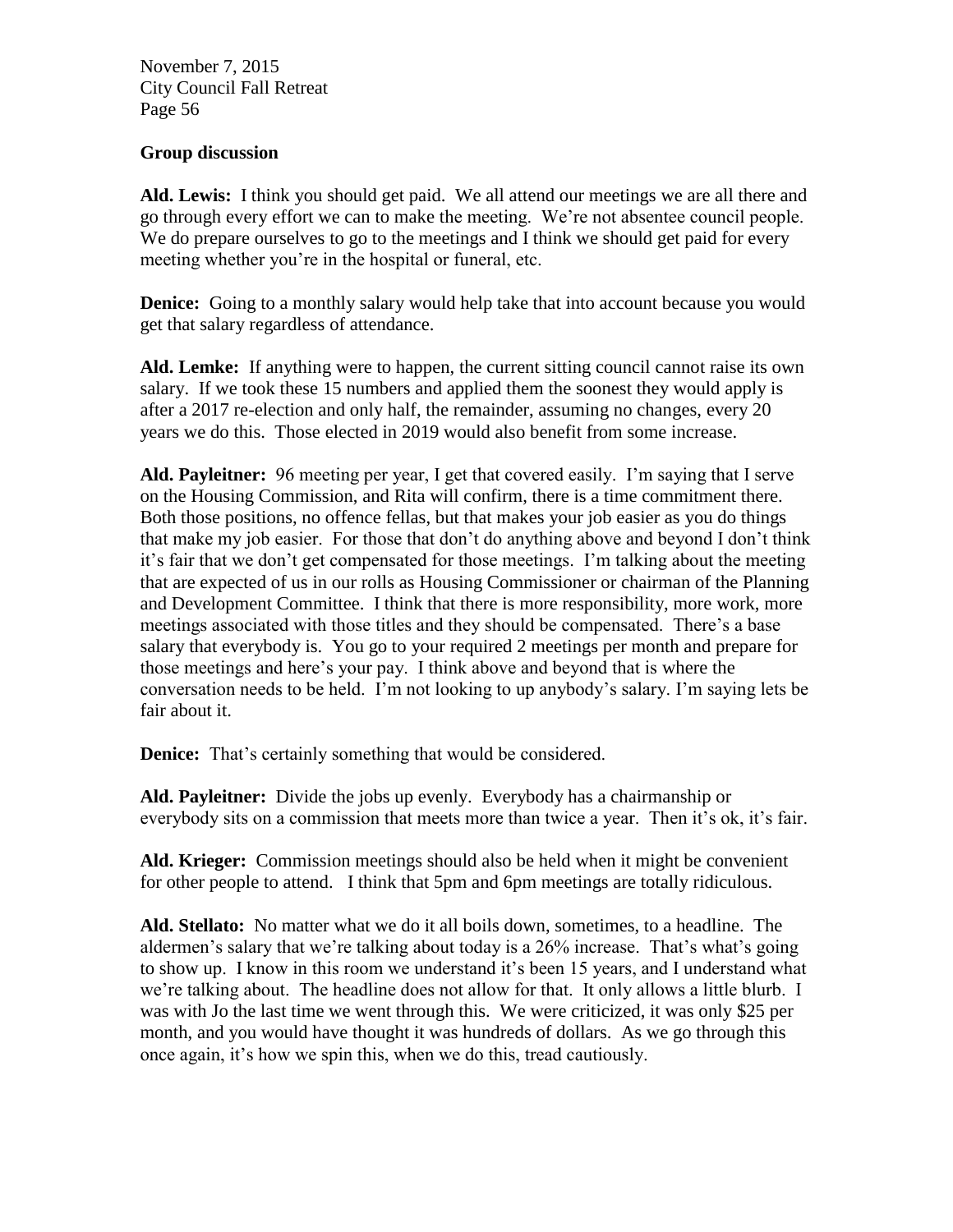## Group discussion

**Ald. Lewis:** I think you should get paid. We all attend our meetings we are all there and go through every effort we can to make the meeting. We're not absentee council people. We do prepare ourselves to go to the meetings and I think we should get paid for every meeting whether you're in the hospital or funeral, etc.

**Denice:** Going to a monthly salary would help take that into account because you would get that salary regardless of attendance.

**Ald. Lemke:** If anything were to happen, the current sitting council cannot raise its own salary. If we took these 15 numbers and applied them the soonest they would apply is after a 2017 re-election and only half, the remainder, assuming no changes, every 20 years we do this. Those elected in 2019 would also benefit from some increase.

**Ald. Payleitner:** 96 meeting per year, I get that covered easily. I'm saying that I serve on the Housing Commission, and Rita will confirm, there is a time commitment there. Both those positions, no offence fellas, but that makes your job easier as you do things that make my job easier. For those that don't do anything above and beyond I don't think it's fair that we don't get compensated for those meetings. I'm talking about the meeting that are expected of us in our rolls as Housing Commissioner or chairman of the Planning and Development Committee. I think that there is more responsibility, more work, more meetings associated with those titles and they should be compensated. There's a base salary that everybody is. You go to your required 2 meetings per month and prepare for those meetings and here's your pay. I think above and beyond that is where the conversation needs to be held. I'm not looking to up anybody's salary. I'm saying lets be fair about it.

**Denice:** That's certainly something that would be considered.

**Ald. Payleitner:** Divide the jobs up evenly. Everybody has a chairmanship or everybody sits on a commission that meets more than twice a year. Then it's ok, it's fair.

**Ald. Krieger:** Commission meetings should also be held when it might be convenient for other people to attend. I think that 5pm and 6pm meetings are totally ridiculous.

**Ald. Stellato:** No matter what we do it all boils down, sometimes, to a headline. The aldermen's salary that we're talking about today is a 26% increase. That's what's going to show up. I know in this room we understand it's been 15 years, and I understand what we're talking about. The headline does not allow for that. It only allows a little blurb. I was with Jo the last time we went through this. We were criticized, it was only $25 per month, and you would have thought it was hundreds of dollars. As we go through this once again, it's how we spin this, when we do this, tread cautiously.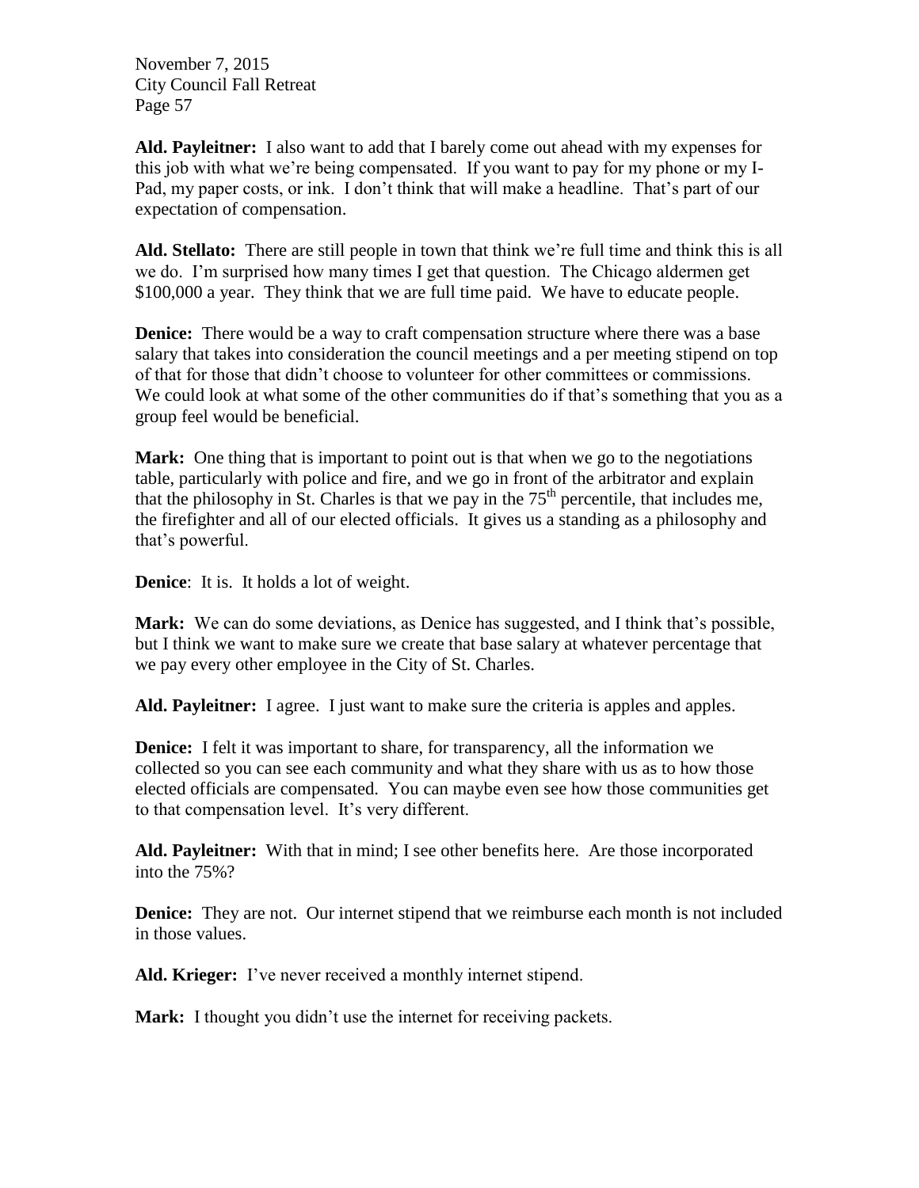**Ald. Payleitner:** I also want to add that I barely come out ahead with my expenses for this job with what we're being compensated. If you want to pay for my phone or my I-Pad, my paper costs, or ink. I don't think that will make a headline. That's part of our expectation of compensation.

**Ald. Stellato:** There are still people in town that think we're full time and think this is all we do. I'm surprised how many times I get that question. The Chicago aldermen get $100,000 a year. They think that we are full time paid. We have to educate people.

**Denice:** There would be a way to craft compensation structure where there was a base salary that takes into consideration the council meetings and a per meeting stipend on top of that for those that didn't choose to volunteer for other committees or commissions. We could look at what some of the other communities do if that's something that you as a group feel would be beneficial.

**Mark:** One thing that is important to point out is that when we go to the negotiations table, particularly with police and fire, and we go in front of the arbitrator and explain that the philosophy in St. Charles is that we pay in the 75th percentile, that includes me, the firefighter and all of our elected officials. It gives us a standing as a philosophy and that's powerful.

**Denice**: It is. It holds a lot of weight.

**Mark:** We can do some deviations, as Denice has suggested, and I think that's possible, but I think we want to make sure we create that base salary at whatever percentage that we pay every other employee in the City of St. Charles.

**Ald. Payleitner:** I agree. I just want to make sure the criteria is apples and apples.

**Denice:** I felt it was important to share, for transparency, all the information we collected so you can see each community and what they share with us as to how those elected officials are compensated. You can maybe even see how those communities get to that compensation level. It's very different.

**Ald. Payleitner:** With that in mind; I see other benefits here. Are those incorporated into the 75%?

**Denice:** They are not. Our internet stipend that we reimburse each month is not included in those values.

**Ald. Krieger:** I've never received a monthly internet stipend.

**Mark:** I thought you didn't use the internet for receiving packets.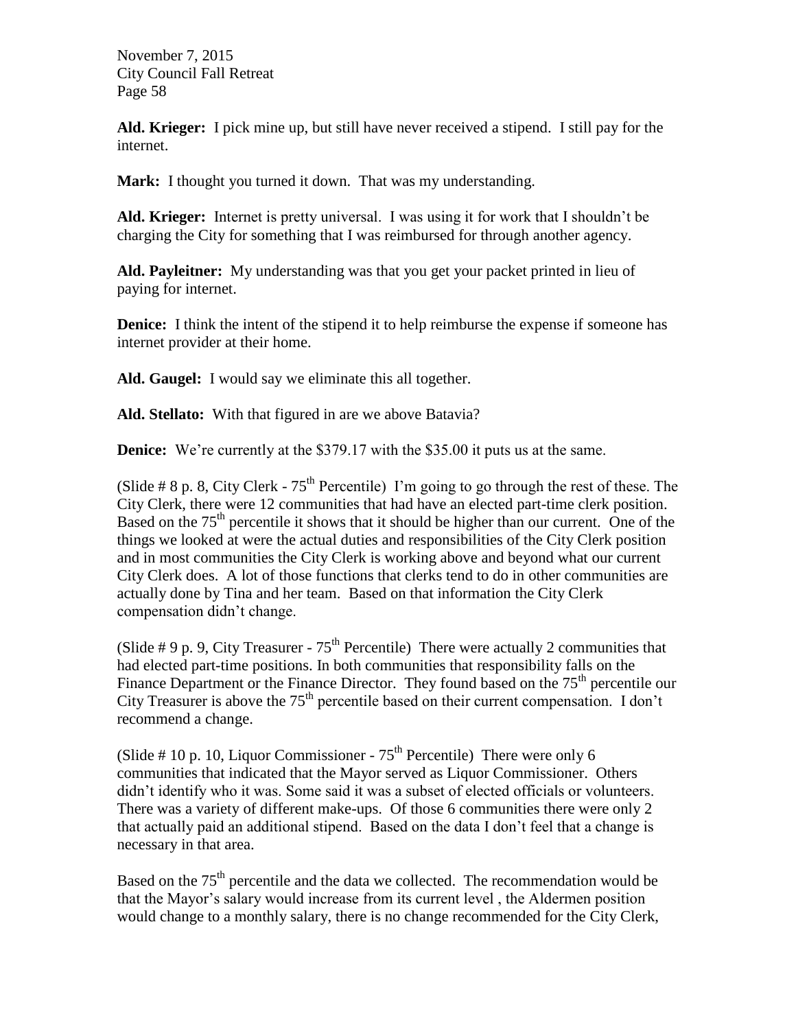**Ald. Krieger:** I pick mine up, but still have never received a stipend. I still pay for the internet.

**Mark:** I thought you turned it down. That was my understanding.

**Ald. Krieger:** Internet is pretty universal. I was using it for work that I shouldn't be charging the City for something that I was reimbursed for through another agency.

**Ald. Payleitner:** My understanding was that you get your packet printed in lieu of paying for internet.

**Denice:** I think the intent of the stipend it to help reimburse the expense if someone has internet provider at their home.

**Ald. Gaugel:** I would say we eliminate this all together.

**Ald. Stellato:** With that figured in are we above Batavia?

**Denice:** We're currently at the $379.17 with the $35.00 it puts us at the same.

(Slide # 8 p. 8, City Clerk - 75th Percentile) I'm going to go through the rest of these. The City Clerk, there were 12 communities that had have an elected part-time clerk position. Based on the 75th percentile it shows that it should be higher than our current. One of the things we looked at were the actual duties and responsibilities of the City Clerk position and in most communities the City Clerk is working above and beyond what our current City Clerk does. A lot of those functions that clerks tend to do in other communities are actually done by Tina and her team. Based on that information the City Clerk compensation didn't change.

(Slide # 9 p. 9, City Treasurer - 75th Percentile) There were actually 2 communities that had elected part-time positions. In both communities that responsibility falls on the Finance Department or the Finance Director. They found based on the 75th percentile our City Treasurer is above the 75th percentile based on their current compensation. I don't recommend a change.

(Slide # 10 p. 10, Liquor Commissioner - 75th Percentile) There were only 6 communities that indicated that the Mayor served as Liquor Commissioner. Others didn't identify who it was. Some said it was a subset of elected officials or volunteers. There was a variety of different make-ups. Of those 6 communities there were only 2 that actually paid an additional stipend. Based on the data I don't feel that a change is necessary in that area.

Based on the 75th percentile and the data we collected. The recommendation would be that the Mayor's salary would increase from its current level , the Aldermen position would change to a monthly salary, there is no change recommended for the City Clerk,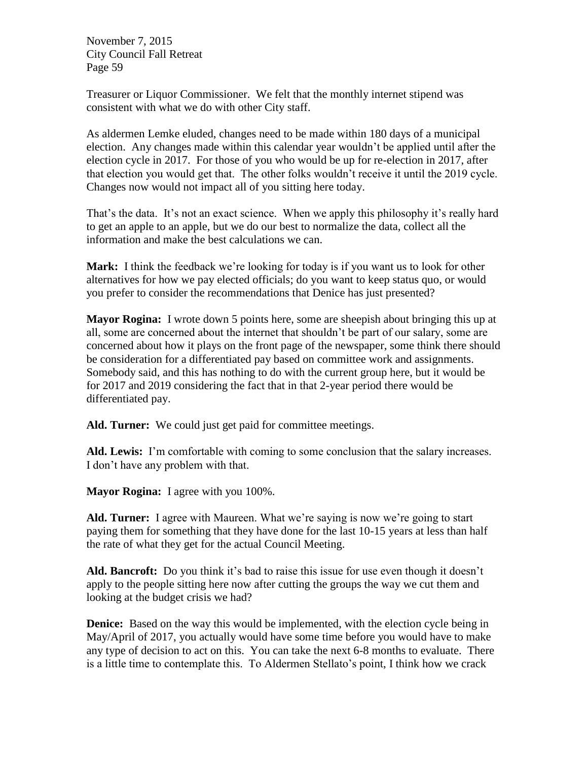Treasurer or Liquor Commissioner. We felt that the monthly internet stipend was consistent with what we do with other City staff.

As aldermen Lemke eluded, changes need to be made within 180 days of a municipal election. Any changes made within this calendar year wouldn't be applied until after the election cycle in 2017. For those of you who would be up for re-election in 2017, after that election you would get that. The other folks wouldn't receive it until the 2019 cycle. Changes now would not impact all of you sitting here today.

That's the data. It's not an exact science. When we apply this philosophy it's really hard to get an apple to an apple, but we do our best to normalize the data, collect all the information and make the best calculations we can.

**Mark:** I think the feedback we're looking for today is if you want us to look for other alternatives for how we pay elected officials; do you want to keep status quo, or would you prefer to consider the recommendations that Denice has just presented?

**Mayor Rogina:** I wrote down 5 points here, some are sheepish about bringing this up at all, some are concerned about the internet that shouldn't be part of our salary, some are concerned about how it plays on the front page of the newspaper, some think there should be consideration for a differentiated pay based on committee work and assignments. Somebody said, and this has nothing to do with the current group here, but it would be for 2017 and 2019 considering the fact that in that 2-year period there would be differentiated pay.

**Ald. Turner:** We could just get paid for committee meetings.

**Ald. Lewis:** I'm comfortable with coming to some conclusion that the salary increases. I don't have any problem with that.

**Mayor Rogina:** I agree with you 100%.

**Ald. Turner:** I agree with Maureen. What we're saying is now we're going to start paying them for something that they have done for the last 10-15 years at less than half the rate of what they get for the actual Council Meeting.

**Ald. Bancroft:** Do you think it's bad to raise this issue for use even though it doesn't apply to the people sitting here now after cutting the groups the way we cut them and looking at the budget crisis we had?

**Denice:** Based on the way this would be implemented, with the election cycle being in May/April of 2017, you actually would have some time before you would have to make any type of decision to act on this. You can take the next 6-8 months to evaluate. There is a little time to contemplate this. To Aldermen Stellato's point, I think how we crack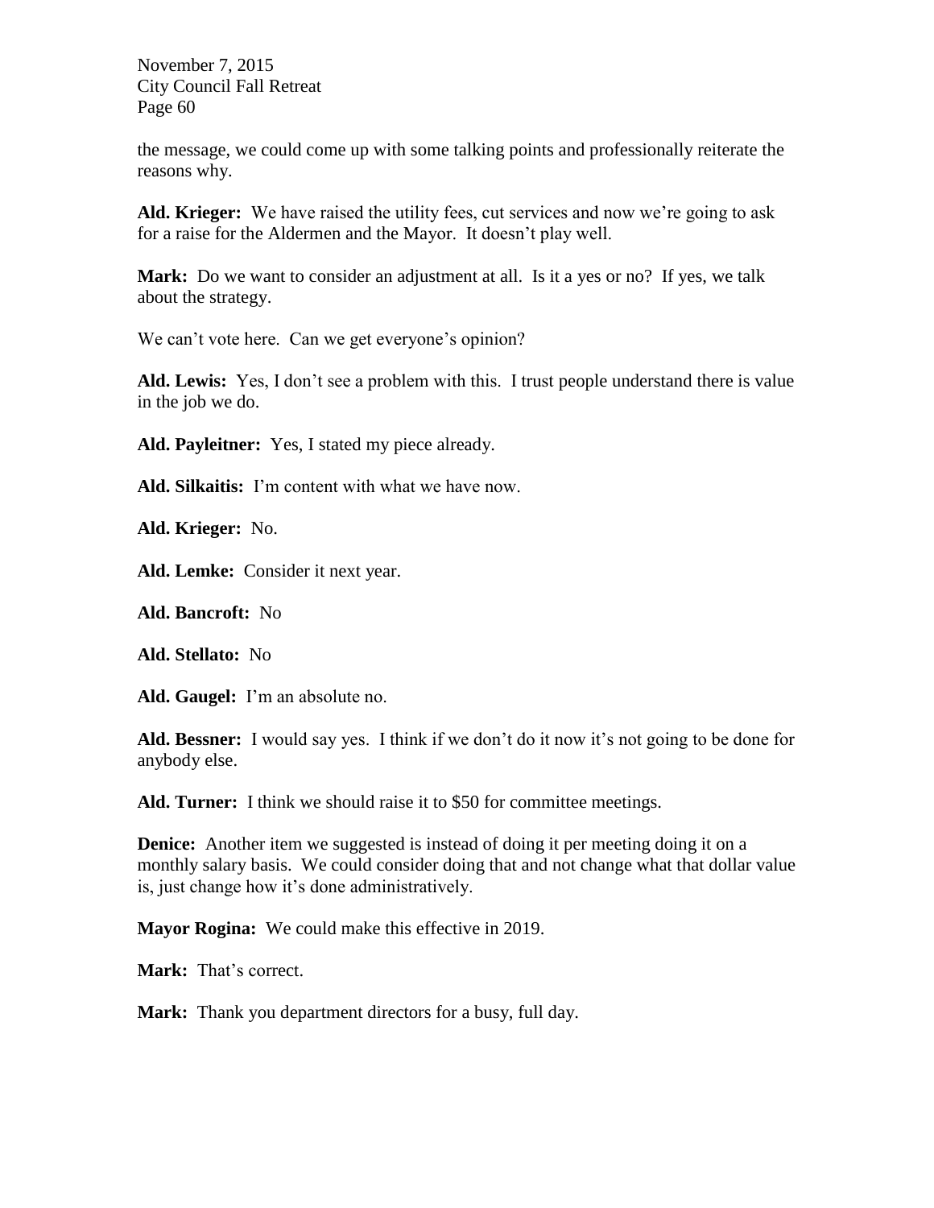the message, we could come up with some talking points and professionally reiterate the reasons why.

**Ald. Krieger:** We have raised the utility fees, cut services and now we're going to ask for a raise for the Aldermen and the Mayor. It doesn't play well.

**Mark:** Do we want to consider an adjustment at all. Is it a yes or no? If yes, we talk about the strategy.

We can't vote here. Can we get everyone's opinion?

**Ald. Lewis:** Yes, I don't see a problem with this. I trust people understand there is value in the job we do.

**Ald. Payleitner:** Yes, I stated my piece already.

**Ald. Silkaitis:** I'm content with what we have now.

**Ald. Krieger:** No.

**Ald. Lemke:** Consider it next year.

**Ald. Bancroft:** No

**Ald. Stellato:** No

**Ald. Gaugel:** I'm an absolute no.

**Ald. Bessner:** I would say yes. I think if we don't do it now it's not going to be done for anybody else.

**Ald. Turner:** I think we should raise it to $50 for committee meetings.

**Denice:** Another item we suggested is instead of doing it per meeting doing it on a monthly salary basis. We could consider doing that and not change what that dollar value is, just change how it's done administratively.

**Mayor Rogina:** We could make this effective in 2019.

**Mark:** That's correct.

**Mark:** Thank you department directors for a busy, full day.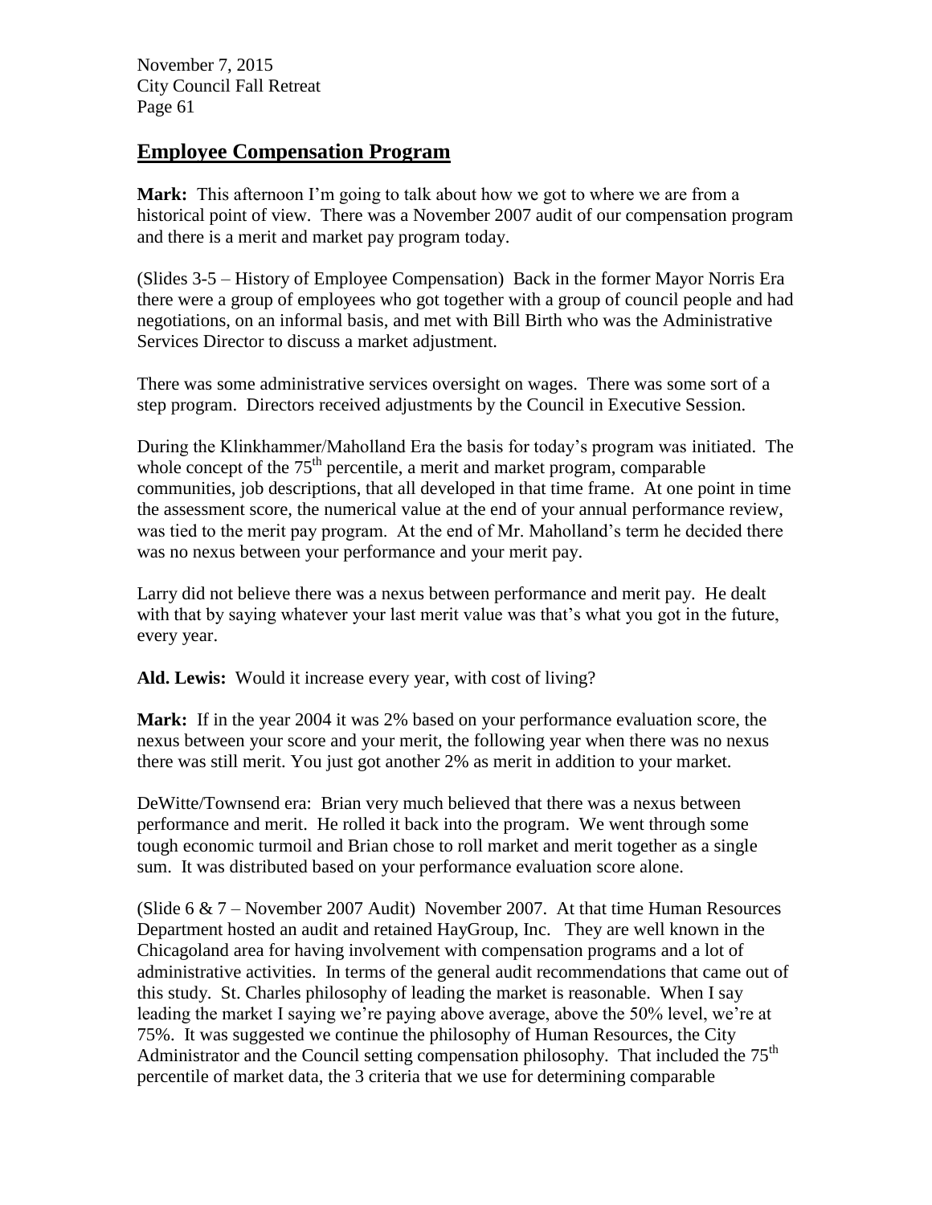## Employee Compensation Program

**Mark:** This afternoon I'm going to talk about how we got to where we are from a historical point of view. There was a November 2007 audit of our compensation program and there is a merit and market pay program today.

(Slides 3-5 – History of Employee Compensation) Back in the former Mayor Norris Era there were a group of employees who got together with a group of council people and had negotiations, on an informal basis, and met with Bill Birth who was the Administrative Services Director to discuss a market adjustment.

There was some administrative services oversight on wages. There was some sort of a step program. Directors received adjustments by the Council in Executive Session.

During the Klinkhammer/Maholland Era the basis for today's program was initiated. The whole concept of the 75th percentile, a merit and market program, comparable communities, job descriptions, that all developed in that time frame. At one point in time the assessment score, the numerical value at the end of your annual performance review, was tied to the merit pay program. At the end of Mr. Maholland's term he decided there was no nexus between your performance and your merit pay.

Larry did not believe there was a nexus between performance and merit pay. He dealt with that by saying whatever your last merit value was that's what you got in the future, every year.

**Ald. Lewis:** Would it increase every year, with cost of living?

**Mark:** If in the year 2004 it was 2% based on your performance evaluation score, the nexus between your score and your merit, the following year when there was no nexus there was still merit. You just got another 2% as merit in addition to your market.

DeWitte/Townsend era: Brian very much believed that there was a nexus between performance and merit. He rolled it back into the program. We went through some tough economic turmoil and Brian chose to roll market and merit together as a single sum. It was distributed based on your performance evaluation score alone.

(Slide 6 & 7 – November 2007 Audit) November 2007. At that time Human Resources Department hosted an audit and retained HayGroup, Inc. They are well known in the Chicagoland area for having involvement with compensation programs and a lot of administrative activities. In terms of the general audit recommendations that came out of this study. St. Charles philosophy of leading the market is reasonable. When I say leading the market I saying we're paying above average, above the 50% level, we're at 75%. It was suggested we continue the philosophy of Human Resources, the City Administrator and the Council setting compensation philosophy. That included the 75th percentile of market data, the 3 criteria that we use for determining comparable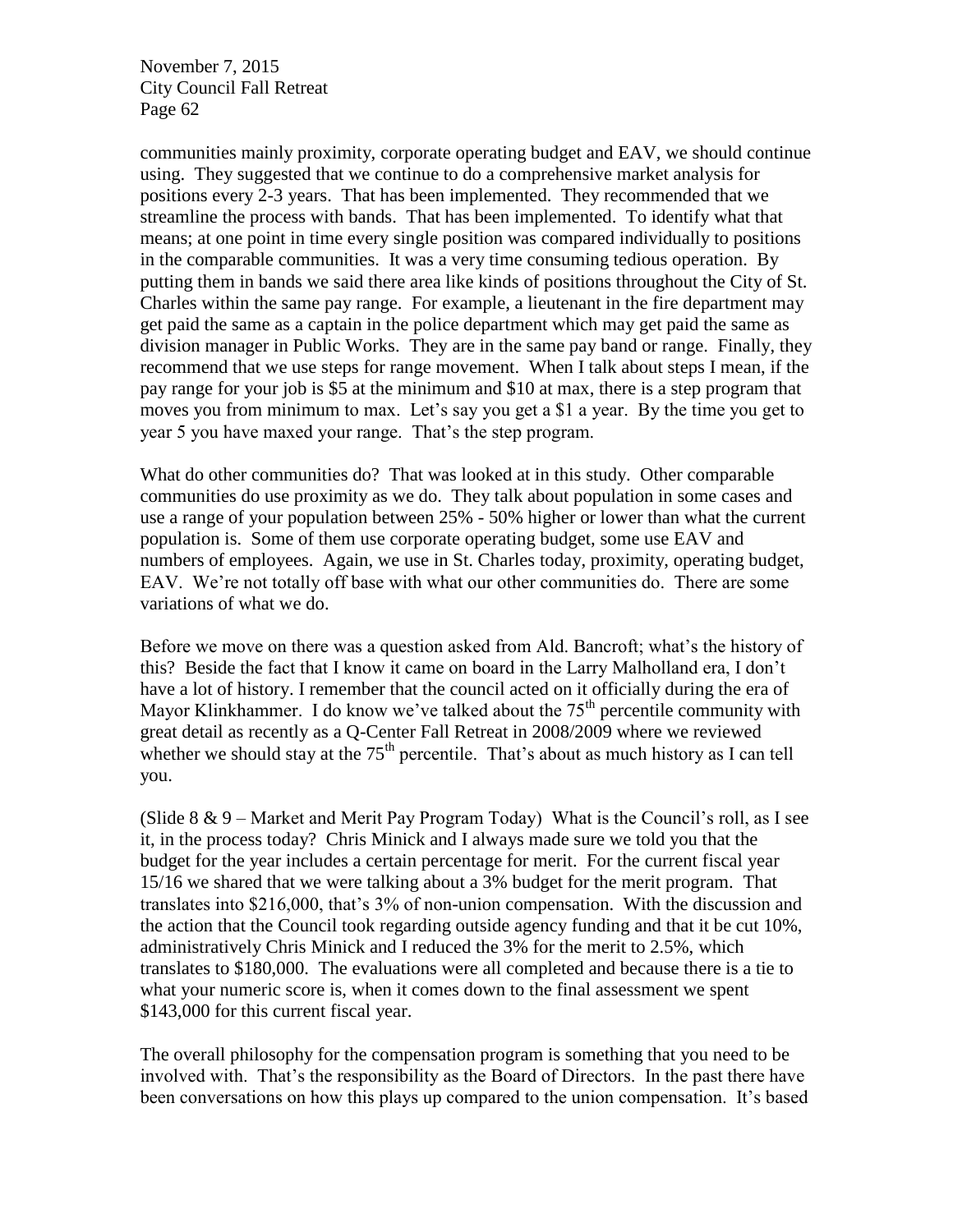communities mainly proximity, corporate operating budget and EAV, we should continue using. They suggested that we continue to do a comprehensive market analysis for positions every 2-3 years. That has been implemented. They recommended that we streamline the process with bands. That has been implemented. To identify what that means; at one point in time every single position was compared individually to positions in the comparable communities. It was a very time consuming tedious operation. By putting them in bands we said there area like kinds of positions throughout the City of St. Charles within the same pay range. For example, a lieutenant in the fire department may get paid the same as a captain in the police department which may get paid the same as division manager in Public Works. They are in the same pay band or range. Finally, they recommend that we use steps for range movement. When I talk about steps I mean, if the pay range for your job is $5 at the minimum and $10 at max, there is a step program that moves you from minimum to max. Let's say you get a $1 a year. By the time you get to year 5 you have maxed your range. That's the step program.

What do other communities do? That was looked at in this study. Other comparable communities do use proximity as we do. They talk about population in some cases and use a range of your population between 25% - 50% higher or lower than what the current population is. Some of them use corporate operating budget, some use EAV and numbers of employees. Again, we use in St. Charles today, proximity, operating budget, EAV. We're not totally off base with what our other communities do. There are some variations of what we do.

Before we move on there was a question asked from Ald. Bancroft; what's the history of this? Beside the fact that I know it came on board in the Larry Malholland era, I don't have a lot of history. I remember that the council acted on it officially during the era of Mayor Klinkhammer. I do know we've talked about the 75th percentile community with great detail as recently as a Q-Center Fall Retreat in 2008/2009 where we reviewed whether we should stay at the 75th percentile. That's about as much history as I can tell you.

(Slide 8 & 9 – Market and Merit Pay Program Today) What is the Council's roll, as I see it, in the process today? Chris Minick and I always made sure we told you that the budget for the year includes a certain percentage for merit. For the current fiscal year 15/16 we shared that we were talking about a 3% budget for the merit program. That translates into $216,000, that's 3% of non-union compensation. With the discussion and the action that the Council took regarding outside agency funding and that it be cut 10%, administratively Chris Minick and I reduced the 3% for the merit to 2.5%, which translates to $180,000. The evaluations were all completed and because there is a tie to what your numeric score is, when it comes down to the final assessment we spent $143,000 for this current fiscal year.

The overall philosophy for the compensation program is something that you need to be involved with. That's the responsibility as the Board of Directors. In the past there have been conversations on how this plays up compared to the union compensation. It's based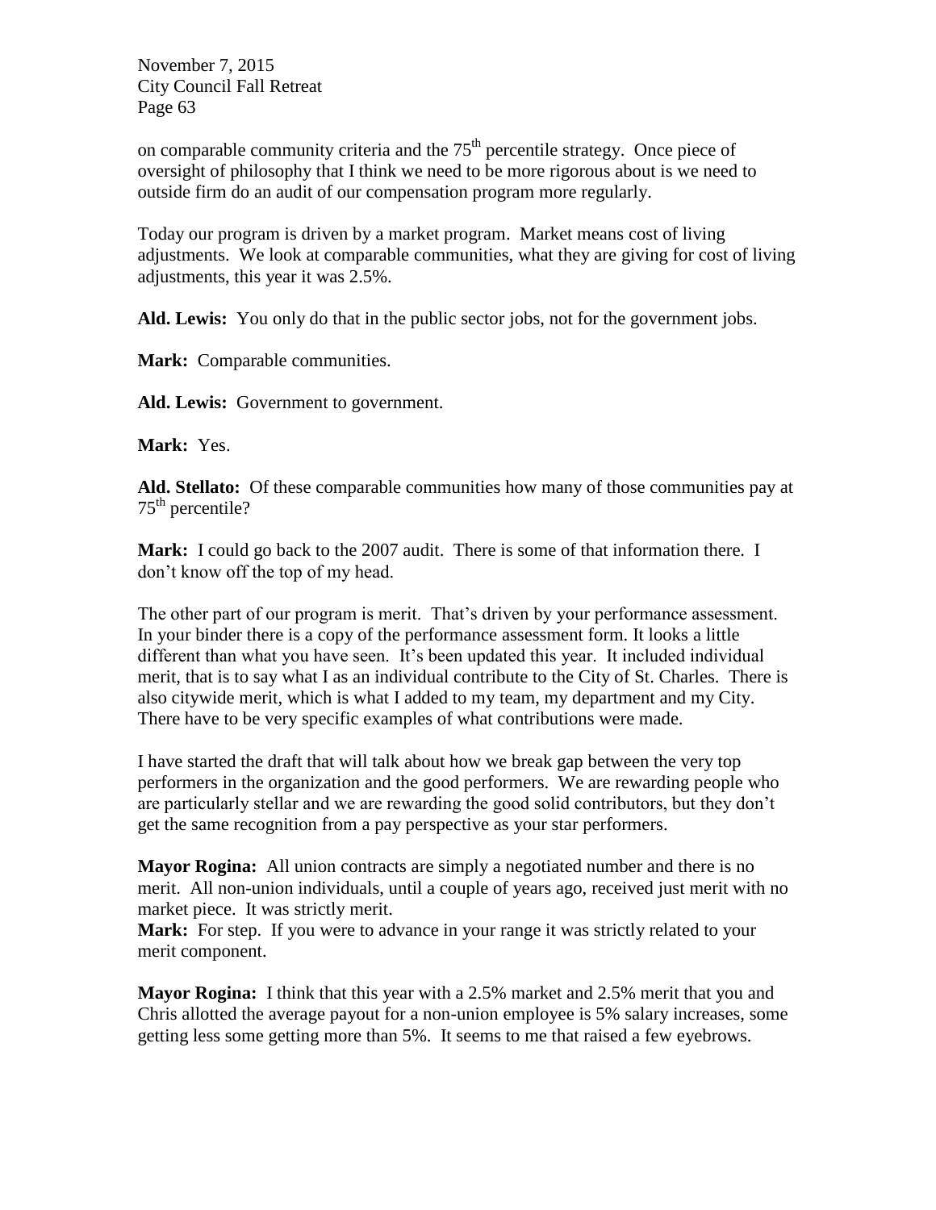on comparable community criteria and the $75^{th}$ percentile strategy. Once piece of oversight of philosophy that I think we need to be more rigorous about is we need to outside firm do an audit of our compensation program more regularly.

Today our program is driven by a market program. Market means cost of living adjustments. We look at comparable communities, what they are giving for cost of living adjustments, this year it was 2.5%.

**Ald. Lewis:** You only do that in the public sector jobs, not for the government jobs.

**Mark:** Comparable communities.

**Ald. Lewis:** Government to government.

**Mark:** Yes.

**Ald. Stellato:** Of these comparable communities how many of those communities pay at $75^{th}$ percentile?

**Mark:** I could go back to the 2007 audit. There is some of that information there. I don't know off the top of my head.

The other part of our program is merit. That's driven by your performance assessment. In your binder there is a copy of the performance assessment form. It looks a little different than what you have seen. It's been updated this year. It included individual merit, that is to say what I as an individual contribute to the City of St. Charles. There is also citywide merit, which is what I added to my team, my department and my City. There have to be very specific examples of what contributions were made.

I have started the draft that will talk about how we break gap between the very top performers in the organization and the good performers. We are rewarding people who are particularly stellar and we are rewarding the good solid contributors, but they don't get the same recognition from a pay perspective as your star performers.

**Mayor Rogina:** All union contracts are simply a negotiated number and there is no merit. All non-union individuals, until a couple of years ago, received just merit with no market piece. It was strictly merit.

**Mark:** For step. If you were to advance in your range it was strictly related to your merit component.

**Mayor Rogina:** I think that this year with a 2.5% market and 2.5% merit that you and Chris allotted the average payout for a non-union employee is 5% salary increases, some getting less some getting more than 5%. It seems to me that raised a few eyebrows.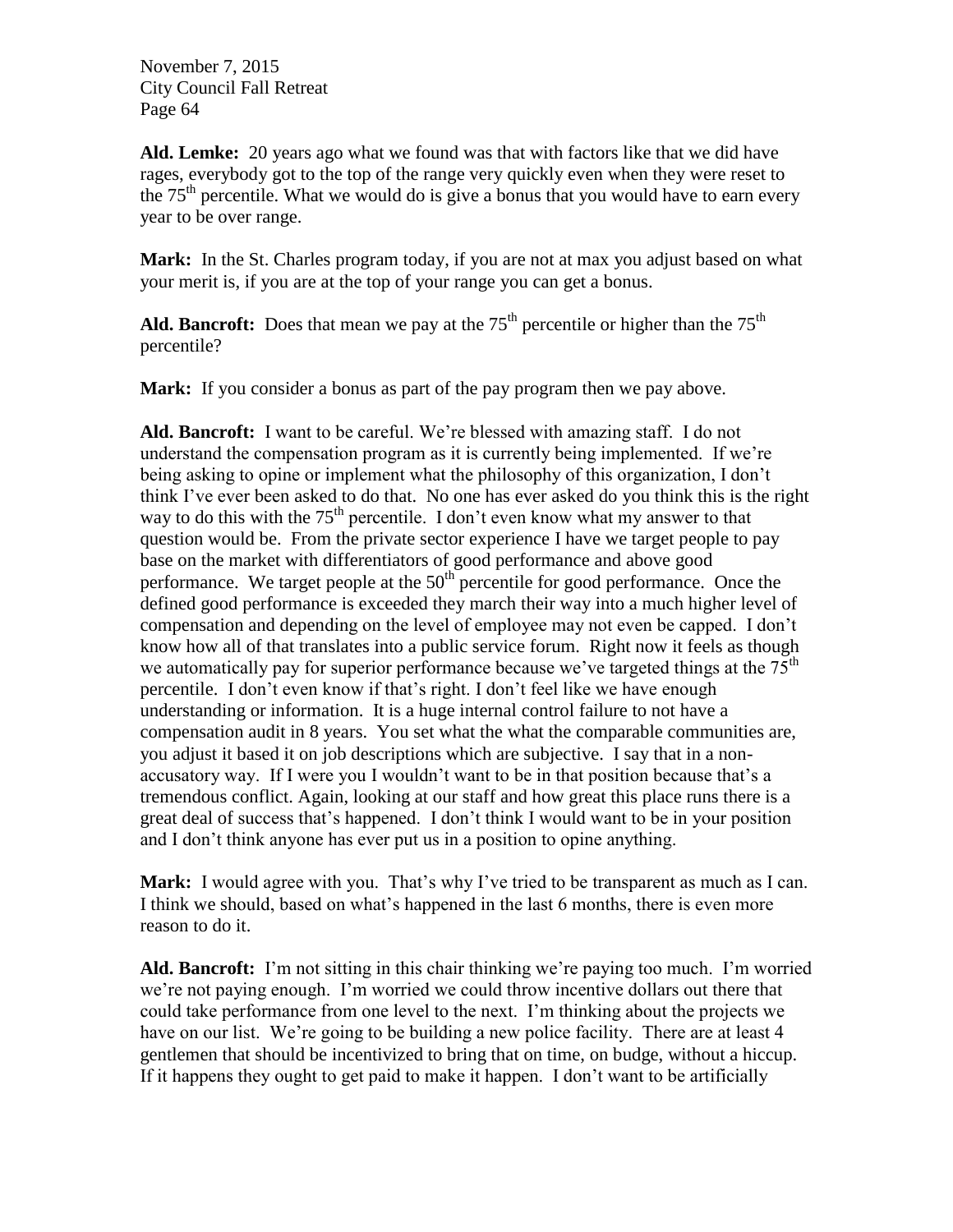**Ald. Lemke:** 20 years ago what we found was that with factors like that we did have rages, everybody got to the top of the range very quickly even when they were reset to the 75th percentile. What we would do is give a bonus that you would have to earn every year to be over range.

**Mark:** In the St. Charles program today, if you are not at max you adjust based on what your merit is, if you are at the top of your range you can get a bonus.

**Ald. Bancroft:** Does that mean we pay at the 75th percentile or higher than the 75th percentile?

**Mark:** If you consider a bonus as part of the pay program then we pay above.

**Ald. Bancroft:** I want to be careful. We're blessed with amazing staff. I do not understand the compensation program as it is currently being implemented. If we're being asking to opine or implement what the philosophy of this organization, I don't think I've ever been asked to do that. No one has ever asked do you think this is the right way to do this with the 75th percentile. I don't even know what my answer to that question would be. From the private sector experience I have we target people to pay base on the market with differentiators of good performance and above good performance. We target people at the 50th percentile for good performance. Once the defined good performance is exceeded they march their way into a much higher level of compensation and depending on the level of employee may not even be capped. I don't know how all of that translates into a public service forum. Right now it feels as though we automatically pay for superior performance because we've targeted things at the 75th percentile. I don't even know if that's right. I don't feel like we have enough understanding or information. It is a huge internal control failure to not have a compensation audit in 8 years. You set what the what the comparable communities are, you adjust it based it on job descriptions which are subjective. I say that in a non-accusatory way. If I were you I wouldn't want to be in that position because that's a tremendous conflict. Again, looking at our staff and how great this place runs there is a great deal of success that's happened. I don't think I would want to be in your position and I don't think anyone has ever put us in a position to opine anything.

**Mark:** I would agree with you. That's why I've tried to be transparent as much as I can. I think we should, based on what's happened in the last 6 months, there is even more reason to do it.

**Ald. Bancroft:** I'm not sitting in this chair thinking we're paying too much. I'm worried we're not paying enough. I'm worried we could throw incentive dollars out there that could take performance from one level to the next. I'm thinking about the projects we have on our list. We're going to be building a new police facility. There are at least 4 gentlemen that should be incentivized to bring that on time, on budge, without a hiccup. If it happens they ought to get paid to make it happen. I don't want to be artificially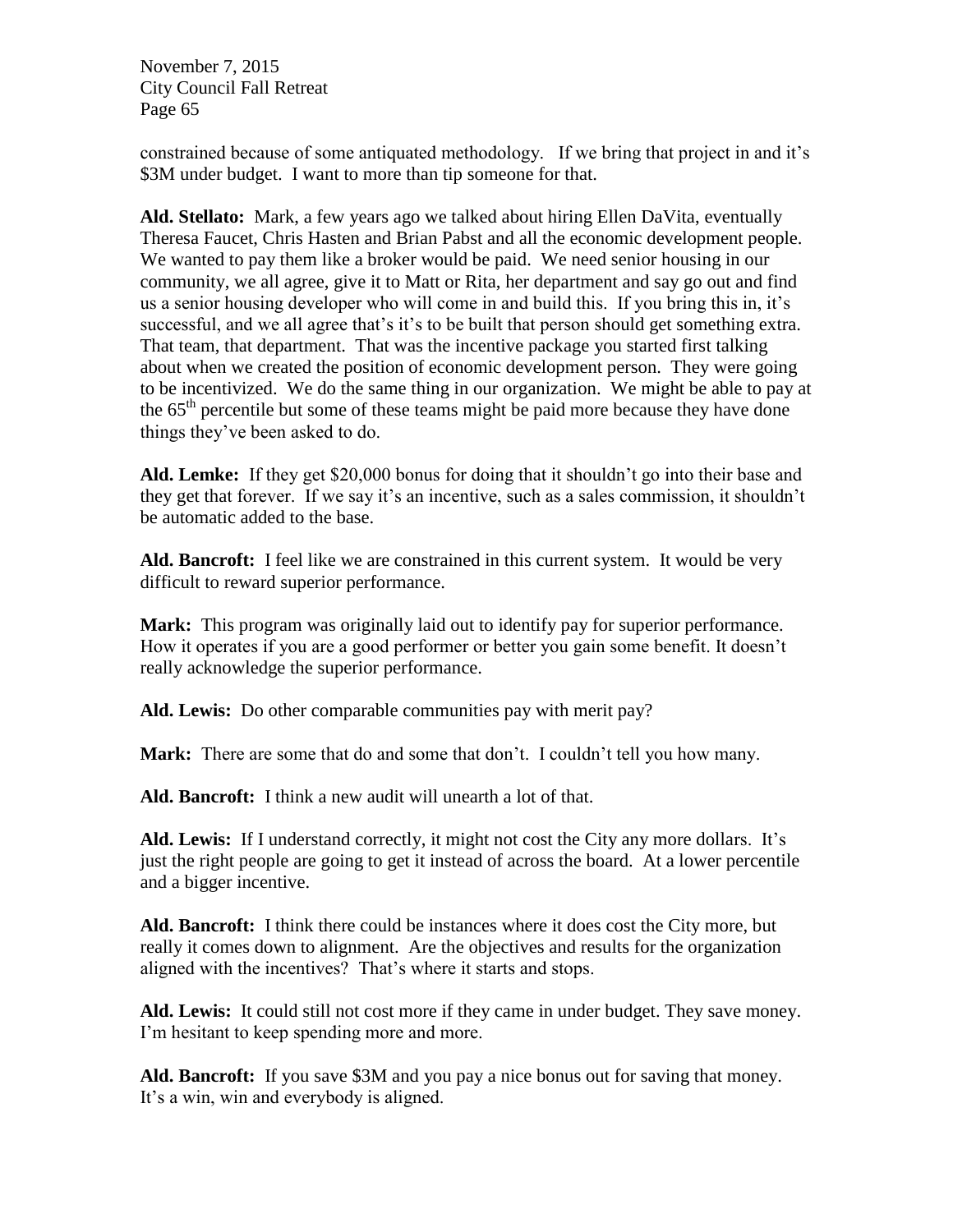constrained because of some antiquated methodology. If we bring that project in and it's $3M under budget. I want to more than tip someone for that.

**Ald. Stellato:** Mark, a few years ago we talked about hiring Ellen DaVita, eventually Theresa Faucet, Chris Hasten and Brian Pabst and all the economic development people. We wanted to pay them like a broker would be paid. We need senior housing in our community, we all agree, give it to Matt or Rita, her department and say go out and find us a senior housing developer who will come in and build this. If you bring this in, it's successful, and we all agree that's it's to be built that person should get something extra. That team, that department. That was the incentive package you started first talking about when we created the position of economic development person. They were going to be incentivized. We do the same thing in our organization. We might be able to pay at the 65th percentile but some of these teams might be paid more because they have done things they've been asked to do.

**Ald. Lemke:** If they get $20,000 bonus for doing that it shouldn't go into their base and they get that forever. If we say it's an incentive, such as a sales commission, it shouldn't be automatic added to the base.

**Ald. Bancroft:** I feel like we are constrained in this current system. It would be very difficult to reward superior performance.

**Mark:** This program was originally laid out to identify pay for superior performance. How it operates if you are a good performer or better you gain some benefit. It doesn't really acknowledge the superior performance.

**Ald. Lewis:** Do other comparable communities pay with merit pay?

**Mark:** There are some that do and some that don't. I couldn't tell you how many.

**Ald. Bancroft:** I think a new audit will unearth a lot of that.

**Ald. Lewis:** If I understand correctly, it might not cost the City any more dollars. It's just the right people are going to get it instead of across the board. At a lower percentile and a bigger incentive.

**Ald. Bancroft:** I think there could be instances where it does cost the City more, but really it comes down to alignment. Are the objectives and results for the organization aligned with the incentives? That's where it starts and stops.

**Ald. Lewis:** It could still not cost more if they came in under budget. They save money. I'm hesitant to keep spending more and more.

**Ald. Bancroft:** If you save $3M and you pay a nice bonus out for saving that money. It's a win, win and everybody is aligned.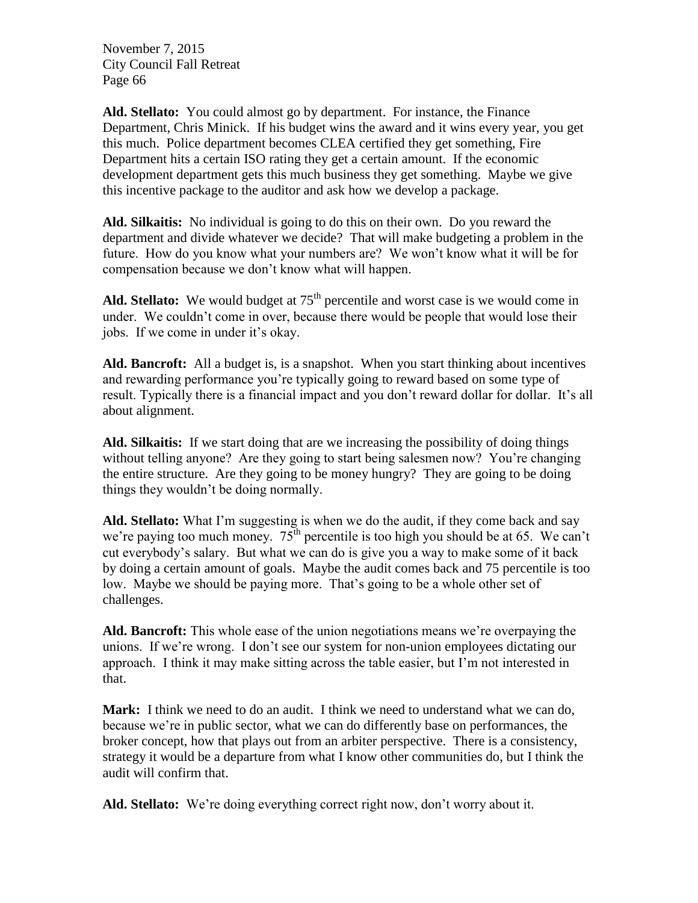**Ald. Stellato:** You could almost go by department. For instance, the Finance Department, Chris Minick. If his budget wins the award and it wins every year, you get this much. Police department becomes CLEA certified they get something, Fire Department hits a certain ISO rating they get a certain amount. If the economic development department gets this much business they get something. Maybe we give this incentive package to the auditor and ask how we develop a package.

**Ald. Silkaitis:** No individual is going to do this on their own. Do you reward the department and divide whatever we decide? That will make budgeting a problem in the future. How do you know what your numbers are? We won't know what it will be for compensation because we don't know what will happen.

**Ald. Stellato:** We would budget at 75th percentile and worst case is we would come in under. We couldn't come in over, because there would be people that would lose their jobs. If we come in under it's okay.

**Ald. Bancroft:** All a budget is, is a snapshot. When you start thinking about incentives and rewarding performance you're typically going to reward based on some type of result. Typically there is a financial impact and you don't reward dollar for dollar. It's all about alignment.

**Ald. Silkaitis:** If we start doing that are we increasing the possibility of doing things without telling anyone? Are they going to start being salesmen now? You're changing the entire structure. Are they going to be money hungry? They are going to be doing things they wouldn't be doing normally.

**Ald. Stellato:** What I'm suggesting is when we do the audit, if they come back and say we're paying too much money. 75th percentile is too high you should be at 65. We can't cut everybody's salary. But what we can do is give you a way to make some of it back by doing a certain amount of goals. Maybe the audit comes back and 75 percentile is too low. Maybe we should be paying more. That's going to be a whole other set of challenges.

**Ald. Bancroft:** This whole ease of the union negotiations means we're overpaying the unions. If we're wrong. I don't see our system for non-union employees dictating our approach. I think it may make sitting across the table easier, but I'm not interested in that.

**Mark:** I think we need to do an audit. I think we need to understand what we can do, because we're in public sector, what we can do differently base on performances, the broker concept, how that plays out from an arbiter perspective. There is a consistency, strategy it would be a departure from what I know other communities do, but I think the audit will confirm that.

**Ald. Stellato:** We're doing everything correct right now, don't worry about it.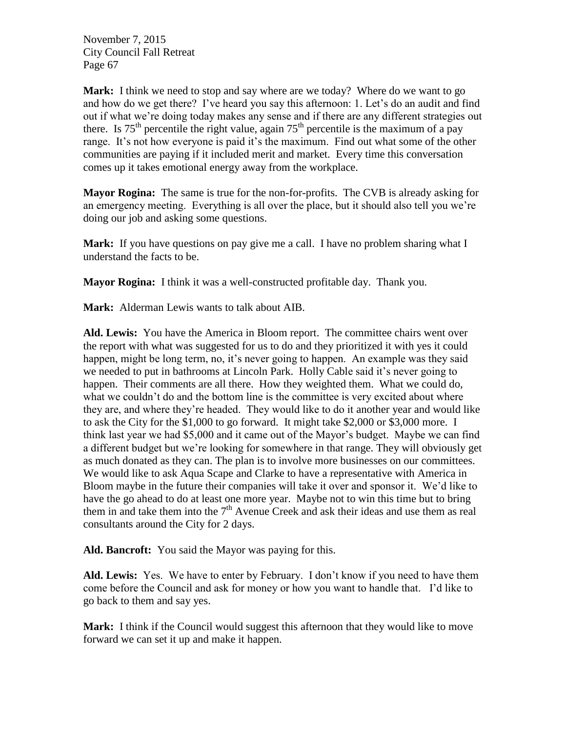**Mark:** I think we need to stop and say where are we today? Where do we want to go and how do we get there? I've heard you say this afternoon: 1. Let's do an audit and find out if what we're doing today makes any sense and if there are any different strategies out there. Is 75th percentile the right value, again 75th percentile is the maximum of a pay range. It's not how everyone is paid it's the maximum. Find out what some of the other communities are paying if it included merit and market. Every time this conversation comes up it takes emotional energy away from the workplace.

**Mayor Rogina:** The same is true for the non-for-profits. The CVB is already asking for an emergency meeting. Everything is all over the place, but it should also tell you we're doing our job and asking some questions.

**Mark:** If you have questions on pay give me a call. I have no problem sharing what I understand the facts to be.

**Mayor Rogina:** I think it was a well-constructed profitable day. Thank you.

**Mark:** Alderman Lewis wants to talk about AIB.

**Ald. Lewis:** You have the America in Bloom report. The committee chairs went over the report with what was suggested for us to do and they prioritized it with yes it could happen, might be long term, no, it's never going to happen. An example was they said we needed to put in bathrooms at Lincoln Park. Holly Cable said it's never going to happen. Their comments are all there. How they weighted them. What we could do, what we couldn't do and the bottom line is the committee is very excited about where they are, and where they're headed. They would like to do it another year and would like to ask the City for the $1,000 to go forward. It might take $2,000 or $3,000 more. I think last year we had $5,000 and it came out of the Mayor's budget. Maybe we can find a different budget but we're looking for somewhere in that range. They will obviously get as much donated as they can. The plan is to involve more businesses on our committees. We would like to ask Aqua Scape and Clarke to have a representative with America in Bloom maybe in the future their companies will take it over and sponsor it. We'd like to have the go ahead to do at least one more year. Maybe not to win this time but to bring them in and take them into the 7th Avenue Creek and ask their ideas and use them as real consultants around the City for 2 days.

**Ald. Bancroft:** You said the Mayor was paying for this.

**Ald. Lewis:** Yes. We have to enter by February. I don't know if you need to have them come before the Council and ask for money or how you want to handle that. I'd like to go back to them and say yes.

**Mark:** I think if the Council would suggest this afternoon that they would like to move forward we can set it up and make it happen.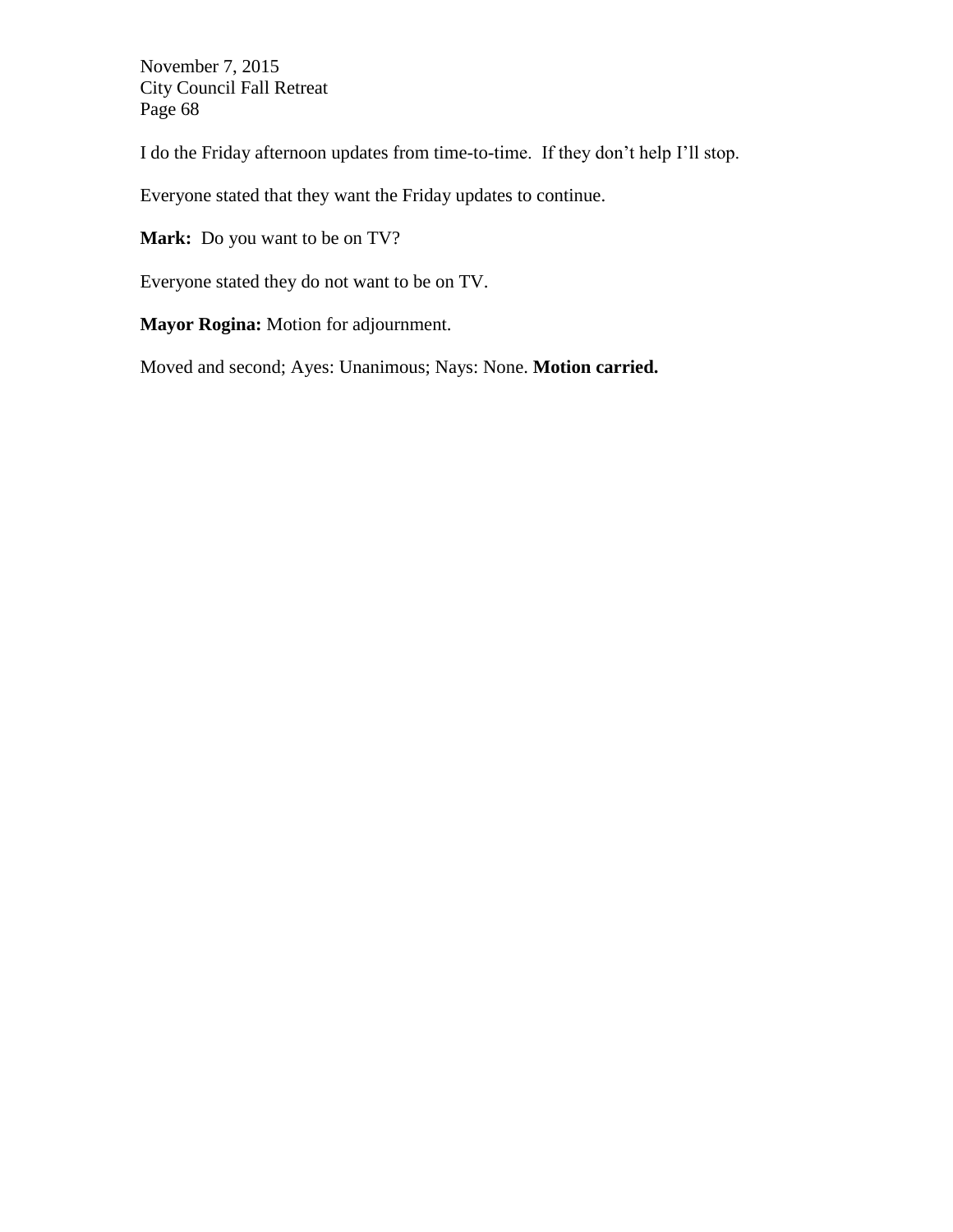I do the Friday afternoon updates from time-to-time. If they don't help I'll stop.

Everyone stated that they want the Friday updates to continue.

**Mark:** Do you want to be on TV?

Everyone stated they do not want to be on TV.

**Mayor Rogina:** Motion for adjournment.

Moved and second; Ayes: Unanimous; Nays: None. **Motion carried.**